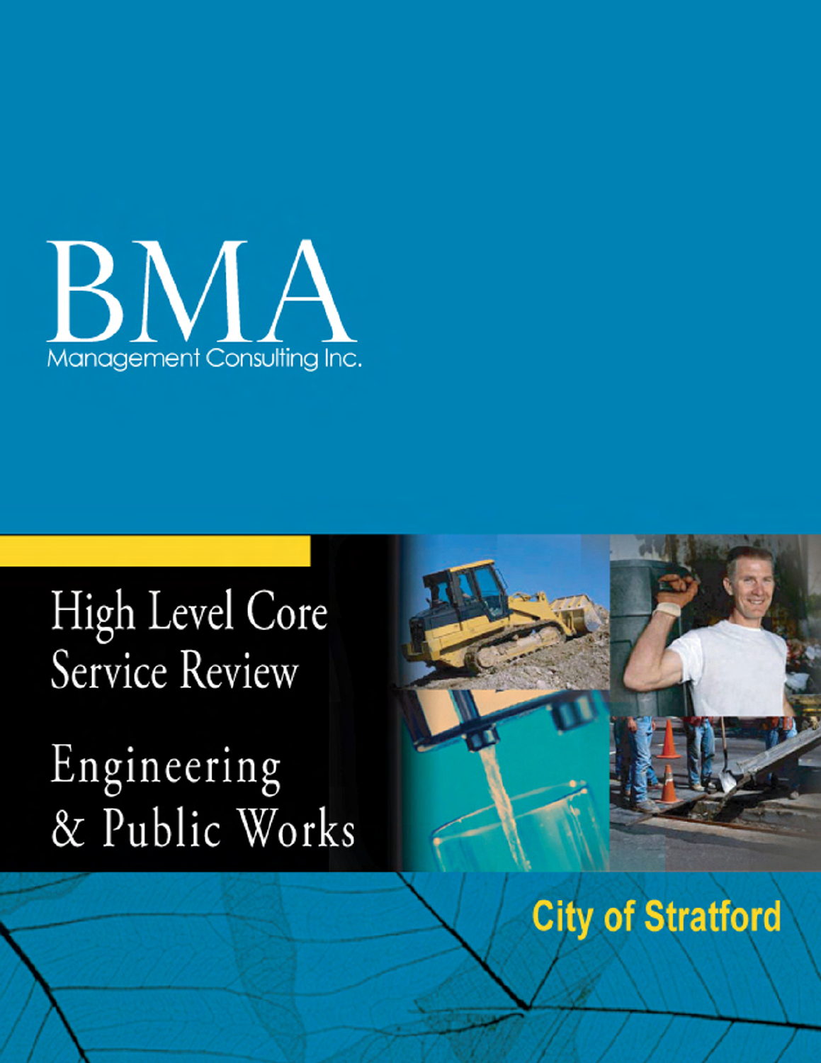# BMA

Management Consulting Inc.

# High Level Core Service Review

# Engineering & Public Works

City of Stratford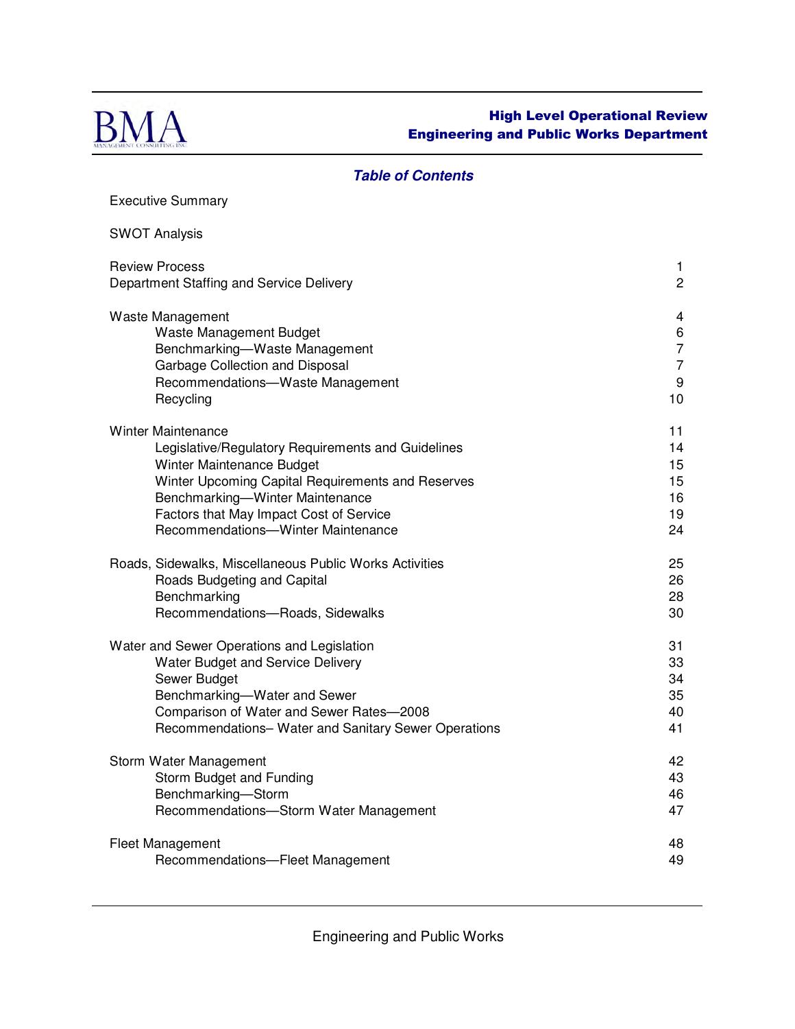## Table of Contents

| | |
|---|---|
| Executive Summary | |
| SWOT Analysis | |
| Review Process | 1 |
| Department Staffing and Service Delivery | 2 |
| Waste Management | 4 |
| Waste Management Budget | 6 |
| Benchmarking—Waste Management | 7 |
| Garbage Collection and Disposal | 7 |
| Recommendations—Waste Management | 9 |
| Recycling | 10 |
| Winter Maintenance | 11 |
| Legislative/Regulatory Requirements and Guidelines | 14 |
| Winter Maintenance Budget | 15 |
| Winter Upcoming Capital Requirements and Reserves | 15 |
| Benchmarking—Winter Maintenance | 16 |
| Factors that May Impact Cost of Service | 19 |
| Recommendations—Winter Maintenance | 24 |
| Roads, Sidewalks, Miscellaneous Public Works Activities | 25 |
| Roads Budgeting and Capital | 26 |
| Benchmarking | 28 |
| Recommendations—Roads, Sidewalks | 30 |
| Water and Sewer Operations and Legislation | 31 |
| Water Budget and Service Delivery | 33 |
| Sewer Budget | 34 |
| Benchmarking—Water and Sewer | 35 |
| Comparison of Water and Sewer Rates—2008 | 40 |
| Recommendations– Water and Sanitary Sewer Operations | 41 |
| Storm Water Management | 42 |
| Storm Budget and Funding | 43 |
| Benchmarking—Storm | 46 |
| Recommendations—Storm Water Management | 47 |
| Fleet Management | 48 |
| Recommendations—Fleet Management | 49 |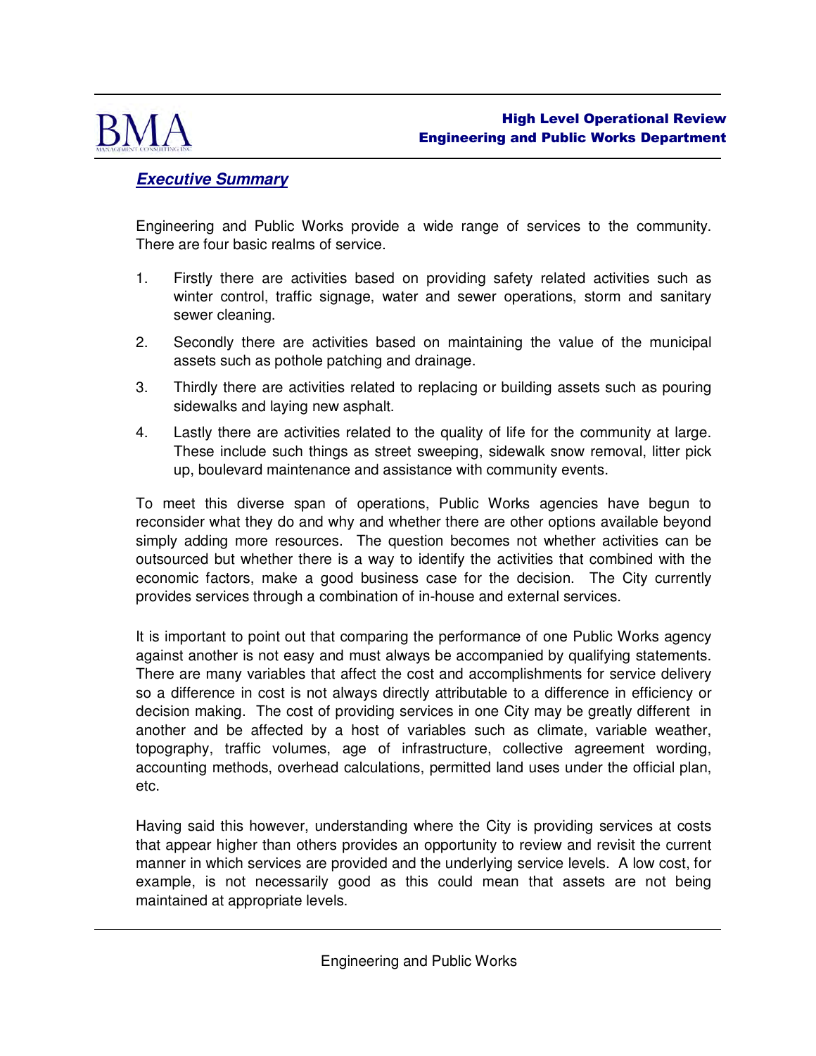## *Executive Summary*

Engineering and Public Works provide a wide range of services to the community. There are four basic realms of service.

1. Firstly there are activities based on providing safety related activities such as winter control, traffic signage, water and sewer operations, storm and sanitary sewer cleaning.
2. Secondly there are activities based on maintaining the value of the municipal assets such as pothole patching and drainage.
3. Thirdly there are activities related to replacing or building assets such as pouring sidewalks and laying new asphalt.
4. Lastly there are activities related to the quality of life for the community at large. These include such things as street sweeping, sidewalk snow removal, litter pick up, boulevard maintenance and assistance with community events.

To meet this diverse span of operations, Public Works agencies have begun to reconsider what they do and why and whether there are other options available beyond simply adding more resources. The question becomes not whether activities can be outsourced but whether there is a way to identify the activities that combined with the economic factors, make a good business case for the decision. The City currently provides services through a combination of in-house and external services.

It is important to point out that comparing the performance of one Public Works agency against another is not easy and must always be accompanied by qualifying statements. There are many variables that affect the cost and accomplishments for service delivery so a difference in cost is not always directly attributable to a difference in efficiency or decision making. The cost of providing services in one City may be greatly different in another and be affected by a host of variables such as climate, variable weather, topography, traffic volumes, age of infrastructure, collective agreement wording, accounting methods, overhead calculations, permitted land uses under the official plan, etc.

Having said this however, understanding where the City is providing services at costs that appear higher than others provides an opportunity to review and revisit the current manner in which services are provided and the underlying service levels. A low cost, for example, is not necessarily good as this could mean that assets are not being maintained at appropriate levels.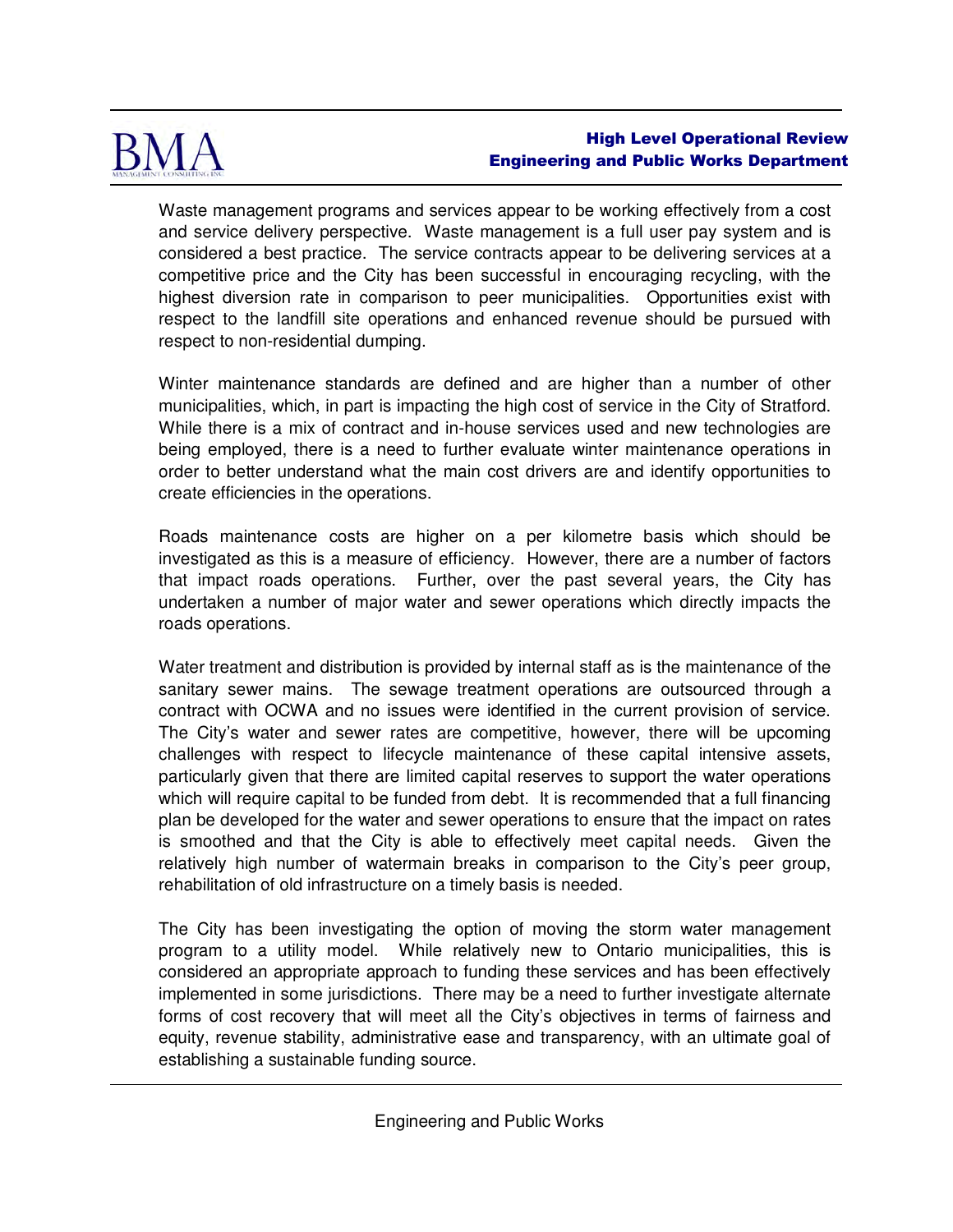Waste management programs and services appear to be working effectively from a cost and service delivery perspective. Waste management is a full user pay system and is considered a best practice. The service contracts appear to be delivering services at a competitive price and the City has been successful in encouraging recycling, with the highest diversion rate in comparison to peer municipalities. Opportunities exist with respect to the landfill site operations and enhanced revenue should be pursued with respect to non-residential dumping.

Winter maintenance standards are defined and are higher than a number of other municipalities, which, in part is impacting the high cost of service in the City of Stratford. While there is a mix of contract and in-house services used and new technologies are being employed, there is a need to further evaluate winter maintenance operations in order to better understand what the main cost drivers are and identify opportunities to create efficiencies in the operations.

Roads maintenance costs are higher on a per kilometre basis which should be investigated as this is a measure of efficiency. However, there are a number of factors that impact roads operations. Further, over the past several years, the City has undertaken a number of major water and sewer operations which directly impacts the roads operations.

Water treatment and distribution is provided by internal staff as is the maintenance of the sanitary sewer mains. The sewage treatment operations are outsourced through a contract with OCWA and no issues were identified in the current provision of service. The City's water and sewer rates are competitive, however, there will be upcoming challenges with respect to lifecycle maintenance of these capital intensive assets, particularly given that there are limited capital reserves to support the water operations which will require capital to be funded from debt. It is recommended that a full financing plan be developed for the water and sewer operations to ensure that the impact on rates is smoothed and that the City is able to effectively meet capital needs. Given the relatively high number of watermain breaks in comparison to the City's peer group, rehabilitation of old infrastructure on a timely basis is needed.

The City has been investigating the option of moving the storm water management program to a utility model. While relatively new to Ontario municipalities, this is considered an appropriate approach to funding these services and has been effectively implemented in some jurisdictions. There may be a need to further investigate alternate forms of cost recovery that will meet all the City's objectives in terms of fairness and equity, revenue stability, administrative ease and transparency, with an ultimate goal of establishing a sustainable funding source.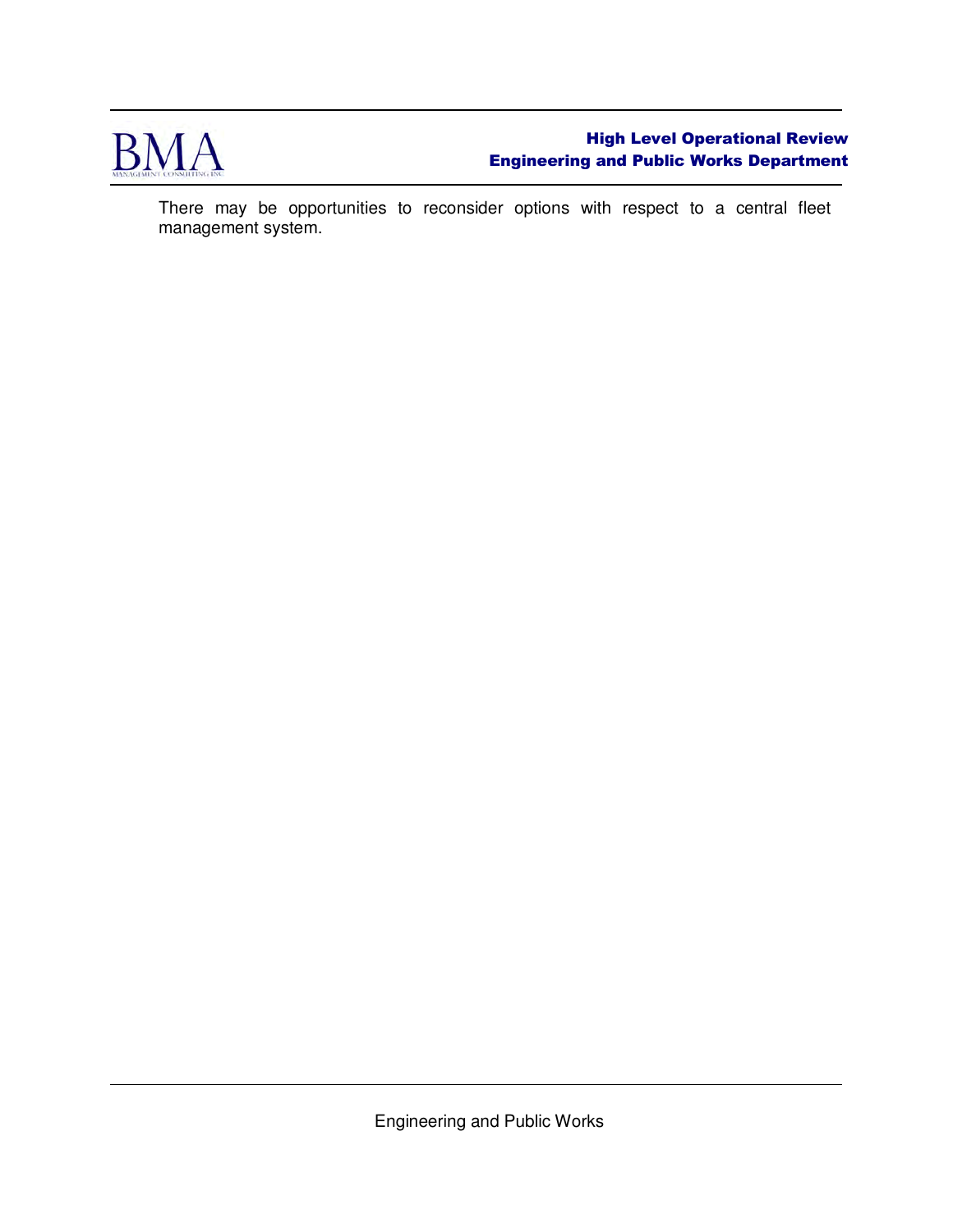There may be opportunities to reconsider options with respect to a central fleet management system.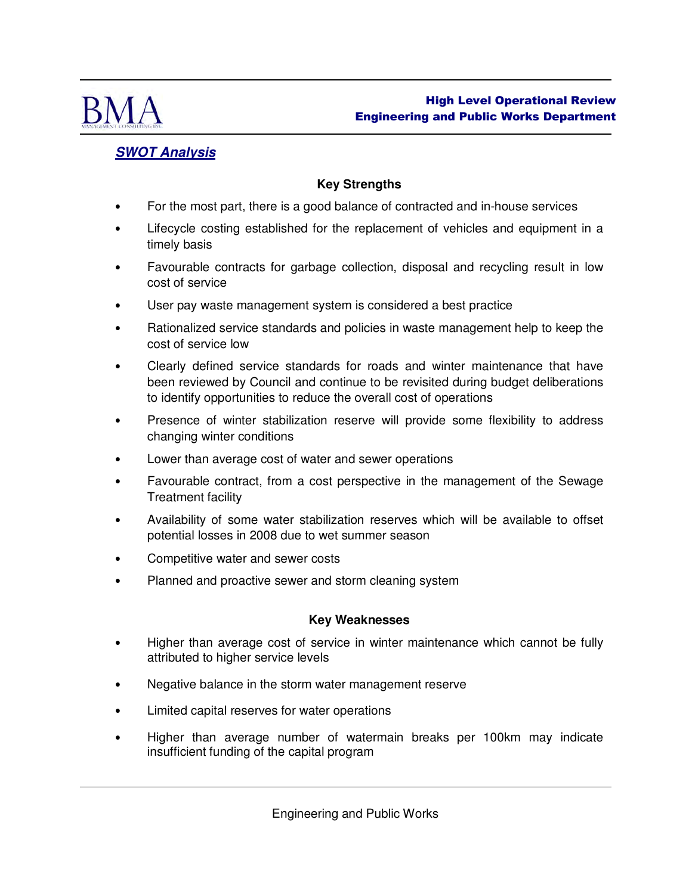## SWOT Analysis

### Key Strengths

- For the most part, there is a good balance of contracted and in-house services
- Lifecycle costing established for the replacement of vehicles and equipment in a timely basis
- Favourable contracts for garbage collection, disposal and recycling result in low cost of service
- User pay waste management system is considered a best practice
- Rationalized service standards and policies in waste management help to keep the cost of service low
- Clearly defined service standards for roads and winter maintenance that have been reviewed by Council and continue to be revisited during budget deliberations to identify opportunities to reduce the overall cost of operations
- Presence of winter stabilization reserve will provide some flexibility to address changing winter conditions
- Lower than average cost of water and sewer operations
- Favourable contract, from a cost perspective in the management of the Sewage Treatment facility
- Availability of some water stabilization reserves which will be available to offset potential losses in 2008 due to wet summer season
- Competitive water and sewer costs
- Planned and proactive sewer and storm cleaning system

### Key Weaknesses

- Higher than average cost of service in winter maintenance which cannot be fully attributed to higher service levels
- Negative balance in the storm water management reserve
- Limited capital reserves for water operations
- Higher than average number of watermain breaks per 100km may indicate insufficient funding of the capital program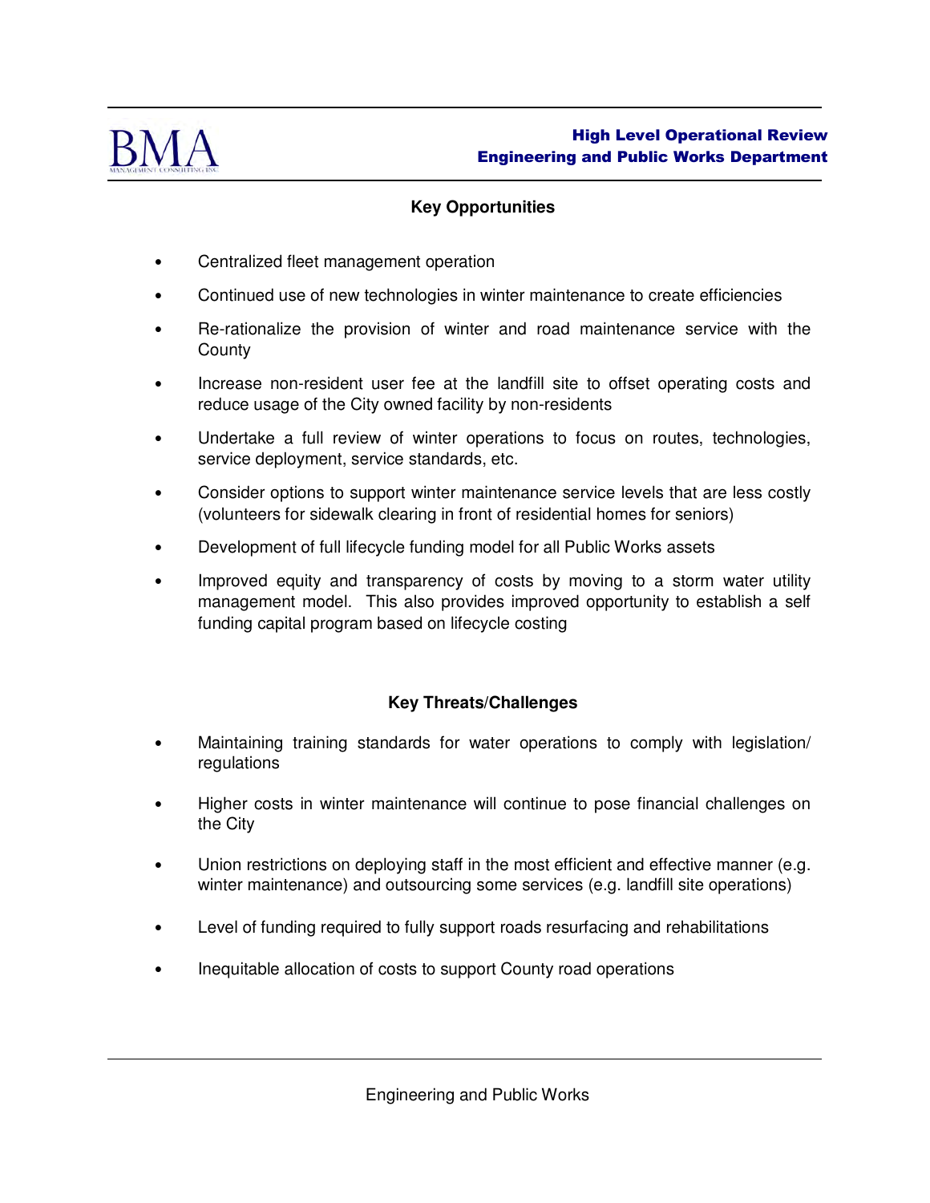## Key Opportunities

- Centralized fleet management operation
- Continued use of new technologies in winter maintenance to create efficiencies
- Re-rationalize the provision of winter and road maintenance service with the County
- Increase non-resident user fee at the landfill site to offset operating costs and reduce usage of the City owned facility by non-residents
- Undertake a full review of winter operations to focus on routes, technologies, service deployment, service standards, etc.
- Consider options to support winter maintenance service levels that are less costly (volunteers for sidewalk clearing in front of residential homes for seniors)
- Development of full lifecycle funding model for all Public Works assets
- Improved equity and transparency of costs by moving to a storm water utility management model. This also provides improved opportunity to establish a self funding capital program based on lifecycle costing

## Key Threats/Challenges

- Maintaining training standards for water operations to comply with legislation/ regulations
- Higher costs in winter maintenance will continue to pose financial challenges on the City
- Union restrictions on deploying staff in the most efficient and effective manner (e.g. winter maintenance) and outsourcing some services (e.g. landfill site operations)
- Level of funding required to fully support roads resurfacing and rehabilitations
- Inequitable allocation of costs to support County road operations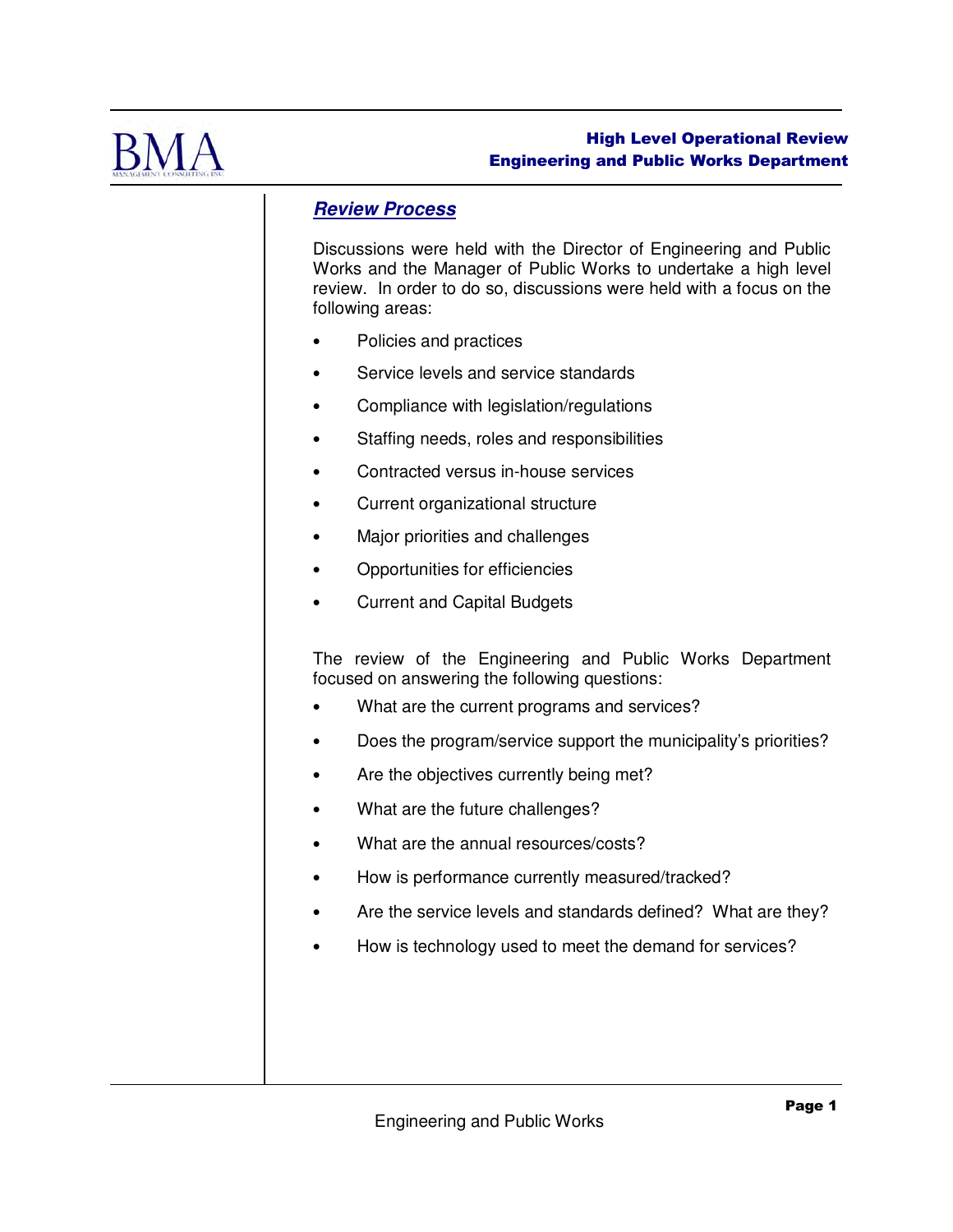## Review Process

Discussions were held with the Director of Engineering and Public Works and the Manager of Public Works to undertake a high level review. In order to do so, discussions were held with a focus on the following areas:

- Policies and practices
- Service levels and service standards
- Compliance with legislation/regulations
- Staffing needs, roles and responsibilities
- Contracted versus in-house services
- Current organizational structure
- Major priorities and challenges
- Opportunities for efficiencies
- Current and Capital Budgets

The review of the Engineering and Public Works Department focused on answering the following questions:

- What are the current programs and services?
- Does the program/service support the municipality's priorities?
- Are the objectives currently being met?
- What are the future challenges?
- What are the annual resources/costs?
- How is performance currently measured/tracked?
- Are the service levels and standards defined? What are they?
- How is technology used to meet the demand for services?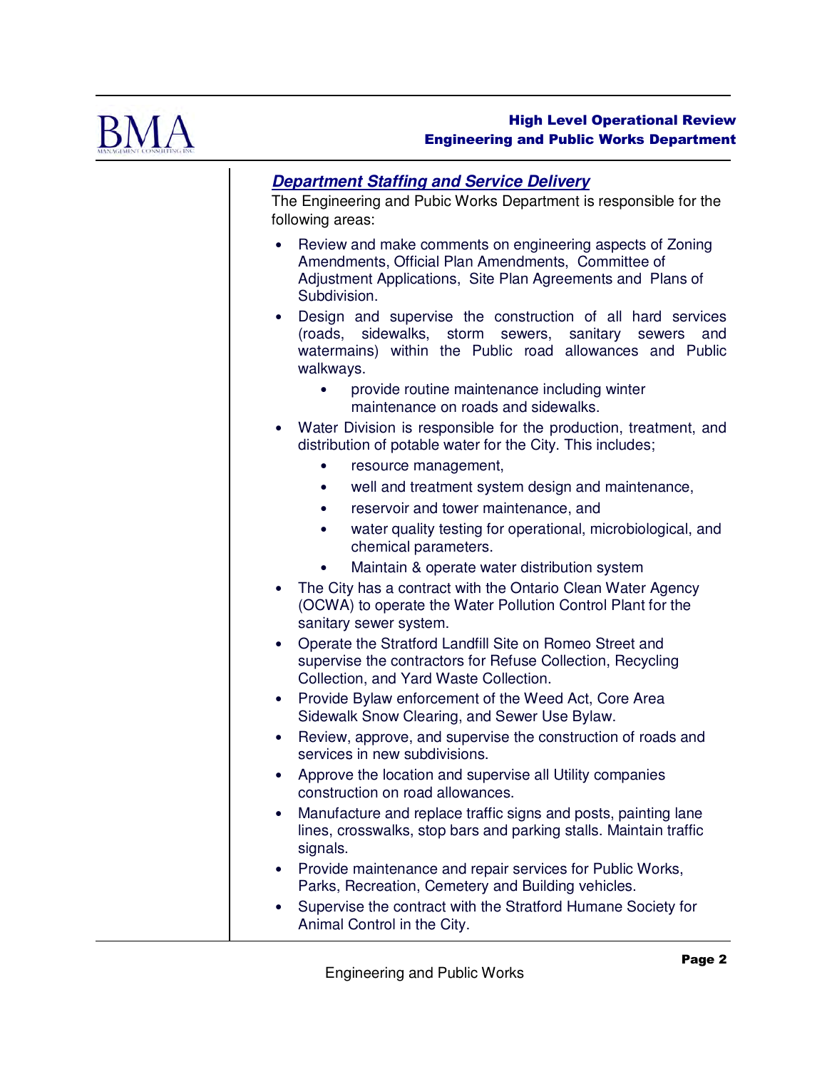## *Department Staffing and Service Delivery*

The Engineering and Pubic Works Department is responsible for the following areas:

- Review and make comments on engineering aspects of Zoning Amendments, Official Plan Amendments, Committee of Adjustment Applications, Site Plan Agreements and Plans of Subdivision.
- Design and supervise the construction of all hard services (roads, sidewalks, storm sewers, sanitary sewers and watermains) within the Public road allowances and Public walkways.
    - provide routine maintenance including winter maintenance on roads and sidewalks.
- Water Division is responsible for the production, treatment, and distribution of potable water for the City. This includes;
    - resource management,
    - well and treatment system design and maintenance,
    - reservoir and tower maintenance, and
    - water quality testing for operational, microbiological, and chemical parameters.
    - Maintain & operate water distribution system
- The City has a contract with the Ontario Clean Water Agency (OCWA) to operate the Water Pollution Control Plant for the sanitary sewer system.
- Operate the Stratford Landfill Site on Romeo Street and supervise the contractors for Refuse Collection, Recycling Collection, and Yard Waste Collection.
- Provide Bylaw enforcement of the Weed Act, Core Area Sidewalk Snow Clearing, and Sewer Use Bylaw.
- Review, approve, and supervise the construction of roads and services in new subdivisions.
- Approve the location and supervise all Utility companies construction on road allowances.
- Manufacture and replace traffic signs and posts, painting lane lines, crosswalks, stop bars and parking stalls. Maintain traffic signals.
- Provide maintenance and repair services for Public Works, Parks, Recreation, Cemetery and Building vehicles.
- Supervise the contract with the Stratford Humane Society for Animal Control in the City.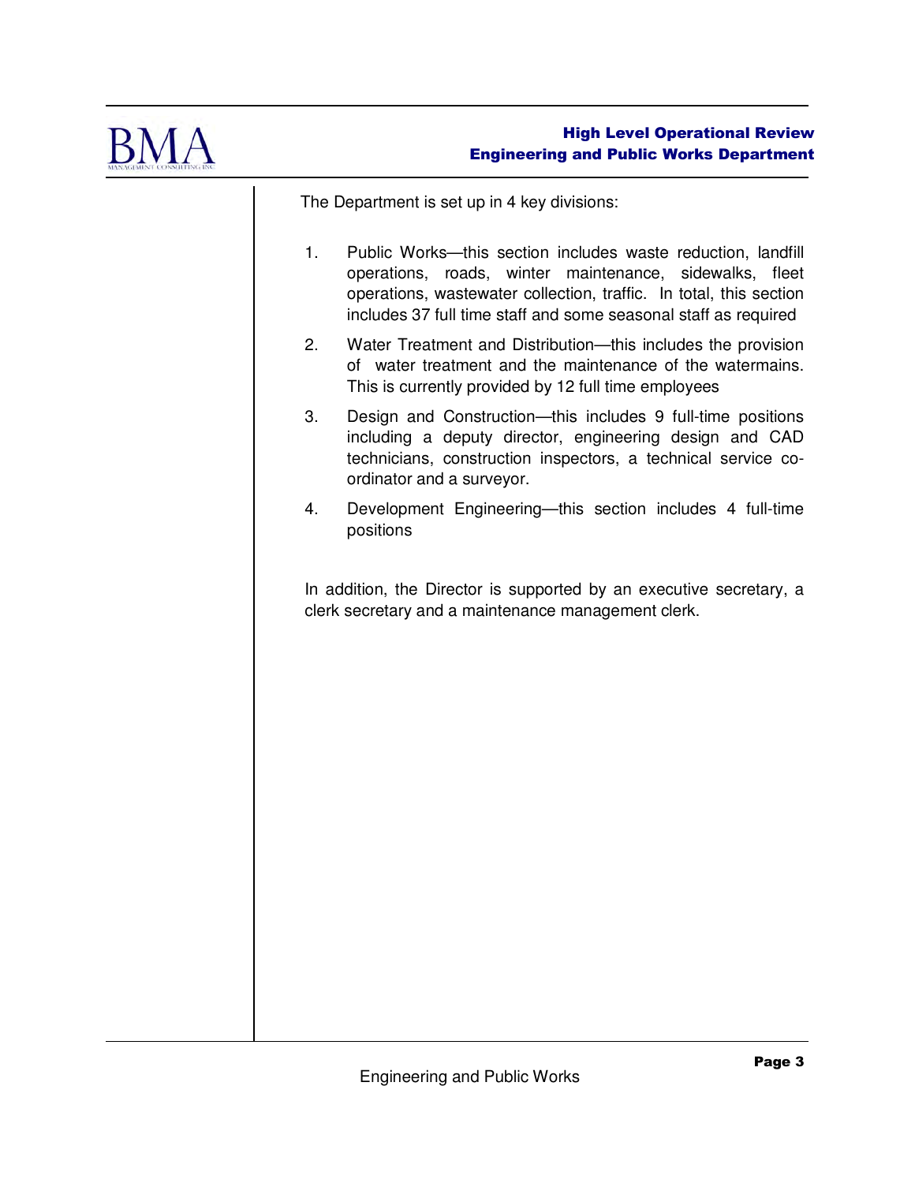The Department is set up in 4 key divisions:

1. Public Works—this section includes waste reduction, landfill operations, roads, winter maintenance, sidewalks, fleet operations, wastewater collection, traffic. In total, this section includes 37 full time staff and some seasonal staff as required
2. Water Treatment and Distribution—this includes the provision of water treatment and the maintenance of the watermains. This is currently provided by 12 full time employees
3. Design and Construction—this includes 9 full-time positions including a deputy director, engineering design and CAD technicians, construction inspectors, a technical service co-ordinator and a surveyor.
4. Development Engineering—this section includes 4 full-time positions

In addition, the Director is supported by an executive secretary, a clerk secretary and a maintenance management clerk.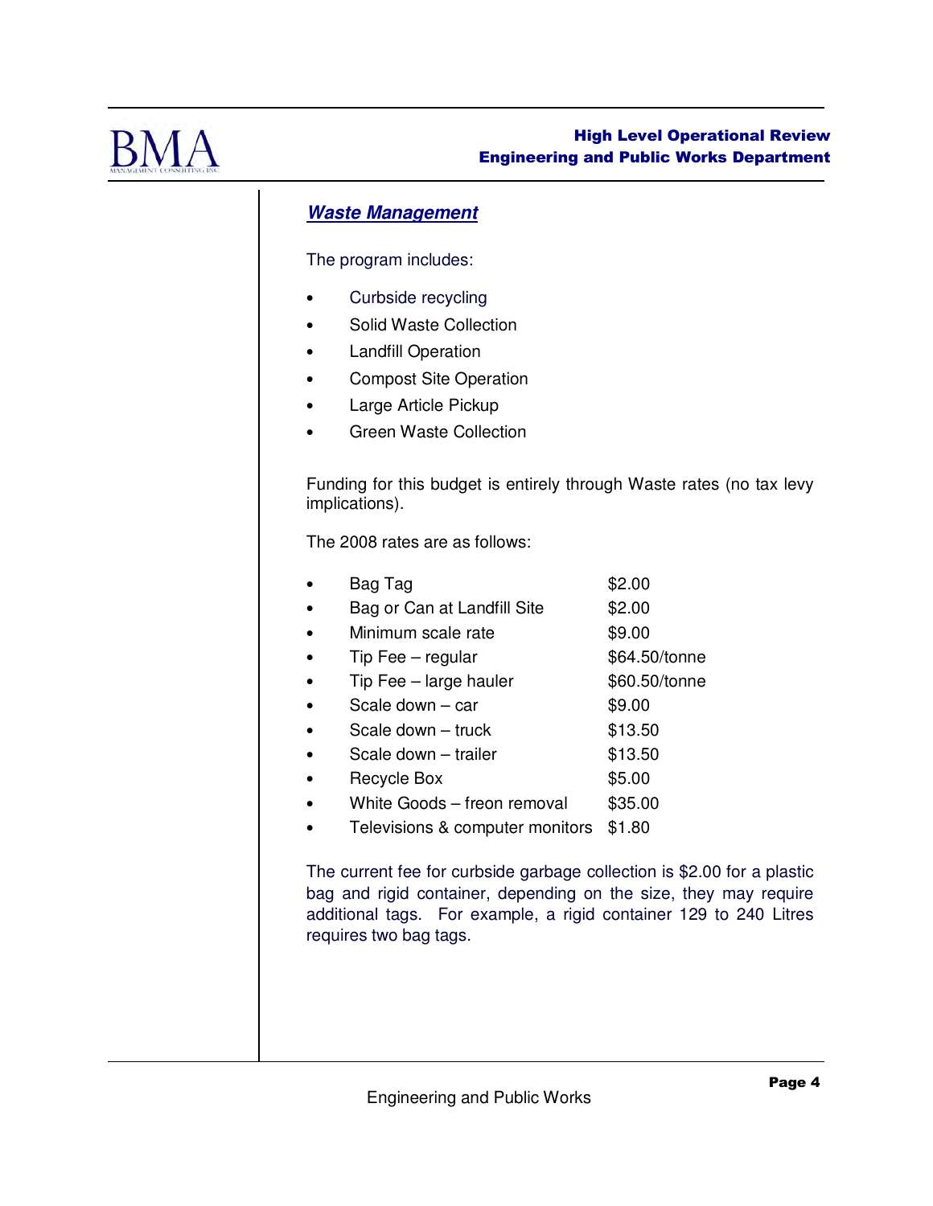## ***Waste Management***

The program includes:

- Curbside recycling
- Solid Waste Collection
- Landfill Operation
- Compost Site Operation
- Large Article Pickup
- Green Waste Collection

Funding for this budget is entirely through Waste rates (no tax levy implications).

The 2008 rates are as follows:

- Bag Tag $2.00
- Bag or Can at Landfill Site $2.00
- Minimum scale rate $9.00
- Tip Fee – regular $64.50/tonne
- Tip Fee – large hauler $60.50/tonne
- Scale down – car $9.00
- Scale down – truck $13.50
- Scale down – trailer $13.50
- Recycle Box $5.00
- White Goods – freon removal $35.00
- Televisions & computer monitors $1.80

The current fee for curbside garbage collection is $2.00 for a plastic bag and rigid container, depending on the size, they may require additional tags. For example, a rigid container 129 to 240 Litres requires two bag tags.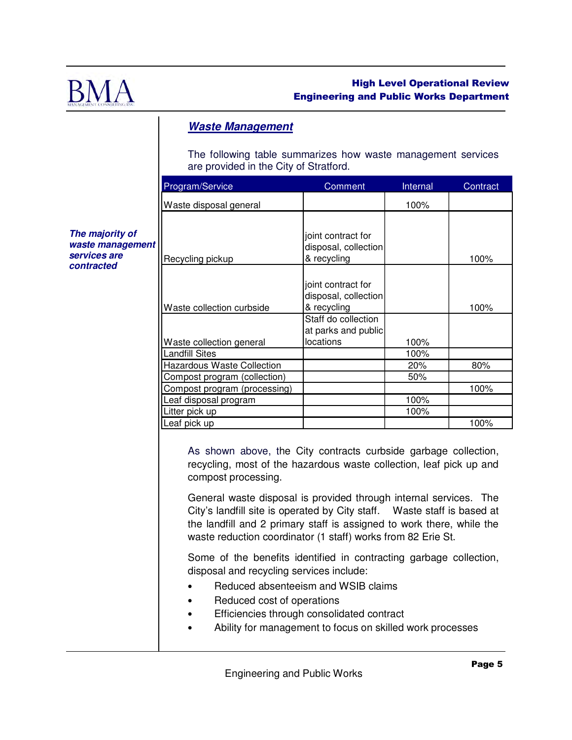## *Waste Management*

***The majority of waste management services are contracted***

The following table summarizes how waste management services are provided in the City of Stratford.

| Program/Service | Comment | Internal | Contract |
|---|---|---|---|
| Waste disposal general | | 100% | |
| Recycling pickup | joint contract for disposal, collection & recycling | | 100% |
| Waste collection curbside | joint contract for disposal, collection & recycling | | 100% |
| Waste collection general | Staff do collection at parks and public locations | 100% | |
| Landfill Sites | | 100% | |
| Hazardous Waste Collection | | 20% | 80% |
| Compost program (collection) | | 50% | |
| Compost program (processing) | | | 100% |
| Leaf disposal program | | 100% | |
| Litter pick up | | 100% | |
| Leaf pick up | | | 100% |

As shown above, the City contracts curbside garbage collection, recycling, most of the hazardous waste collection, leaf pick up and compost processing.

General waste disposal is provided through internal services. The City's landfill site is operated by City staff. Waste staff is based at the landfill and 2 primary staff is assigned to work there, while the waste reduction coordinator (1 staff) works from 82 Erie St.

Some of the benefits identified in contracting garbage collection, disposal and recycling services include:

- Reduced absenteeism and WSIB claims
- Reduced cost of operations
- Efficiencies through consolidated contract
- Ability for management to focus on skilled work processes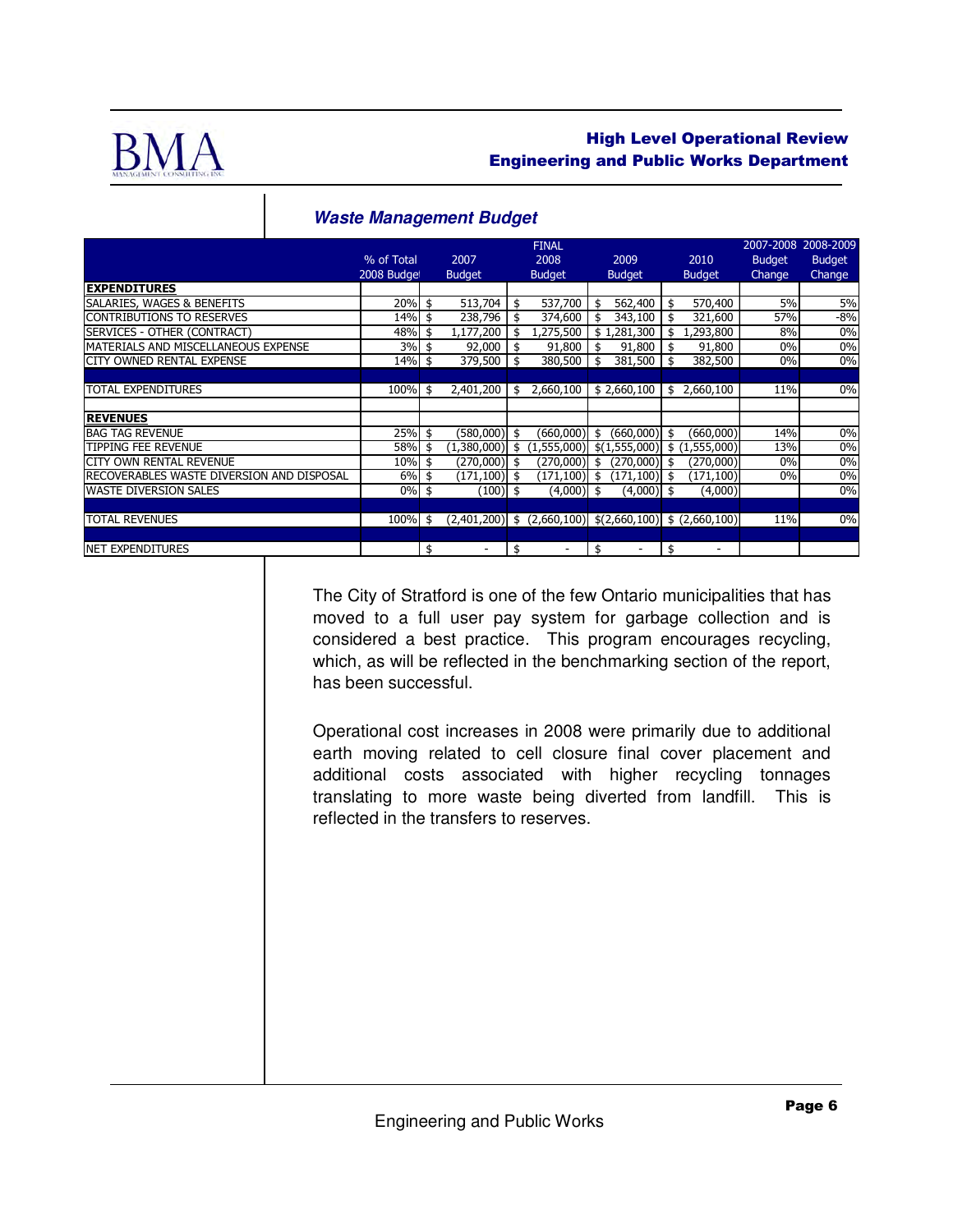### *Waste Management Budget*

| | % of Total 2008 Budget | 2007 Budget | FINAL 2008 Budget | 2009 Budget | 2010 Budget | 2007-2008 Budget Change | 2008-2009 Budget Change |
|---|---|---|---|---|---|---|---|
| **EXPENDITURES** | | | | | | | |
| SALARIES, WAGES & BENEFITS | 20% | $ 513,704 | $ 537,700 | $ 562,400 | $ 570,400 | 5% | 5% |
| CONTRIBUTIONS TO RESERVES | 14% | $ 238,796 | $ 374,600 | $ 343,100 | $ 321,600 | 57% | -8% |
| SERVICES - OTHER (CONTRACT) | 48% | $ 1,177,200 | $ 1,275,500 | $ 1,281,300 | $ 1,293,800 | 8% | 0% |
| MATERIALS AND MISCELLANEOUS EXPENSE | 3% | $ 92,000 | $ 91,800 | $ 91,800 | $ 91,800 | 0% | 0% |
| CITY OWNED RENTAL EXPENSE | 14% | $ 379,500 | $ 380,500 | $ 381,500 | $ 382,500 | 0% | 0% |
| TOTAL EXPENDITURES | 100% | $ 2,401,200 | $ 2,660,100 | $ 2,660,100 | $ 2,660,100 | 11% | 0% |
| **REVENUES** | | | | | | | |
| BAG TAG REVENUE | 25% | $ (580,000) | $ (660,000) | $ (660,000) | $ (660,000) | 14% | 0% |
| TIPPING FEE REVENUE | 58% | $ (1,380,000) | $ (1,555,000) | $ (1,555,000) | $ (1,555,000) | 13% | 0% |
| CITY OWN RENTAL REVENUE | 10% | $ (270,000) | $ (270,000) | $ (270,000) | $ (270,000) | 0% | 0% |
| RECOVERABLES WASTE DIVERSION AND DISPOSAL | 6% | $ (171,100) | $ (171,100) | $ (171,100) | $ (171,100) | 0% | 0% |
| WASTE DIVERSION SALES | 0% | $ (100) | $ (4,000) | $ (4,000) | $ (4,000) | | 0% |
| TOTAL REVENUES | 100% | $ (2,401,200) | $ (2,660,100) | $ (2,660,100) | $ (2,660,100) | 11% | 0% |
| NET EXPENDITURES | | $ - | $ - | $ - | $ - | | |

The City of Stratford is one of the few Ontario municipalities that has moved to a full user pay system for garbage collection and is considered a best practice. This program encourages recycling, which, as will be reflected in the benchmarking section of the report, has been successful.

Operational cost increases in 2008 were primarily due to additional earth moving related to cell closure final cover placement and additional costs associated with higher recycling tonnages translating to more waste being diverted from landfill. This is reflected in the transfers to reserves.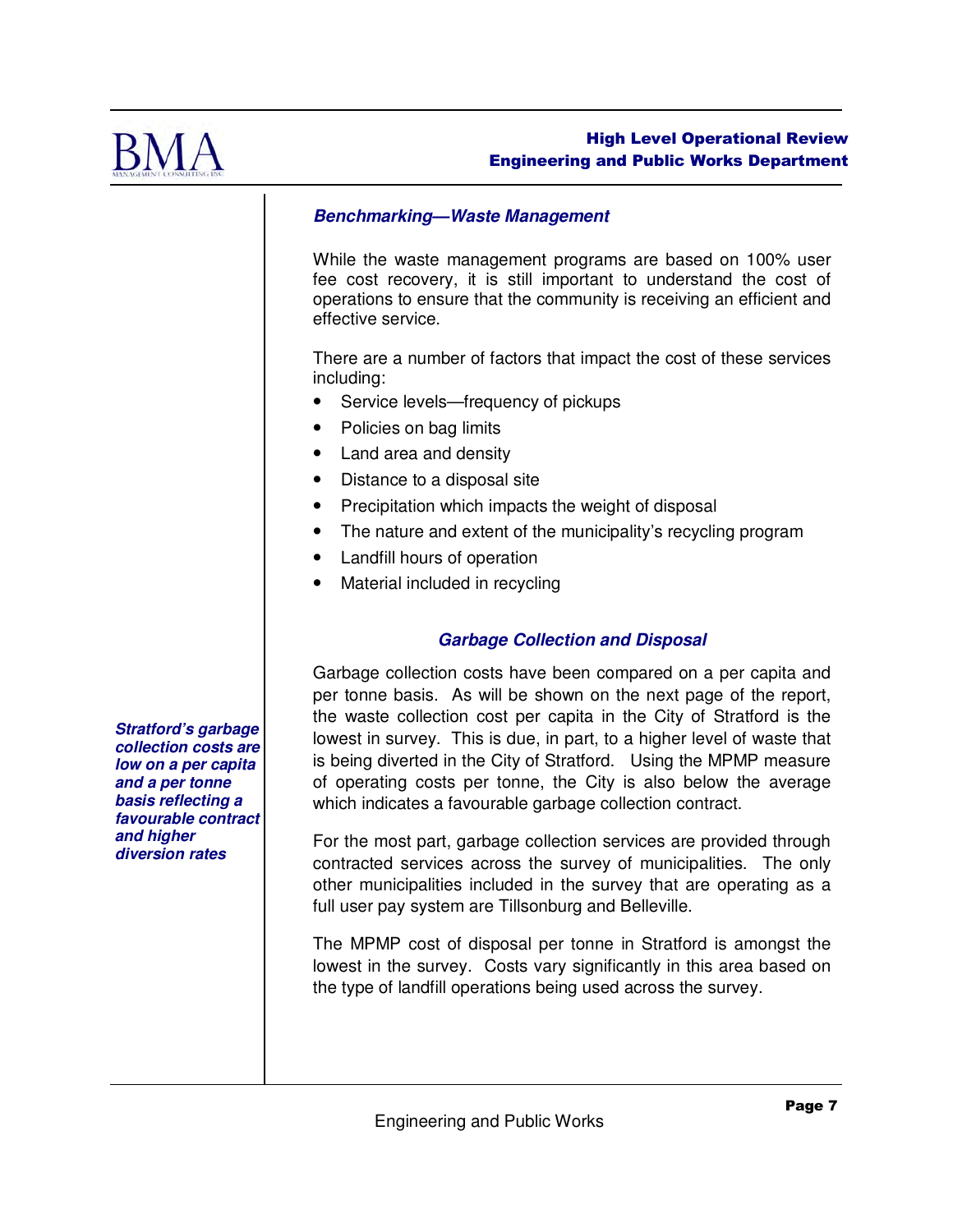## *Benchmarking—Waste Management*

While the waste management programs are based on 100% user fee cost recovery, it is still important to understand the cost of operations to ensure that the community is receiving an efficient and effective service.

There are a number of factors that impact the cost of these services including:

- Service levels—frequency of pickups
- Policies on bag limits
- Land area and density
- Distance to a disposal site
- Precipitation which impacts the weight of disposal
- The nature and extent of the municipality's recycling program
- Landfill hours of operation
- Material included in recycling

### *Garbage Collection and Disposal*

***Stratford's garbage collection costs are low on a per capita and a per tonne basis reflecting a favourable contract and higher diversion rates***

Garbage collection costs have been compared on a per capita and per tonne basis. As will be shown on the next page of the report, the waste collection cost per capita in the City of Stratford is the lowest in survey. This is due, in part, to a higher level of waste that is being diverted in the City of Stratford. Using the MPMP measure of operating costs per tonne, the City is also below the average which indicates a favourable garbage collection contract.

For the most part, garbage collection services are provided through contracted services across the survey of municipalities. The only other municipalities included in the survey that are operating as a full user pay system are Tillsonburg and Belleville.

The MPMP cost of disposal per tonne in Stratford is amongst the lowest in the survey. Costs vary significantly in this area based on the type of landfill operations being used across the survey.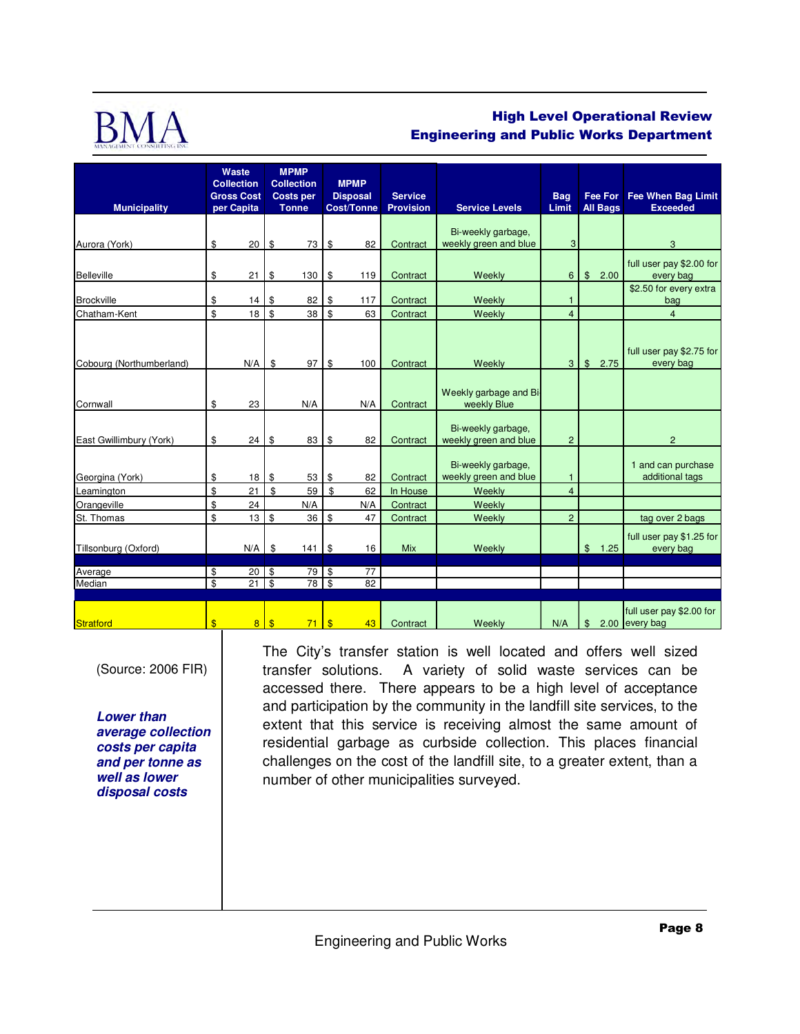| Municipality | Waste Collection Gross Cost per Capita | MPMP Collection Costs per Tonne | MPMP Disposal Cost/Tonne | Service Provision | Service Levels | Bag Limit | Fee For All Bags | Fee When Bag Limit Exceeded |
|---|---|---|---|---|---|---|---|---|
| Aurora (York) | $ 20 | $ 73 | $ 82 | Contract | Bi-weekly garbage, weekly green and blue | 3 | | 3 |
| Belleville | $ 21 | $ 130 | $ 119 | Contract | Weekly | 6 | $ 2.00 | full user pay $2.00 for every bag |
| Brockville | $ 14 | $ 82 | $ 117 | Contract | Weekly | 1 | | $2.50 for every extra bag |
| Chatham-Kent | $ 18 | $ 38 | $ 63 | Contract | Weekly | 4 | | 4 |
| Cobourg (Northumberland) | N/A | $ 97 | $ 100 | Contract | Weekly | 3 | $ 2.75 | full user pay $2.75 for every bag |
| Cornwall | $ 23 | N/A | N/A | Contract | Weekly garbage and Bi weekly Blue | | | |
| East Gwillimbury (York) | $ 24 | $ 83 | $ 82 | Contract | Bi-weekly garbage, weekly green and blue | 2 | | 2 |
| Georgina (York) | $ 18 | $ 53 | $ 82 | Contract | Bi-weekly garbage, weekly green and blue | 1 | | 1 and can purchase additional tags |
| Leamington | $ 21 | $ 59 | $ 62 | In House | Weekly | 4 | | |
| Orangeville | $ 24 | N/A | N/A | Contract | Weekly | | | |
| St. Thomas | $ 13 | $ 36 | $ 47 | Contract | Weekly | 2 | | tag over 2 bags |
| Tillsonburg (Oxford) | N/A | $ 141 | $ 16 | Mix | Weekly | | $ 1.25 | full user pay $1.25 for every bag |
| Average | $ 20 | $ 79 | $ 77 | | | | | |
| Median | $ 21 | $ 78 | $ 82 | | | | | |
| Stratford | $ 8 | $ 71 | $ 43 | Contract | Weekly | N/A | $ 2.00 | full user pay $2.00 for every bag |

(Source: 2006 FIR)

***Lower than average collection costs per capita and per tonne as well as lower disposal costs***

The City's transfer station is well located and offers well sized transfer solutions. A variety of solid waste services can be accessed there. There appears to be a high level of acceptance and participation by the community in the landfill site services, to the extent that this service is receiving almost the same amount of residential garbage as curbside collection. This places financial challenges on the cost of the landfill site, to a greater extent, than a number of other municipalities surveyed.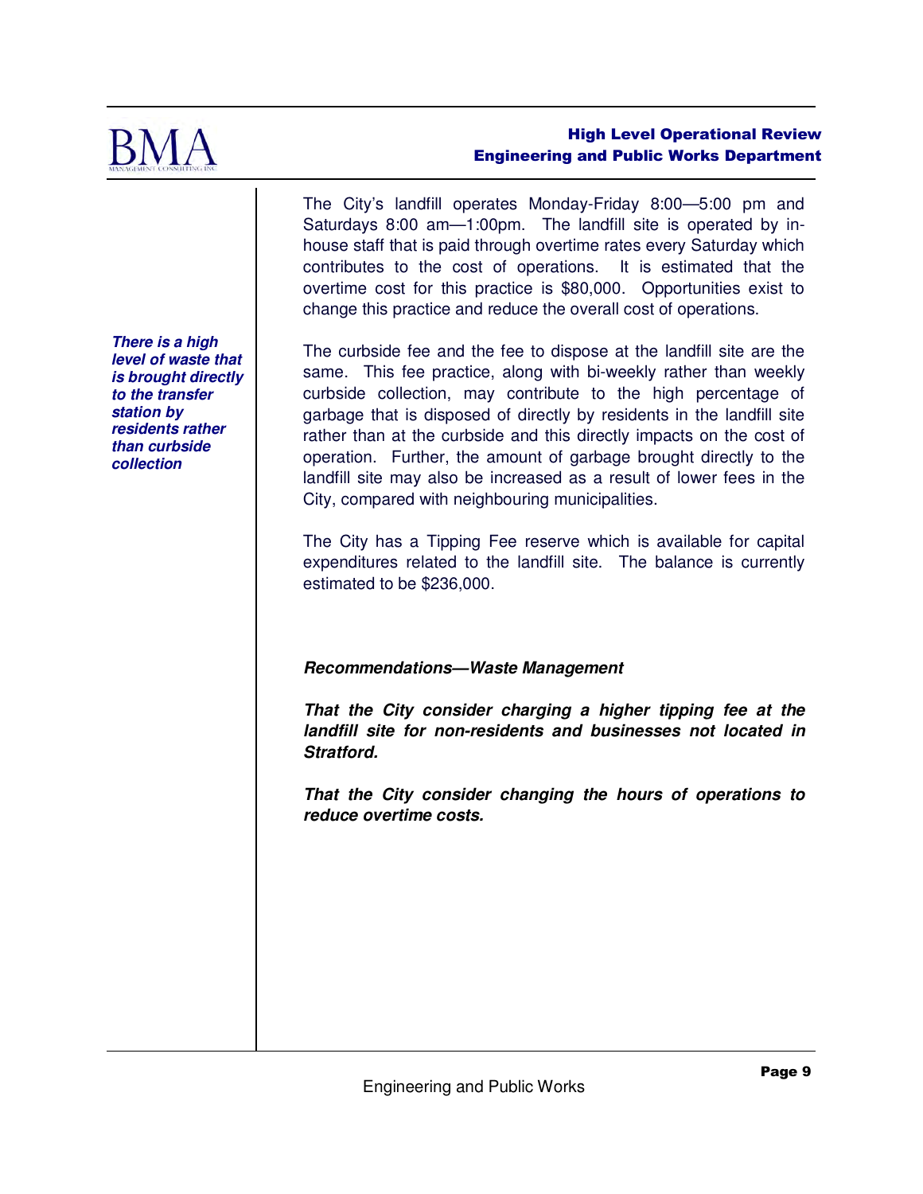The City's landfill operates Monday-Friday 8:00—5:00 pm and Saturdays 8:00 am—1:00pm. The landfill site is operated by in-house staff that is paid through overtime rates every Saturday which contributes to the cost of operations. It is estimated that the overtime cost for this practice is $80,000. Opportunities exist to change this practice and reduce the overall cost of operations.

***There is a high level of waste that is brought directly to the transfer station by residents rather than curbside collection***

The curbside fee and the fee to dispose at the landfill site are the same. This fee practice, along with bi-weekly rather than weekly curbside collection, may contribute to the high percentage of garbage that is disposed of directly by residents in the landfill site rather than at the curbside and this directly impacts on the cost of operation. Further, the amount of garbage brought directly to the landfill site may also be increased as a result of lower fees in the City, compared with neighbouring municipalities.

The City has a Tipping Fee reserve which is available for capital expenditures related to the landfill site. The balance is currently estimated to be $236,000.

***Recommendations—Waste Management***

***That the City consider charging a higher tipping fee at the landfill site for non-residents and businesses not located in Stratford.***

***That the City consider changing the hours of operations to reduce overtime costs.***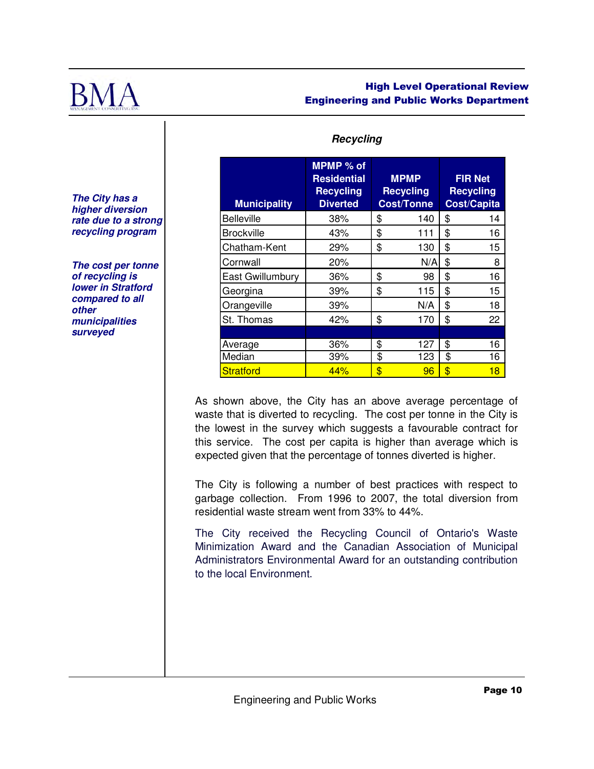*The City has a higher diversion rate due to a strong recycling program*

*The cost per tonne of recycling is lower in Stratford compared to all other municipalities surveyed*

### *Recycling*

| Municipality | MPMP % of Residential Recycling Diverted | MPMP Recycling Cost/Tonne | FIR Net Recycling Cost/Capita |
|---|---|---|---|
| Belleville | 38% | $ 140 | $ 14 |
| Brockville | 43% | $ 111 | $ 16 |
| Chatham-Kent | 29% | $ 130 | $ 15 |
| Cornwall | 20% | N/A | $ 8 |
| East Gwillumbury | 36% | $ 98 | $ 16 |
| Georgina | 39% | $ 115 | $ 15 |
| Orangeville | 39% | N/A | $ 18 |
| St. Thomas | 42% | $ 170 | $ 22 |
| | | | |
| Average | 36% | $ 127 | $ 16 |
| Median | 39% | $ 123 | $ 16 |
| Stratford | 44% | $ 96 | $ 18 |

As shown above, the City has an above average percentage of waste that is diverted to recycling. The cost per tonne in the City is the lowest in the survey which suggests a favourable contract for this service. The cost per capita is higher than average which is expected given that the percentage of tonnes diverted is higher.

The City is following a number of best practices with respect to garbage collection. From 1996 to 2007, the total diversion from residential waste stream went from 33% to 44%.

The City received the Recycling Council of Ontario's Waste Minimization Award and the Canadian Association of Municipal Administrators Environmental Award for an outstanding contribution to the local Environment.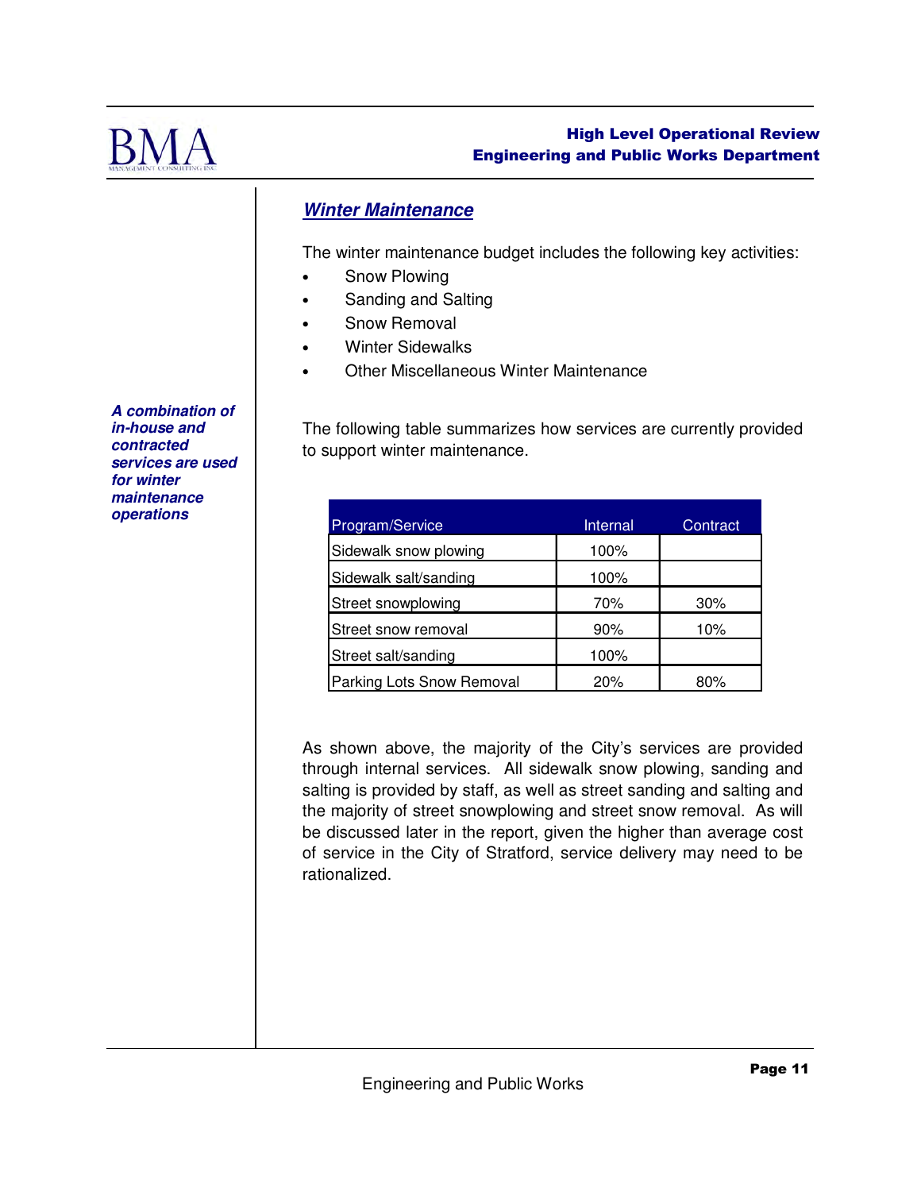## *Winter Maintenance*

The winter maintenance budget includes the following key activities:

- Snow Plowing
- Sanding and Salting
- Snow Removal
- Winter Sidewalks
- Other Miscellaneous Winter Maintenance

***A combination of in-house and contracted services are used for winter maintenance operations***

The following table summarizes how services are currently provided to support winter maintenance.

| Program/Service | Internal | Contract |
|---|---|---|
| Sidewalk snow plowing | 100% | |
| Sidewalk salt/sanding | 100% | |
| Street snowplowing | 70% | 30% |
| Street snow removal | 90% | 10% |
| Street salt/sanding | 100% | |
| Parking Lots Snow Removal | 20% | 80% |

As shown above, the majority of the City's services are provided through internal services. All sidewalk snow plowing, sanding and salting is provided by staff, as well as street sanding and salting and the majority of street snowplowing and street snow removal. As will be discussed later in the report, given the higher than average cost of service in the City of Stratford, service delivery may need to be rationalized.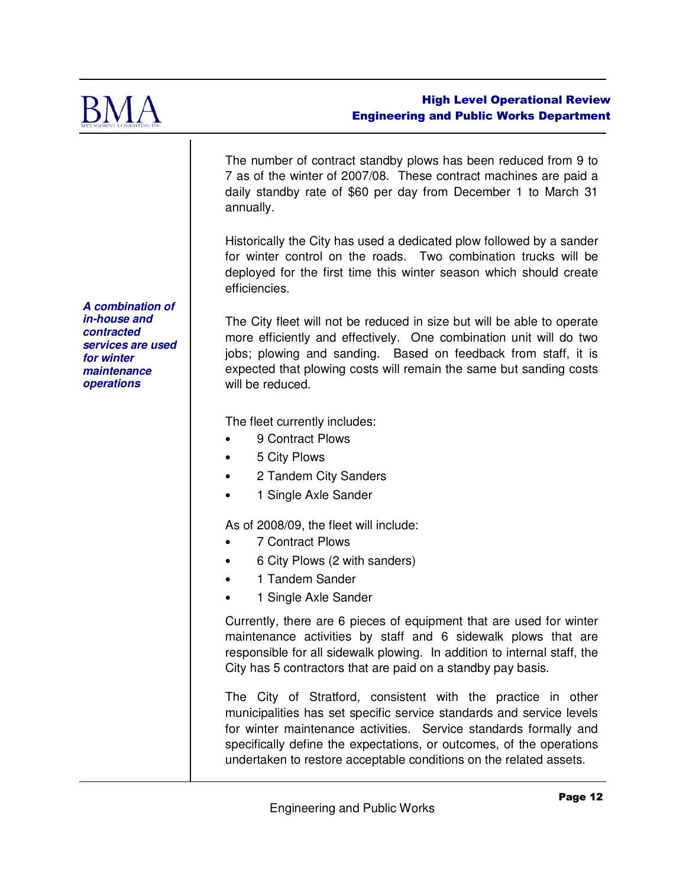The number of contract standby plows has been reduced from 9 to 7 as of the winter of 2007/08. These contract machines are paid a daily standby rate of $60 per day from December 1 to March 31 annually.

Historically the City has used a dedicated plow followed by a sander for winter control on the roads. Two combination trucks will be deployed for the first time this winter season which should create efficiencies.

***A combination of in-house and contracted services are used for winter maintenance operations***

The City fleet will not be reduced in size but will be able to operate more efficiently and effectively. One combination unit will do two jobs; plowing and sanding. Based on feedback from staff, it is expected that plowing costs will remain the same but sanding costs will be reduced.

The fleet currently includes:

- 9 Contract Plows
- 5 City Plows
- 2 Tandem City Sanders
- 1 Single Axle Sander

As of 2008/09, the fleet will include:

- 7 Contract Plows
- 6 City Plows (2 with sanders)
- 1 Tandem Sander
- 1 Single Axle Sander

Currently, there are 6 pieces of equipment that are used for winter maintenance activities by staff and 6 sidewalk plows that are responsible for all sidewalk plowing. In addition to internal staff, the City has 5 contractors that are paid on a standby pay basis.

The City of Stratford, consistent with the practice in other municipalities has set specific service standards and service levels for winter maintenance activities. Service standards formally and specifically define the expectations, or outcomes, of the operations undertaken to restore acceptable conditions on the related assets.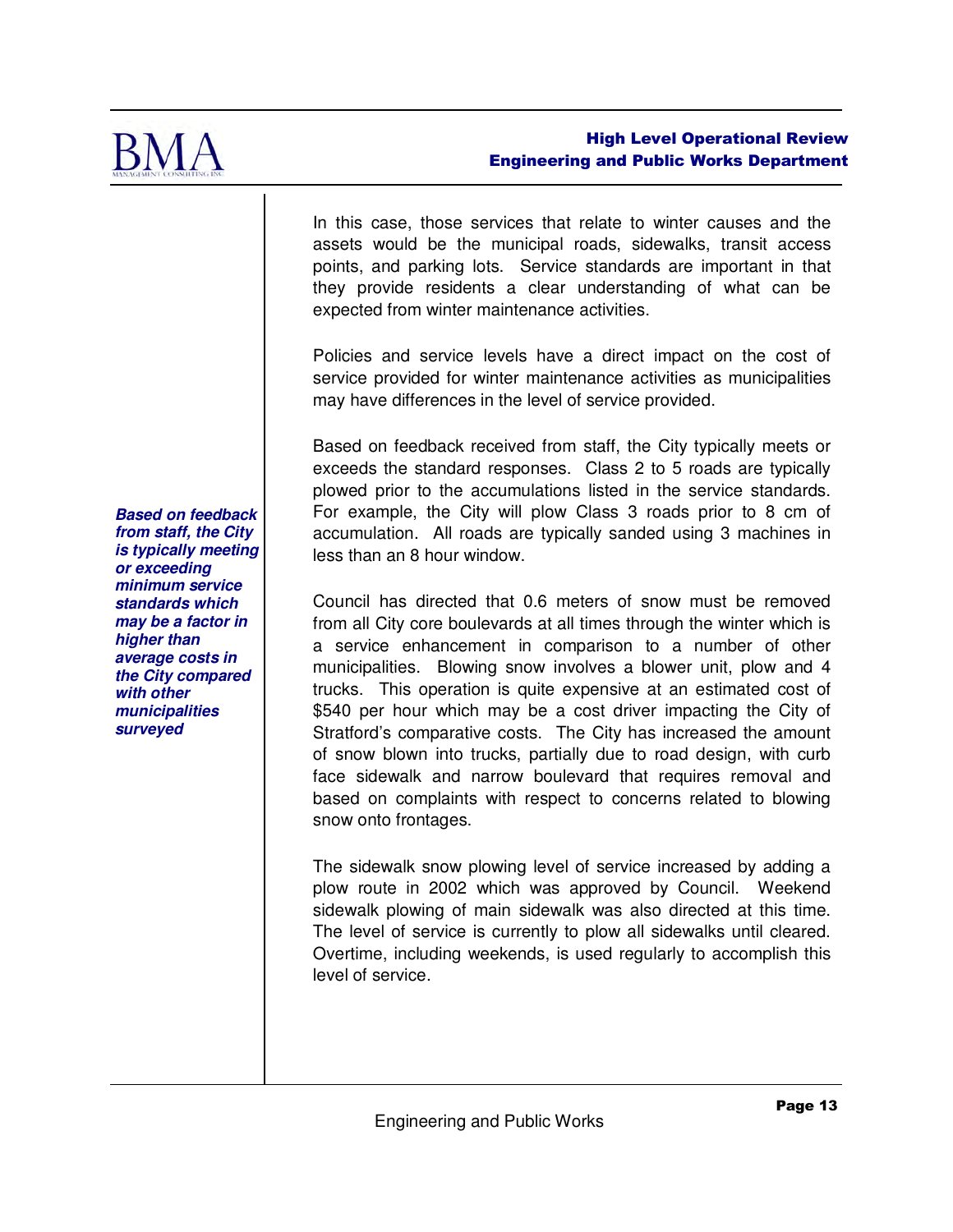In this case, those services that relate to winter causes and the assets would be the municipal roads, sidewalks, transit access points, and parking lots. Service standards are important in that they provide residents a clear understanding of what can be expected from winter maintenance activities.

Policies and service levels have a direct impact on the cost of service provided for winter maintenance activities as municipalities may have differences in the level of service provided.

***Based on feedback from staff, the City is typically meeting or exceeding minimum service standards which may be a factor in higher than average costs in the City compared with other municipalities surveyed***

Based on feedback received from staff, the City typically meets or exceeds the standard responses. Class 2 to 5 roads are typically plowed prior to the accumulations listed in the service standards. For example, the City will plow Class 3 roads prior to 8 cm of accumulation. All roads are typically sanded using 3 machines in less than an 8 hour window.

Council has directed that 0.6 meters of snow must be removed from all City core boulevards at all times through the winter which is a service enhancement in comparison to a number of other municipalities. Blowing snow involves a blower unit, plow and 4 trucks. This operation is quite expensive at an estimated cost of $540 per hour which may be a cost driver impacting the City of Stratford's comparative costs. The City has increased the amount of snow blown into trucks, partially due to road design, with curb face sidewalk and narrow boulevard that requires removal and based on complaints with respect to concerns related to blowing snow onto frontages.

The sidewalk snow plowing level of service increased by adding a plow route in 2002 which was approved by Council. Weekend sidewalk plowing of main sidewalk was also directed at this time. The level of service is currently to plow all sidewalks until cleared. Overtime, including weekends, is used regularly to accomplish this level of service.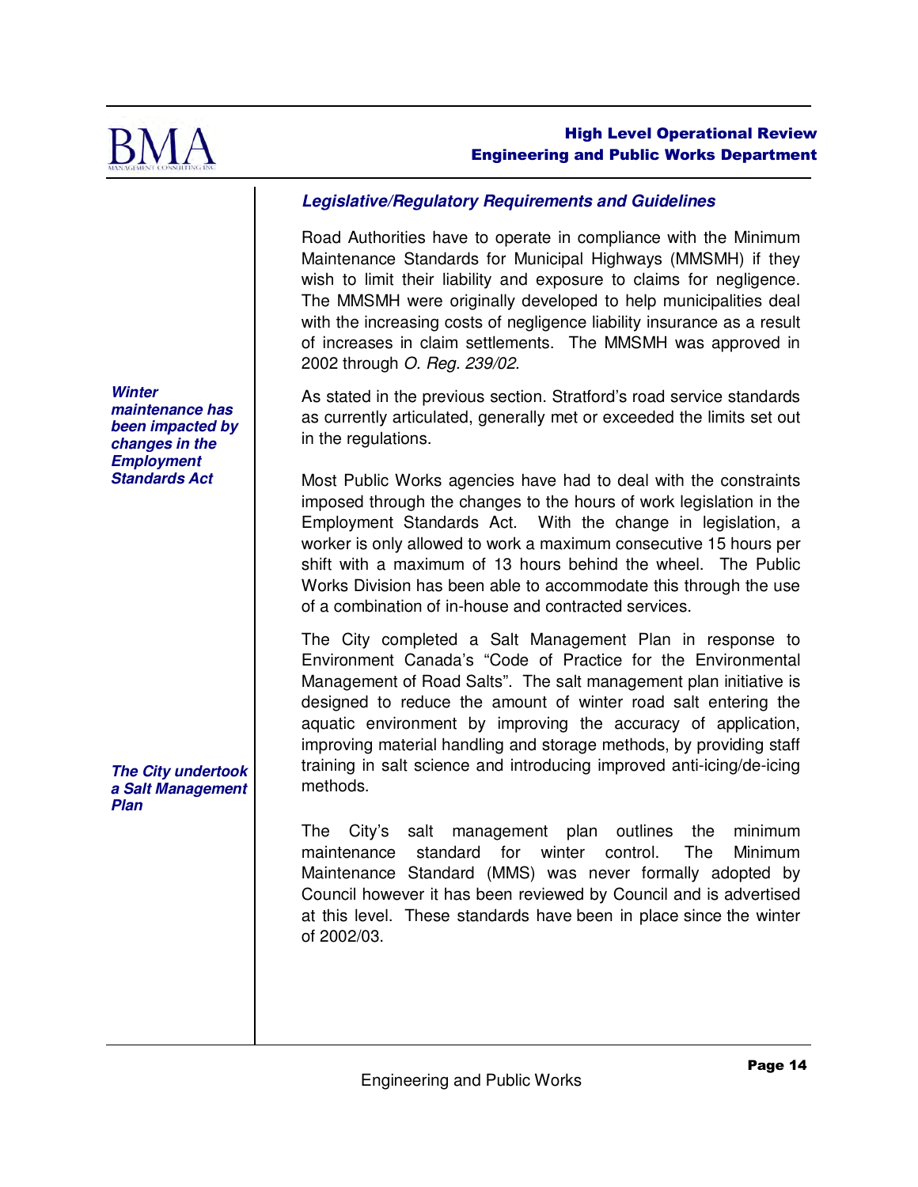### *Legislative/Regulatory Requirements and Guidelines*

Road Authorities have to operate in compliance with the Minimum Maintenance Standards for Municipal Highways (MMSMH) if they wish to limit their liability and exposure to claims for negligence. The MMSMH were originally developed to help municipalities deal with the increasing costs of negligence liability insurance as a result of increases in claim settlements. The MMSMH was approved in 2002 through *O. Reg. 239/02*.

***Winter maintenance has been impacted by changes in the Employment Standards Act***

As stated in the previous section. Stratford's road service standards as currently articulated, generally met or exceeded the limits set out in the regulations.

Most Public Works agencies have had to deal with the constraints imposed through the changes to the hours of work legislation in the Employment Standards Act. With the change in legislation, a worker is only allowed to work a maximum consecutive 15 hours per shift with a maximum of 13 hours behind the wheel. The Public Works Division has been able to accommodate this through the use of a combination of in-house and contracted services.

***The City undertook a Salt Management Plan***

The City completed a Salt Management Plan in response to Environment Canada's "Code of Practice for the Environmental Management of Road Salts". The salt management plan initiative is designed to reduce the amount of winter road salt entering the aquatic environment by improving the accuracy of application, improving material handling and storage methods, by providing staff training in salt science and introducing improved anti-icing/de-icing methods.

The City's salt management plan outlines the minimum maintenance standard for winter control. The Minimum Maintenance Standard (MMS) was never formally adopted by Council however it has been reviewed by Council and is advertised at this level. These standards have been in place since the winter of 2002/03.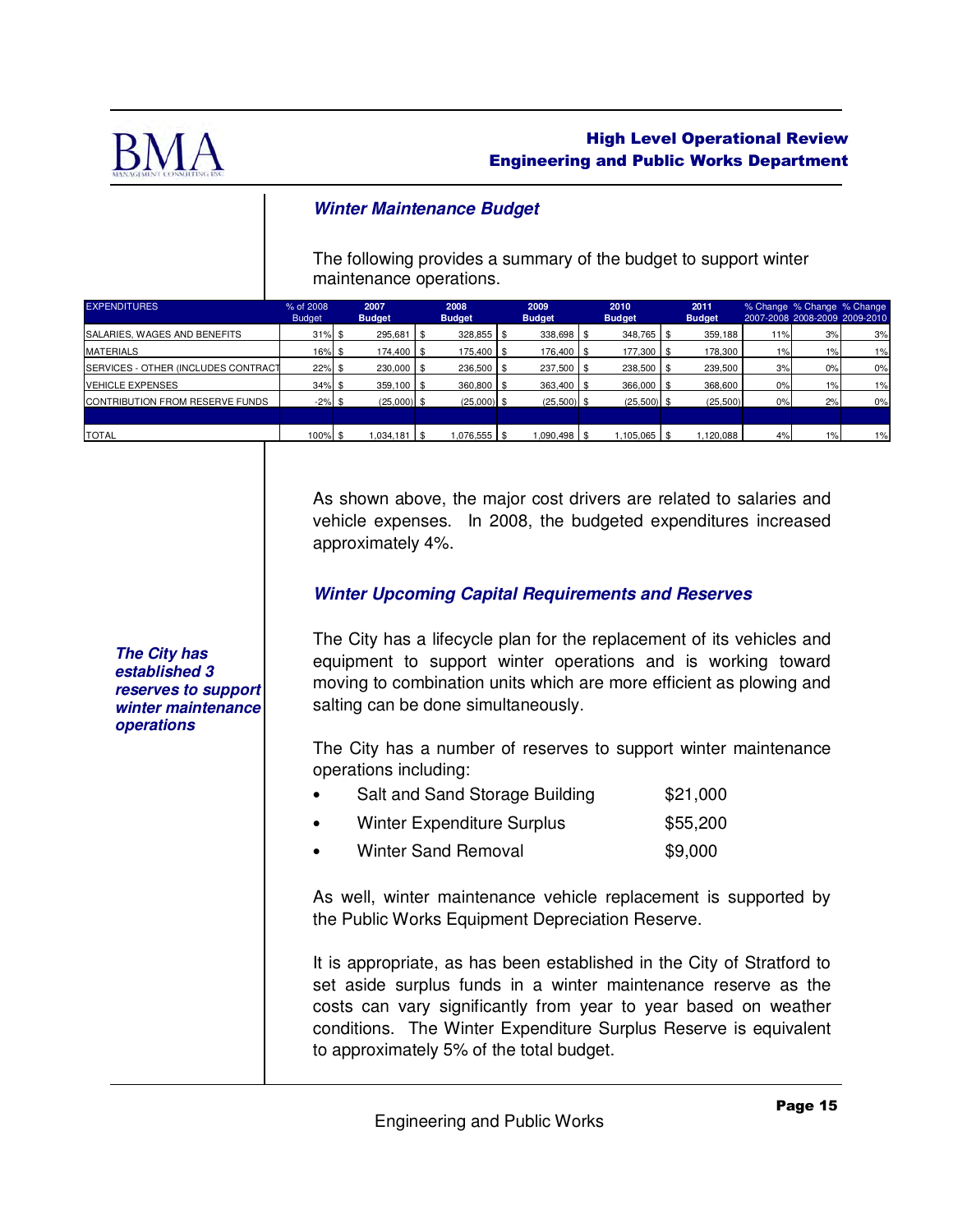## Winter Maintenance Budget

The following provides a summary of the budget to support winter maintenance operations.

| EXPENDITURES | % of 2008 Budget | 2007 Budget | 2008 Budget | 2009 Budget | 2010 Budget | 2011 Budget | % Change 2007-2008 | % Change 2008-2009 | % Change 2009-2010 |
|---|---|---|---|---|---|---|---|---|---|
| SALARIES, WAGES AND BENEFITS | 31% | $ 295,681 | $ 328,855 | $ 338,698 | $ 348,765 | $ 359,188 | 11% | 3% | 3% |
| MATERIALS | 16% | $ 174,400 | $ 175,400 | $ 176,400 | $ 177,300 | $ 178,300 | 1% | 1% | 1% |
| SERVICES - OTHER (INCLUDES CONTRACT | 22% | $ 230,000 | $ 236,500 | $ 237,500 | $ 238,500 | $ 239,500 | 3% | 0% | 0% |
| VEHICLE EXPENSES | 34% | $ 359,100 | $ 360,800 | $ 363,400 | $ 366,000 | $ 368,600 | 0% | 1% | 1% |
| CONTRIBUTION FROM RESERVE FUNDS | -2% | $ (25,000) | $ (25,000) | $ (25,500) | $ (25,500) | $ (25,500) | 0% | 2% | 0% |
| TOTAL | 100% | $ 1,034,181 | $ 1,076,555 | $ 1,090,498 | $ 1,105,065 | $ 1,120,088 | 4% | 1% | 1% |

As shown above, the major cost drivers are related to salaries and vehicle expenses. In 2008, the budgeted expenditures increased approximately 4%.

## Winter Upcoming Capital Requirements and Reserves

***The City has established 3 reserves to support winter maintenance operations***

The City has a lifecycle plan for the replacement of its vehicles and equipment to support winter operations and is working toward moving to combination units which are more efficient as plowing and salting can be done simultaneously.

The City has a number of reserves to support winter maintenance operations including:

- Salt and Sand Storage Building $21,000
- Winter Expenditure Surplus $55,200
- Winter Sand Removal $9,000

As well, winter maintenance vehicle replacement is supported by the Public Works Equipment Depreciation Reserve.

It is appropriate, as has been established in the City of Stratford to set aside surplus funds in a winter maintenance reserve as the costs can vary significantly from year to year based on weather conditions. The Winter Expenditure Surplus Reserve is equivalent to approximately 5% of the total budget.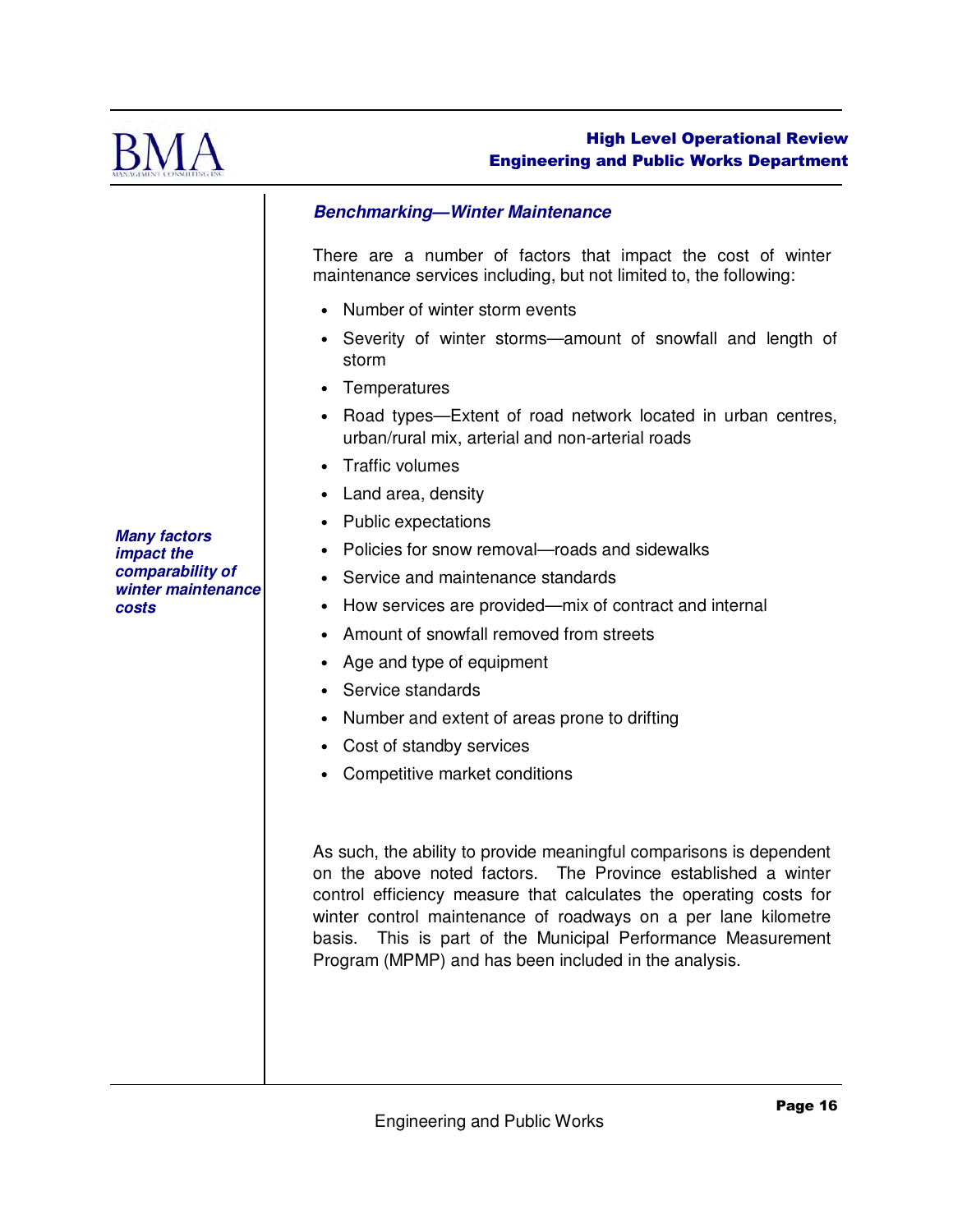### *Benchmarking—Winter Maintenance*

There are a number of factors that impact the cost of winter maintenance services including, but not limited to, the following:

- Number of winter storm events
- Severity of winter storms—amount of snowfall and length of storm
- Temperatures
- Road types—Extent of road network located in urban centres, urban/rural mix, arterial and non-arterial roads
- Traffic volumes
- Land area, density
- Public expectations
- Policies for snow removal—roads and sidewalks
- Service and maintenance standards
- How services are provided—mix of contract and internal
- Amount of snowfall removed from streets
- Age and type of equipment
- Service standards
- Number and extent of areas prone to drifting
- Cost of standby services
- Competitive market conditions

***Many factors impact the comparability of winter maintenance costs***

As such, the ability to provide meaningful comparisons is dependent on the above noted factors. The Province established a winter control efficiency measure that calculates the operating costs for winter control maintenance of roadways on a per lane kilometre basis. This is part of the Municipal Performance Measurement Program (MPMP) and has been included in the analysis.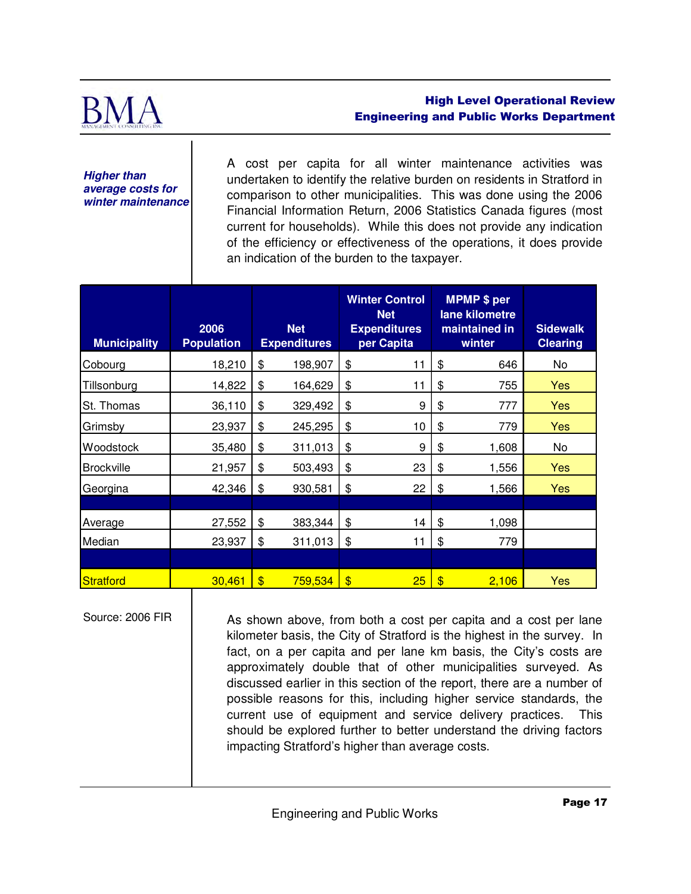*Higher than average costs for winter maintenance*

A cost per capita for all winter maintenance activities was undertaken to identify the relative burden on residents in Stratford in comparison to other municipalities. This was done using the 2006 Financial Information Return, 2006 Statistics Canada figures (most current for households). While this does not provide any indication of the efficiency or effectiveness of the operations, it does provide an indication of the burden to the taxpayer.

| Municipality | 2006 Population | Net Expenditures | Winter Control Net Expenditures per Capita | MPMP $ per lane kilometre maintained in winter | Sidewalk Clearing |
|---|---|---|---|---|---|
| Cobourg | 18,210 | $ 198,907 | $ 11 | $ 646 | No |
| Tillsonburg | 14,822 | $ 164,629 | $ 11 | $ 755 | Yes |
| St. Thomas | 36,110 | $ 329,492 | $ 9 | $ 777 | Yes |
| Grimsby | 23,937 | $ 245,295 | $ 10 | $ 779 | Yes |
| Woodstock | 35,480 | $ 311,013 | $ 9 | $ 1,608 | No |
| Brockville | 21,957 | $ 503,493 | $ 23 | $ 1,556 | Yes |
| Georgina | 42,346 | $ 930,581 | $ 22 | $ 1,566 | Yes |
| | | | | | |
| Average | 27,552 | $ 383,344 | $ 14 | $ 1,098 | |
| Median | 23,937 | $ 311,013 | $ 11 | $ 779 | |
| | | | | | |
| Stratford | 30,461 | $ 759,534 | $ 25 | $ 2,106 | Yes |

Source: 2006 FIR

As shown above, from both a cost per capita and a cost per lane kilometer basis, the City of Stratford is the highest in the survey. In fact, on a per capita and per lane km basis, the City's costs are approximately double that of other municipalities surveyed. As discussed earlier in this section of the report, there are a number of possible reasons for this, including higher service standards, the current use of equipment and service delivery practices. This should be explored further to better understand the driving factors impacting Stratford's higher than average costs.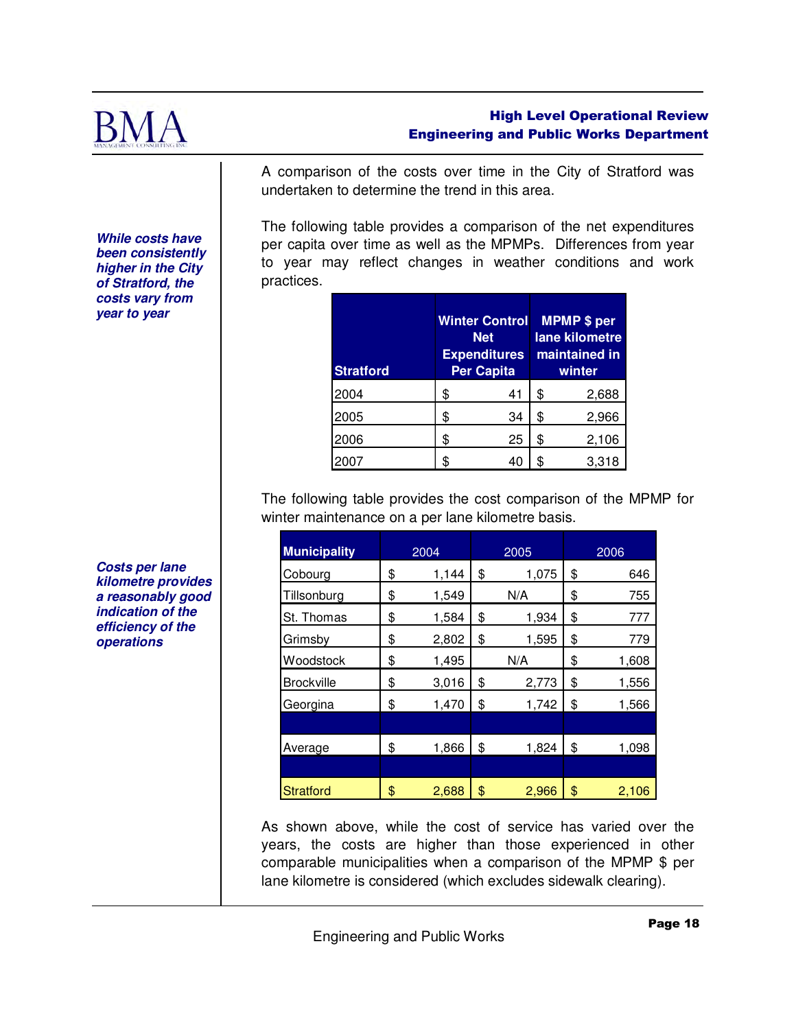A comparison of the costs over time in the City of Stratford was undertaken to determine the trend in this area.

*While costs have been consistently higher in the City of Stratford, the costs vary from year to year*

The following table provides a comparison of the net expenditures per capita over time as well as the MPMPs. Differences from year to year may reflect changes in weather conditions and work practices.

| Stratford | Winter Control Net Expenditures Per Capita | MPMP $ per lane kilometre maintained in winter |
|---|---|---|
| 2004 | $ 41 | $ 2,688 |
| 2005 | $ 34 | $ 2,966 |
| 2006 | $ 25 | $ 2,106 |
| 2007 | $ 40 | $ 3,318 |

The following table provides the cost comparison of the MPMP for winter maintenance on a per lane kilometre basis.

*Costs per lane kilometre provides a reasonably good indication of the efficiency of the operations*

| Municipality | 2004 | 2005 | 2006 |
|---|---|---|---|
| Cobourg | $ 1,144 | $ 1,075 | $ 646 |
| Tillsonburg | $ 1,549 | N/A | $ 755 |
| St. Thomas | $ 1,584 | $ 1,934 | $ 777 |
| Grimsby | $ 2,802 | $ 1,595 | $ 779 |
| Woodstock | $ 1,495 | N/A | $ 1,608 |
| Brockville | $ 3,016 | $ 2,773 | $ 1,556 |
| Georgina | $ 1,470 | $ 1,742 | $ 1,566 |
| | | | |
| Average | $ 1,866 | $ 1,824 | $ 1,098 |
| | | | |
| Stratford | $ 2,688 | $ 2,966 | $ 2,106 |

As shown above, while the cost of service has varied over the years, the costs are higher than those experienced in other comparable municipalities when a comparison of the MPMP $ per lane kilometre is considered (which excludes sidewalk clearing).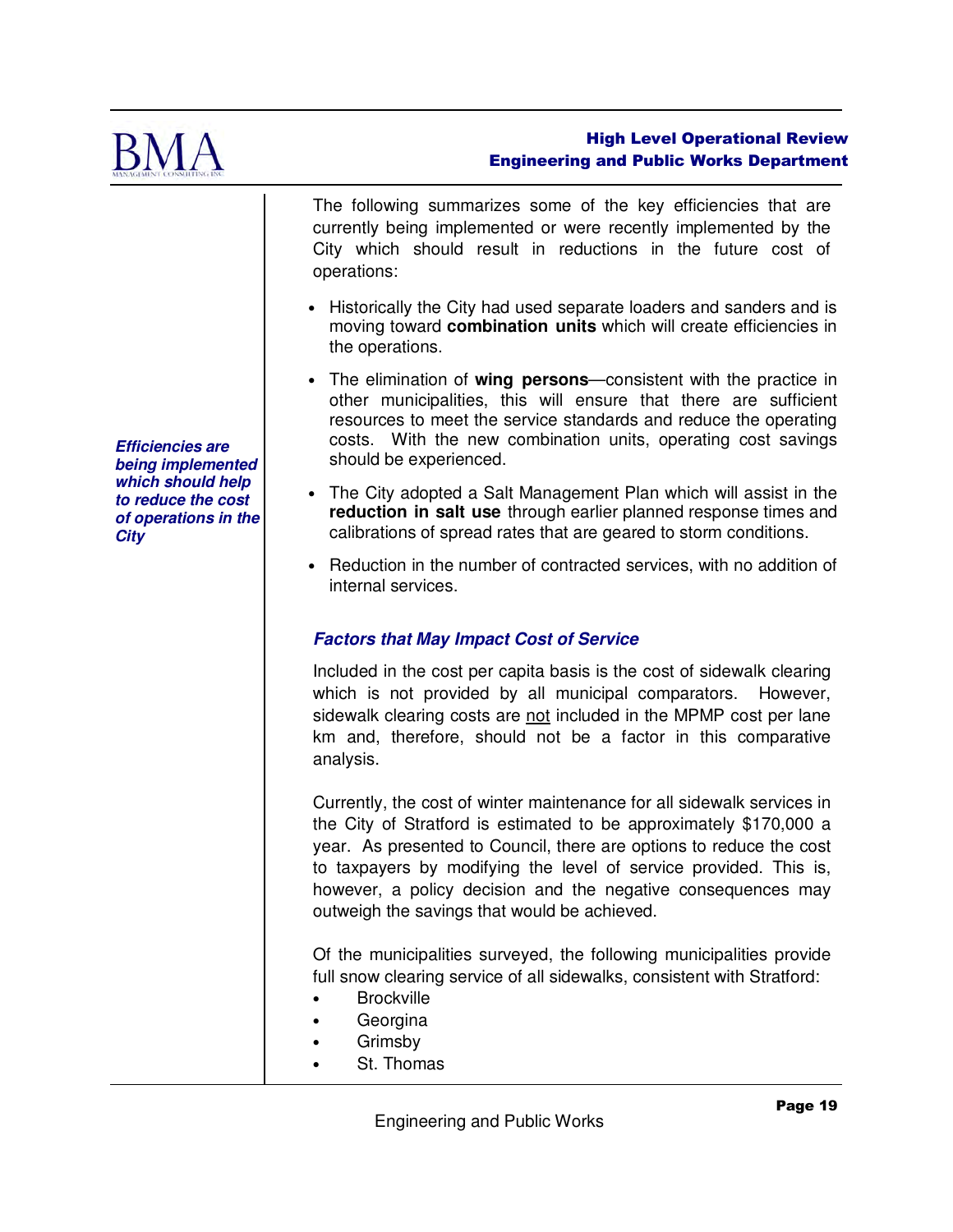*Efficiencies are being implemented which should help to reduce the cost of operations in the City*

The following summarizes some of the key efficiencies that are currently being implemented or were recently implemented by the City which should result in reductions in the future cost of operations:

- Historically the City had used separate loaders and sanders and is moving toward **combination units** which will create efficiencies in the operations.
- The elimination of **wing persons**—consistent with the practice in other municipalities, this will ensure that there are sufficient resources to meet the service standards and reduce the operating costs. With the new combination units, operating cost savings should be experienced.
- The City adopted a Salt Management Plan which will assist in the **reduction in salt use** through earlier planned response times and calibrations of spread rates that are geared to storm conditions.
- Reduction in the number of contracted services, with no addition of internal services.

### *Factors that May Impact Cost of Service*

Included in the cost per capita basis is the cost of sidewalk clearing which is not provided by all municipal comparators. However, sidewalk clearing costs are <u>not</u> included in the MPMP cost per lane km and, therefore, should not be a factor in this comparative analysis.

Currently, the cost of winter maintenance for all sidewalk services in the City of Stratford is estimated to be approximately $170,000 a year. As presented to Council, there are options to reduce the cost to taxpayers by modifying the level of service provided. This is, however, a policy decision and the negative consequences may outweigh the savings that would be achieved.

Of the municipalities surveyed, the following municipalities provide full snow clearing service of all sidewalks, consistent with Stratford:

- Brockville
- Georgina
- Grimsby
- St. Thomas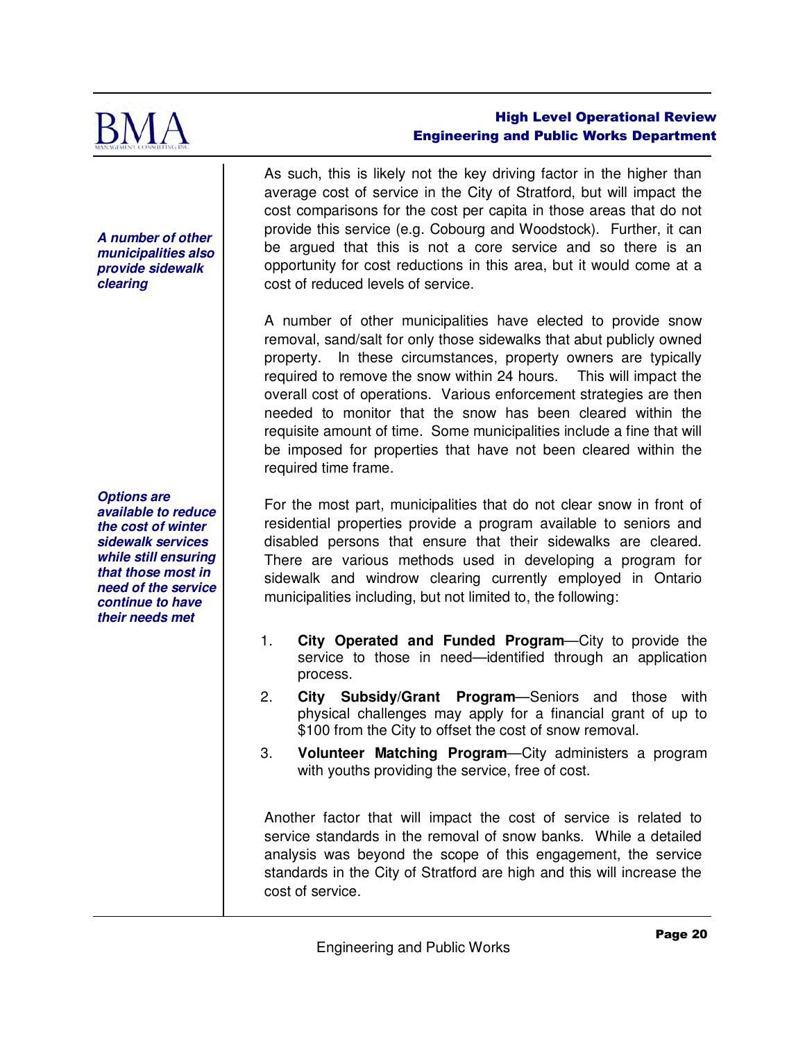As such, this is likely not the key driving factor in the higher than average cost of service in the City of Stratford, but will impact the cost comparisons for the cost per capita in those areas that do not provide this service (e.g. Cobourg and Woodstock). Further, it can be argued that this is not a core service and so there is an opportunity for cost reductions in this area, but it would come at a cost of reduced levels of service.

***A number of other municipalities also provide sidewalk clearing***

A number of other municipalities have elected to provide snow removal, sand/salt for only those sidewalks that abut publicly owned property. In these circumstances, property owners are typically required to remove the snow within 24 hours. This will impact the overall cost of operations. Various enforcement strategies are then needed to monitor that the snow has been cleared within the requisite amount of time. Some municipalities include a fine that will be imposed for properties that have not been cleared within the required time frame.

***Options are available to reduce the cost of winter sidewalk services while still ensuring that those most in need of the service continue to have their needs met***

For the most part, municipalities that do not clear snow in front of residential properties provide a program available to seniors and disabled persons that ensure that their sidewalks are cleared. There are various methods used in developing a program for sidewalk and windrow clearing currently employed in Ontario municipalities including, but not limited to, the following:

1. **City Operated and Funded Program**—City to provide the service to those in need—identified through an application process.
2. **City Subsidy/Grant Program**—Seniors and those with physical challenges may apply for a financial grant of up to $100 from the City to offset the cost of snow removal.
3. **Volunteer Matching Program**—City administers a program with youths providing the service, free of cost.

Another factor that will impact the cost of service is related to service standards in the removal of snow banks. While a detailed analysis was beyond the scope of this engagement, the service standards in the City of Stratford are high and this will increase the cost of service.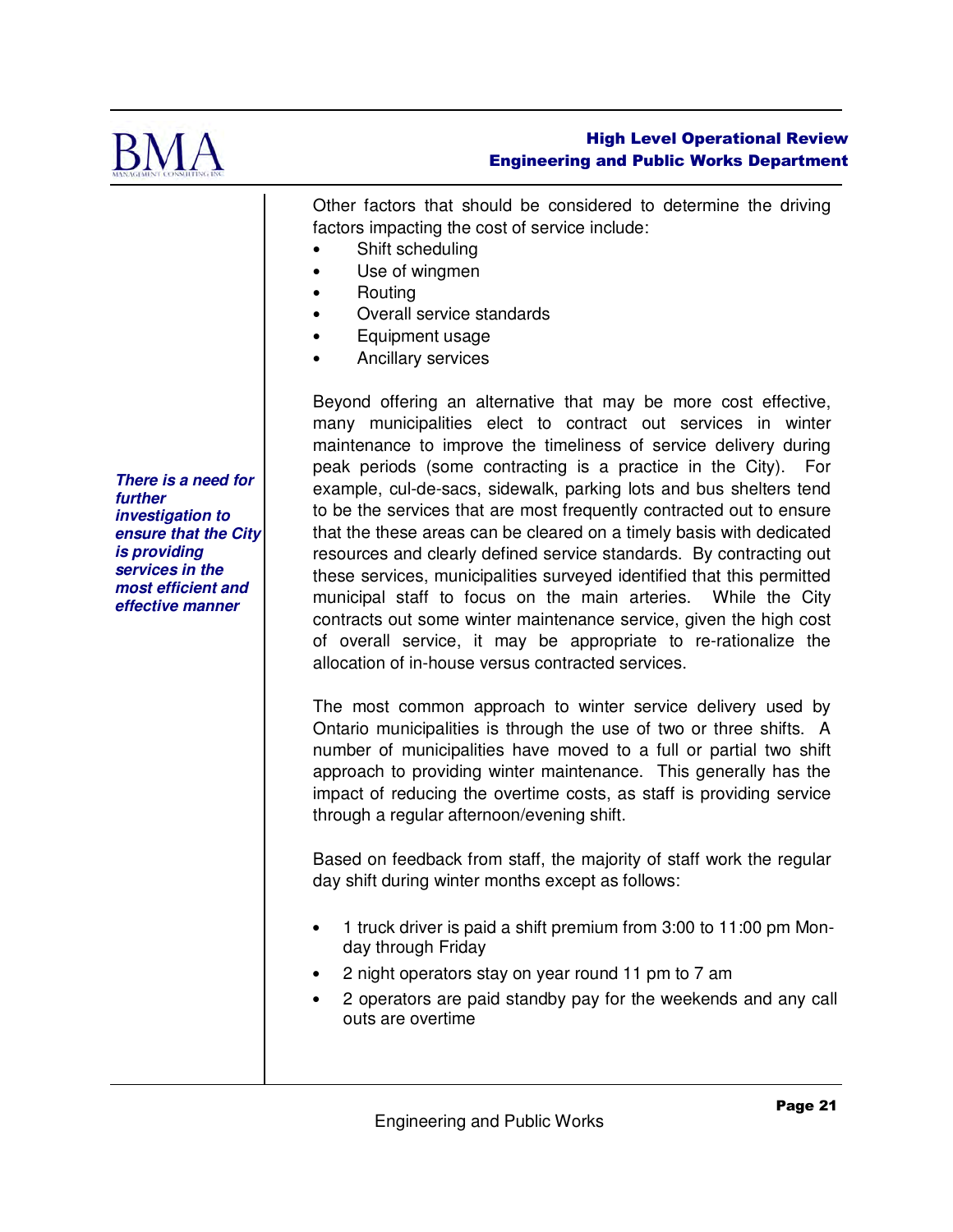Other factors that should be considered to determine the driving factors impacting the cost of service include:

- Shift scheduling
- Use of wingmen
- Routing
- Overall service standards
- Equipment usage
- Ancillary services

***There is a need for further investigation to ensure that the City is providing services in the most efficient and effective manner***

Beyond offering an alternative that may be more cost effective, many municipalities elect to contract out services in winter maintenance to improve the timeliness of service delivery during peak periods (some contracting is a practice in the City). For example, cul-de-sacs, sidewalk, parking lots and bus shelters tend to be the services that are most frequently contracted out to ensure that the these areas can be cleared on a timely basis with dedicated resources and clearly defined service standards. By contracting out these services, municipalities surveyed identified that this permitted municipal staff to focus on the main arteries. While the City contracts out some winter maintenance service, given the high cost of overall service, it may be appropriate to re-rationalize the allocation of in-house versus contracted services.

The most common approach to winter service delivery used by Ontario municipalities is through the use of two or three shifts. A number of municipalities have moved to a full or partial two shift approach to providing winter maintenance. This generally has the impact of reducing the overtime costs, as staff is providing service through a regular afternoon/evening shift.

Based on feedback from staff, the majority of staff work the regular day shift during winter months except as follows:

- 1 truck driver is paid a shift premium from 3:00 to 11:00 pm Monday through Friday
- 2 night operators stay on year round 11 pm to 7 am
- 2 operators are paid standby pay for the weekends and any call outs are overtime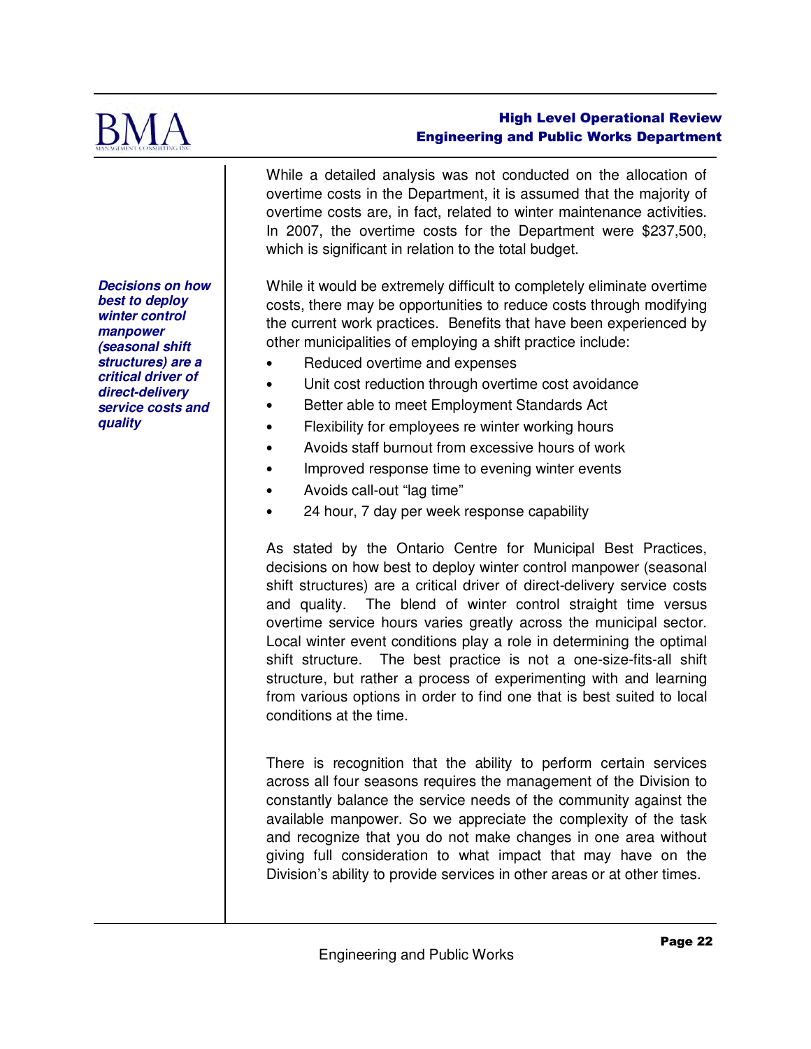While a detailed analysis was not conducted on the allocation of overtime costs in the Department, it is assumed that the majority of overtime costs are, in fact, related to winter maintenance activities. In 2007, the overtime costs for the Department were $237,500, which is significant in relation to the total budget.

***Decisions on how best to deploy winter control manpower (seasonal shift structures) are a critical driver of direct-delivery service costs and quality***

While it would be extremely difficult to completely eliminate overtime costs, there may be opportunities to reduce costs through modifying the current work practices. Benefits that have been experienced by other municipalities of employing a shift practice include:

- Reduced overtime and expenses
- Unit cost reduction through overtime cost avoidance
- Better able to meet Employment Standards Act
- Flexibility for employees re winter working hours
- Avoids staff burnout from excessive hours of work
- Improved response time to evening winter events
- Avoids call-out "lag time"
- 24 hour, 7 day per week response capability

As stated by the Ontario Centre for Municipal Best Practices, decisions on how best to deploy winter control manpower (seasonal shift structures) are a critical driver of direct-delivery service costs and quality. The blend of winter control straight time versus overtime service hours varies greatly across the municipal sector. Local winter event conditions play a role in determining the optimal shift structure. The best practice is not a one-size-fits-all shift structure, but rather a process of experimenting with and learning from various options in order to find one that is best suited to local conditions at the time.

There is recognition that the ability to perform certain services across all four seasons requires the management of the Division to constantly balance the service needs of the community against the available manpower. So we appreciate the complexity of the task and recognize that you do not make changes in one area without giving full consideration to what impact that may have on the Division's ability to provide services in other areas or at other times.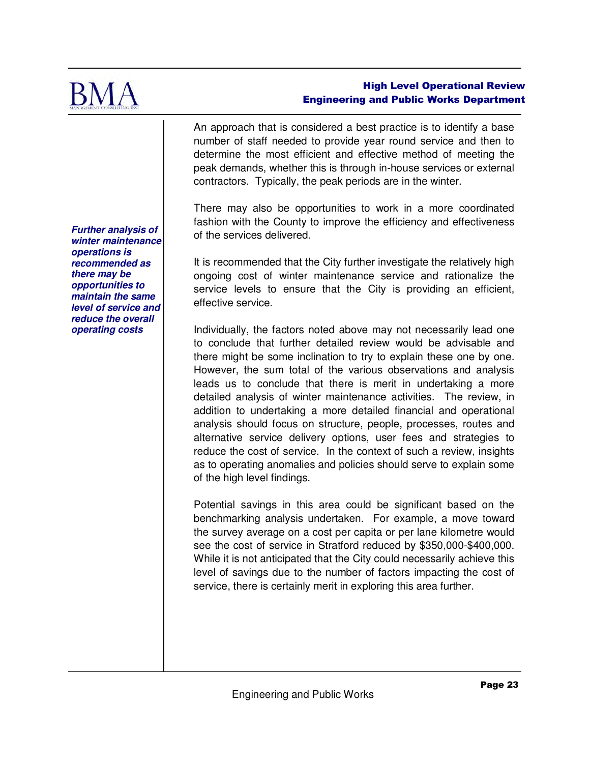An approach that is considered a best practice is to identify a base number of staff needed to provide year round service and then to determine the most efficient and effective method of meeting the peak demands, whether this is through in-house services or external contractors. Typically, the peak periods are in the winter.

There may also be opportunities to work in a more coordinated fashion with the County to improve the efficiency and effectiveness of the services delivered.

***Further analysis of winter maintenance operations is recommended as there may be opportunities to maintain the same level of service and reduce the overall operating costs***

It is recommended that the City further investigate the relatively high ongoing cost of winter maintenance service and rationalize the service levels to ensure that the City is providing an efficient, effective service.

Individually, the factors noted above may not necessarily lead one to conclude that further detailed review would be advisable and there might be some inclination to try to explain these one by one. However, the sum total of the various observations and analysis leads us to conclude that there is merit in undertaking a more detailed analysis of winter maintenance activities. The review, in addition to undertaking a more detailed financial and operational analysis should focus on structure, people, processes, routes and alternative service delivery options, user fees and strategies to reduce the cost of service. In the context of such a review, insights as to operating anomalies and policies should serve to explain some of the high level findings.

Potential savings in this area could be significant based on the benchmarking analysis undertaken. For example, a move toward the survey average on a cost per capita or per lane kilometre would see the cost of service in Stratford reduced by $350,000-$400,000. While it is not anticipated that the City could necessarily achieve this level of savings due to the number of factors impacting the cost of service, there is certainly merit in exploring this area further.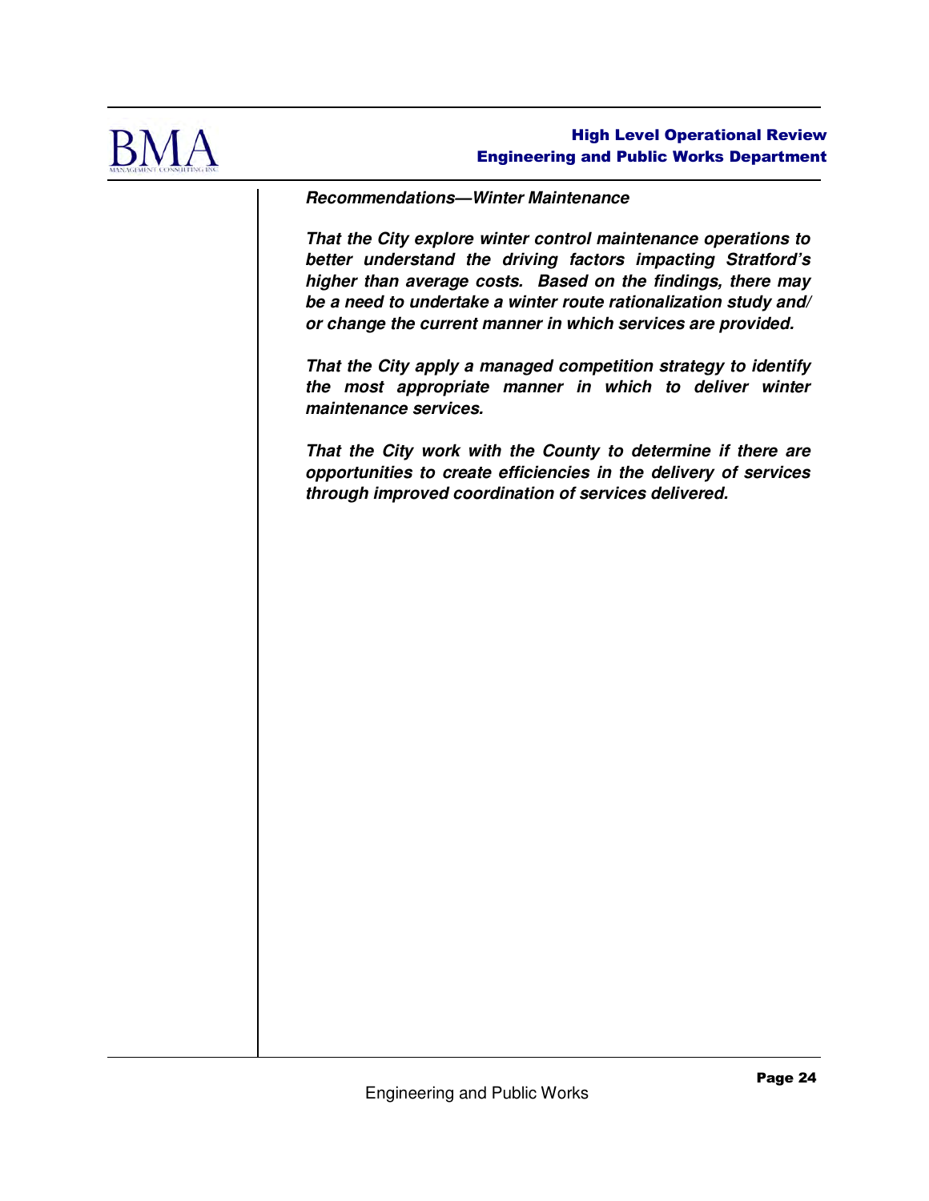***Recommendations—Winter Maintenance***

***That the City explore winter control maintenance operations to better understand the driving factors impacting Stratford's higher than average costs. Based on the findings, there may be a need to undertake a winter route rationalization study and/ or change the current manner in which services are provided.***

***That the City apply a managed competition strategy to identify the most appropriate manner in which to deliver winter maintenance services.***

***That the City work with the County to determine if there are opportunities to create efficiencies in the delivery of services through improved coordination of services delivered.***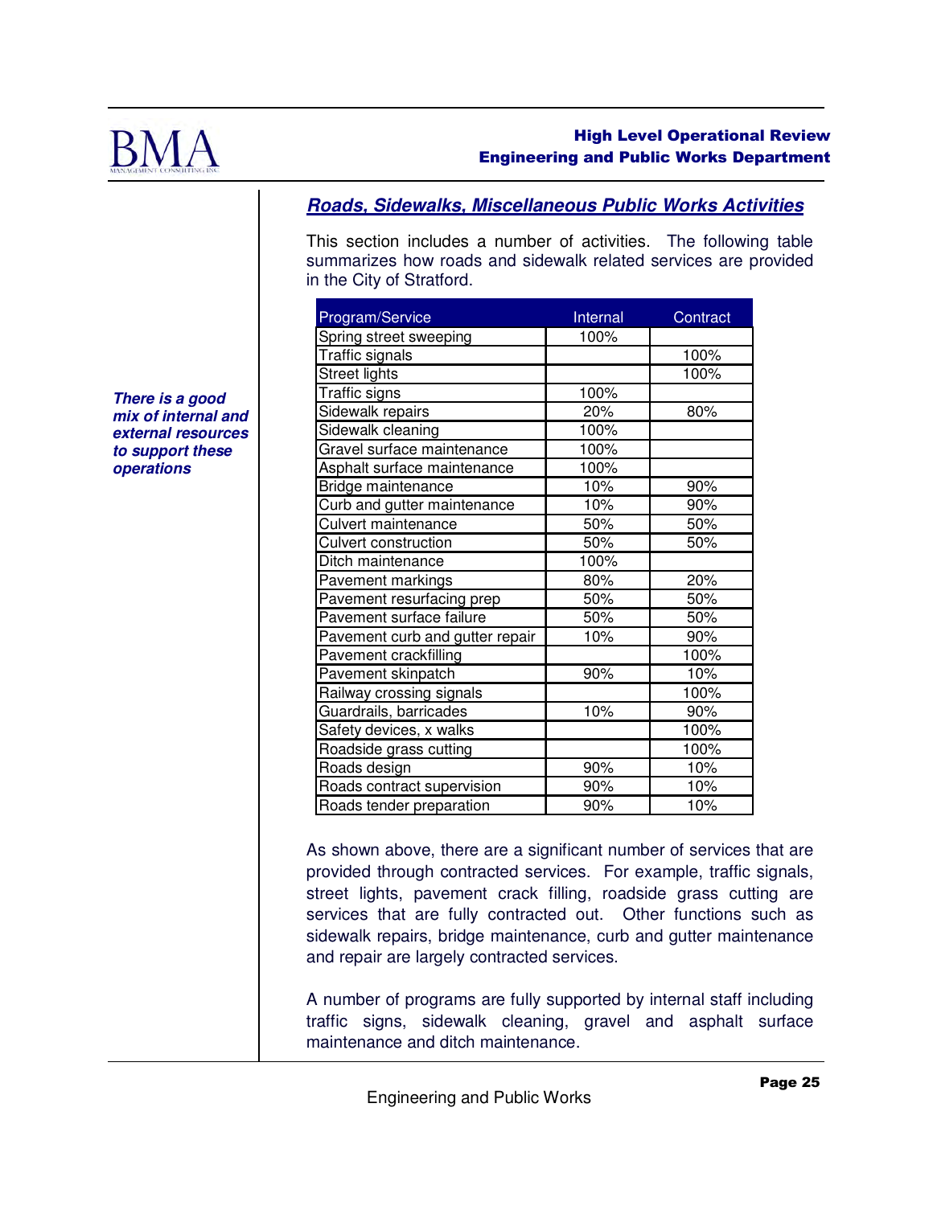## *Roads, Sidewalks, Miscellaneous Public Works Activities*

*There is a good mix of internal and external resources to support these operations*

This section includes a number of activities. The following table summarizes how roads and sidewalk related services are provided in the City of Stratford.

| Program/Service | Internal | Contract |
|---|---|---|
| Spring street sweeping | 100% | |
| Traffic signals | | 100% |
| Street lights | | 100% |
| Traffic signs | 100% | |
| Sidewalk repairs | 20% | 80% |
| Sidewalk cleaning | 100% | |
| Gravel surface maintenance | 100% | |
| Asphalt surface maintenance | 100% | |
| Bridge maintenance | 10% | 90% |
| Curb and gutter maintenance | 10% | 90% |
| Culvert maintenance | 50% | 50% |
| Culvert construction | 50% | 50% |
| Ditch maintenance | 100% | |
| Pavement markings | 80% | 20% |
| Pavement resurfacing prep | 50% | 50% |
| Pavement surface failure | 50% | 50% |
| Pavement curb and gutter repair | 10% | 90% |
| Pavement crackfilling | | 100% |
| Pavement skinpatch | 90% | 10% |
| Railway crossing signals | | 100% |
| Guardrails, barricades | 10% | 90% |
| Safety devices, x walks | | 100% |
| Roadside grass cutting | | 100% |
| Roads design | 90% | 10% |
| Roads contract supervision | 90% | 10% |
| Roads tender preparation | 90% | 10% |

As shown above, there are a significant number of services that are provided through contracted services. For example, traffic signals, street lights, pavement crack filling, roadside grass cutting are services that are fully contracted out. Other functions such as sidewalk repairs, bridge maintenance, curb and gutter maintenance and repair are largely contracted services.

A number of programs are fully supported by internal staff including traffic signs, sidewalk cleaning, gravel and asphalt surface maintenance and ditch maintenance.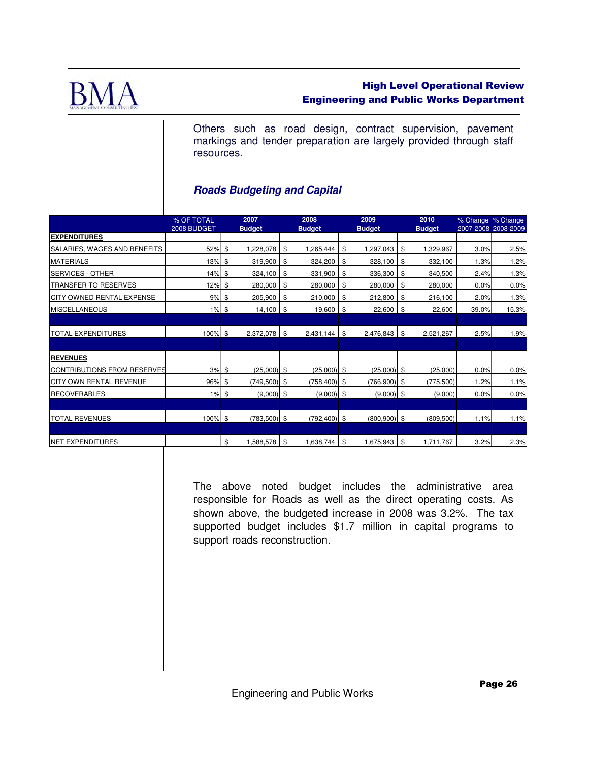Others such as road design, contract supervision, pavement markings and tender preparation are largely provided through staff resources.

### *Roads Budgeting and Capital*

| | % OF TOTAL 2008 BUDGET | 2007 Budget | 2008 Budget | 2009 Budget | 2010 Budget | % Change 2007-2008 | % Change 2008-2009 |
|---|---|---|---|---|---|---|---|
| **EXPENDITURES** | | | | | | | |
| SALARIES, WAGES AND BENEFITS | 52% | $ 1,228,078 | $ 1,265,444 | $ 1,297,043 | $ 1,329,967 | 3.0% | 2.5% |
| MATERIALS | 13% | $ 319,900 | $ 324,200 | $ 328,100 | $ 332,100 | 1.3% | 1.2% |
| SERVICES - OTHER | 14% | $ 324,100 | $ 331,900 | $ 336,300 | $ 340,500 | 2.4% | 1.3% |
| TRANSFER TO RESERVES | 12% | $ 280,000 | $ 280,000 | $ 280,000 | $ 280,000 | 0.0% | 0.0% |
| CITY OWNED RENTAL EXPENSE | 9% | $ 205,900 | $ 210,000 | $ 212,800 | $ 216,100 | 2.0% | 1.3% |
| MISCELLANEOUS | 1% | $ 14,100 | $ 19,600 | $ 22,600 | $ 22,600 | 39.0% | 15.3% |
| TOTAL EXPENDITURES | 100% | $ 2,372,078 | $ 2,431,144 | $ 2,476,843 | $ 2,521,267 | 2.5% | 1.9% |
| **REVENUES** | | | | | | | |
| CONTRIBUTIONS FROM RESERVES | 3% | $ (25,000) | $ (25,000) | $ (25,000) | $ (25,000) | 0.0% | 0.0% |
| CITY OWN RENTAL REVENUE | 96% | $ (749,500) | $ (758,400) | $ (766,900) | $ (775,500) | 1.2% | 1.1% |
| RECOVERABLES | 1% | $ (9,000) | $ (9,000) | $ (9,000) | $ (9,000) | 0.0% | 0.0% |
| TOTAL REVENUES | 100% | $ (783,500) | $ (792,400) | $ (800,900) | $ (809,500) | 1.1% | 1.1% |
| NET EXPENDITURES | | $ 1,588,578 | $ 1,638,744 | $ 1,675,943 | $ 1,711,767 | 3.2% | 2.3% |

The above noted budget includes the administrative area responsible for Roads as well as the direct operating costs. As shown above, the budgeted increase in 2008 was 3.2%. The tax supported budget includes $1.7 million in capital programs to support roads reconstruction.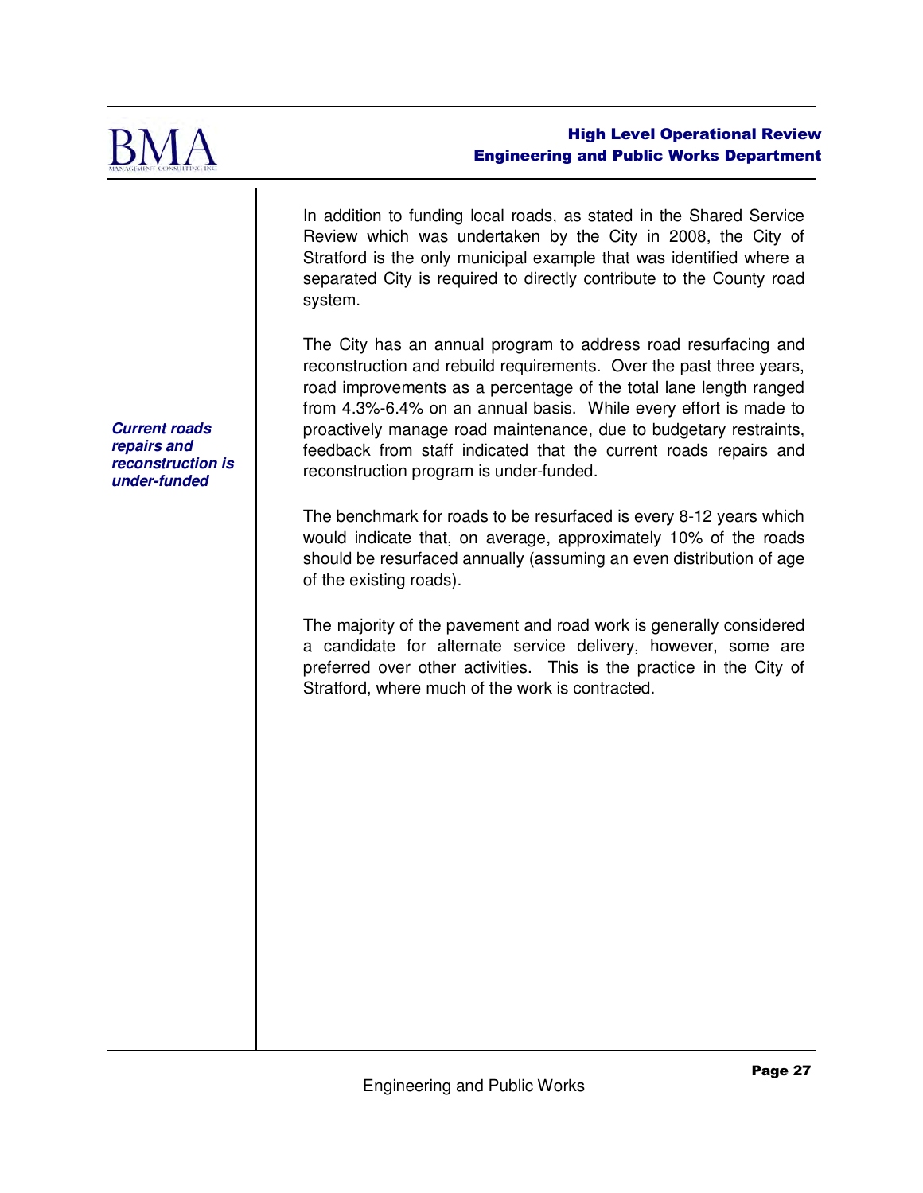In addition to funding local roads, as stated in the Shared Service Review which was undertaken by the City in 2008, the City of Stratford is the only municipal example that was identified where a separated City is required to directly contribute to the County road system.

***Current roads repairs and reconstruction is under-funded***

The City has an annual program to address road resurfacing and reconstruction and rebuild requirements. Over the past three years, road improvements as a percentage of the total lane length ranged from 4.3%-6.4% on an annual basis. While every effort is made to proactively manage road maintenance, due to budgetary restraints, feedback from staff indicated that the current roads repairs and reconstruction program is under-funded.

The benchmark for roads to be resurfaced is every 8-12 years which would indicate that, on average, approximately 10% of the roads should be resurfaced annually (assuming an even distribution of age of the existing roads).

The majority of the pavement and road work is generally considered a candidate for alternate service delivery, however, some are preferred over other activities. This is the practice in the City of Stratford, where much of the work is contracted.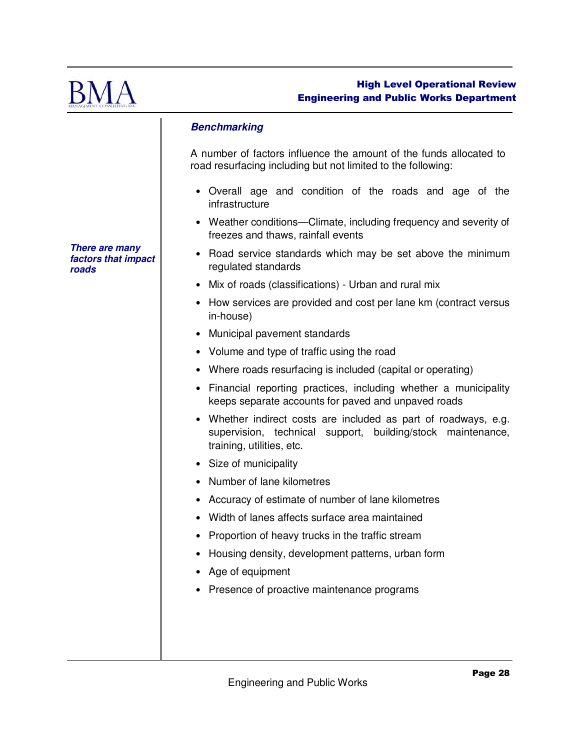### *Benchmarking*

*There are many factors that impact roads*

A number of factors influence the amount of the funds allocated to road resurfacing including but not limited to the following:

- Overall age and condition of the roads and age of the infrastructure
- Weather conditions—Climate, including frequency and severity of freezes and thaws, rainfall events
- Road service standards which may be set above the minimum regulated standards
- Mix of roads (classifications) - Urban and rural mix
- How services are provided and cost per lane km (contract versus in-house)
- Municipal pavement standards
- Volume and type of traffic using the road
- Where roads resurfacing is included (capital or operating)
- Financial reporting practices, including whether a municipality keeps separate accounts for paved and unpaved roads
- Whether indirect costs are included as part of roadways, e.g. supervision, technical support, building/stock maintenance, training, utilities, etc.
- Size of municipality
- Number of lane kilometres
- Accuracy of estimate of number of lane kilometres
- Width of lanes affects surface area maintained
- Proportion of heavy trucks in the traffic stream
- Housing density, development patterns, urban form
- Age of equipment
- Presence of proactive maintenance programs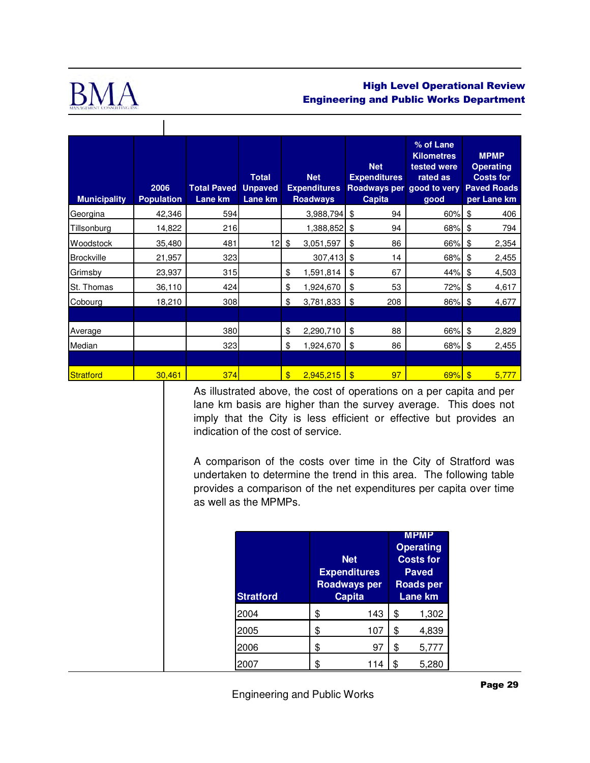| Municipality | 2006 Population | Total Paved Lane km | Total Unpaved Lane km | Net Expenditures Roadways | Net Expenditures Roadways per Capita | % of Lane Kilometres tested were rated as good to very good | MPMP Operating Costs for Paved Roads per Lane km |
|---|---|---|---|---|---|---|---|
| Georgina | 42,346 | 594 | | 3,988,794 | $ 94 | 60% | $ 406 |
| Tillsonburg | 14,822 | 216 | | 1,388,852 | $ 94 | 68% | $ 794 |
| Woodstock | 35,480 | 481 | 12 | $ 3,051,597 | $ 86 | 66% | $ 2,354 |
| Brockville | 21,957 | 323 | | 307,413 | $ 14 | 68% | $ 2,455 |
| Grimsby | 23,937 | 315 | | $ 1,591,814 | $ 67 | 44% | $ 4,503 |
| St. Thomas | 36,110 | 424 | | $ 1,924,670 | $ 53 | 72% | $ 4,617 |
| Cobourg | 18,210 | 308 | | $ 3,781,833 | $ 208 | 86% | $ 4,677 |
| | | | | | | | |
| Average | | 380 | | $ 2,290,710 | $ 88 | 66% | $ 2,829 |
| Median | | 323 | | $ 1,924,670 | $ 86 | 68% | $ 2,455 |
| | | | | | | | |
| Stratford | 30,461 | 374 | | $ 2,945,215 | $ 97 | 69% | $ 5,777 |

As illustrated above, the cost of operations on a per capita and per lane km basis are higher than the survey average. This does not imply that the City is less efficient or effective but provides an indication of the cost of service.

A comparison of the costs over time in the City of Stratford was undertaken to determine the trend in this area. The following table provides a comparison of the net expenditures per capita over time as well as the MPMPs.

| Stratford | Net Expenditures Roadways per Capita | MPMP Operating Costs for Paved Roads per Lane km |
|---|---|---|
| 2004 | $ 143 | $ 1,302 |
| 2005 | $ 107 | $ 4,839 |
| 2006 | $ 97 | $ 5,777 |
| 2007 | $ 114 | $ 5,280 |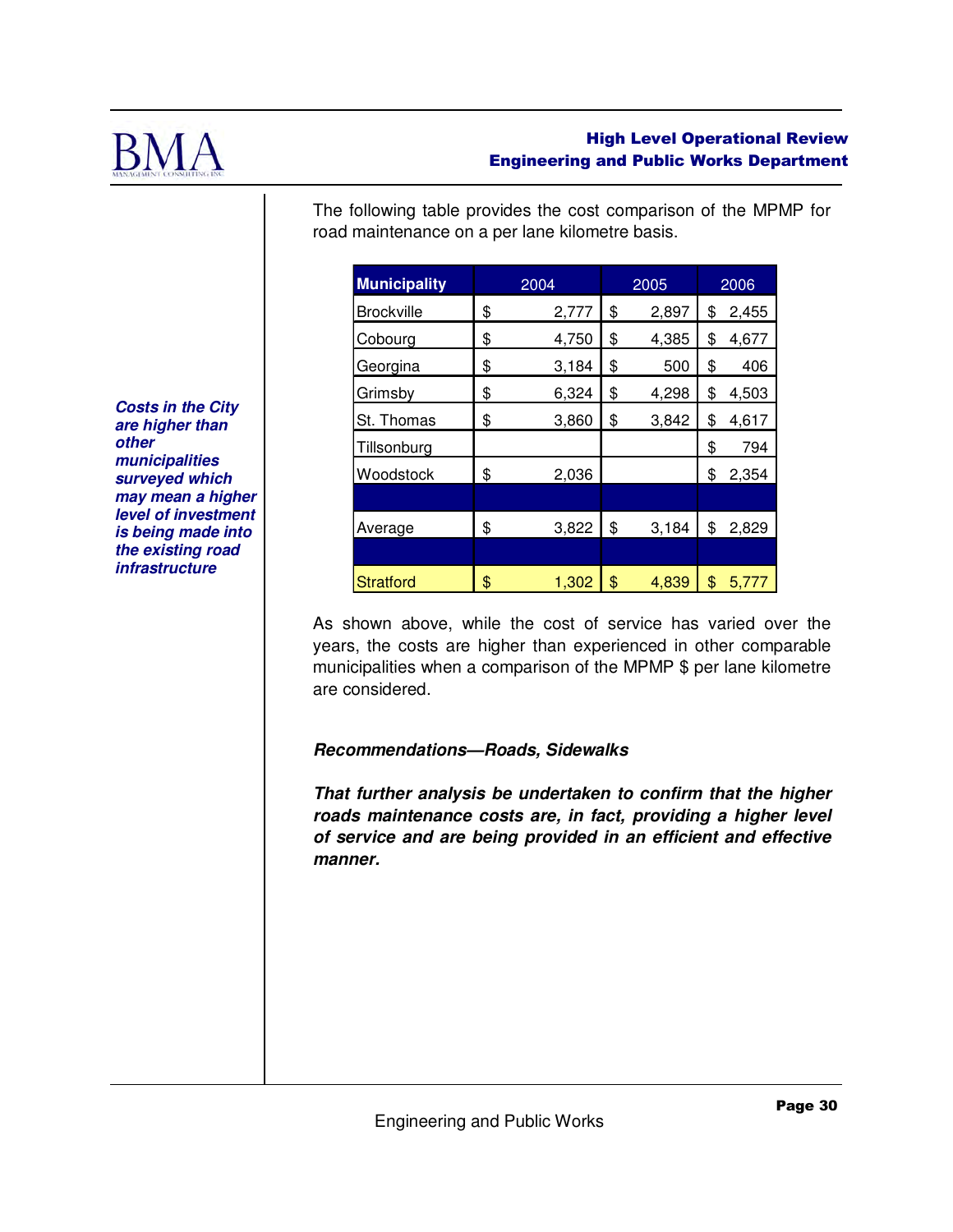***Costs in the City are higher than other municipalities surveyed which may mean a higher level of investment is being made into the existing road infrastructure***

The following table provides the cost comparison of the MPMP for road maintenance on a per lane kilometre basis.

| Municipality | 2004 | 2005 | 2006 |
|---|---|---|---|
| Brockville | $ 2,777 | $ 2,897 | $ 2,455 |
| Cobourg | $ 4,750 | $ 4,385 | $ 4,677 |
| Georgina | $ 3,184 | $ 500 | $ 406 |
| Grimsby | $ 6,324 | $ 4,298 | $ 4,503 |
| St. Thomas | $ 3,860 | $ 3,842 | $ 4,617 |
| Tillsonburg | | | $ 794 |
| Woodstock | $ 2,036 | | $ 2,354 |
| | | | |
| Average | $ 3,822 | $ 3,184 | $ 2,829 |
| | | | |
| Stratford | $ 1,302 | $ 4,839 | $ 5,777 |

As shown above, while the cost of service has varied over the years, the costs are higher than experienced in other comparable municipalities when a comparison of the MPMP $ per lane kilometre are considered.

***Recommendations—Roads, Sidewalks***

***That further analysis be undertaken to confirm that the higher roads maintenance costs are, in fact, providing a higher level of service and are being provided in an efficient and effective manner.***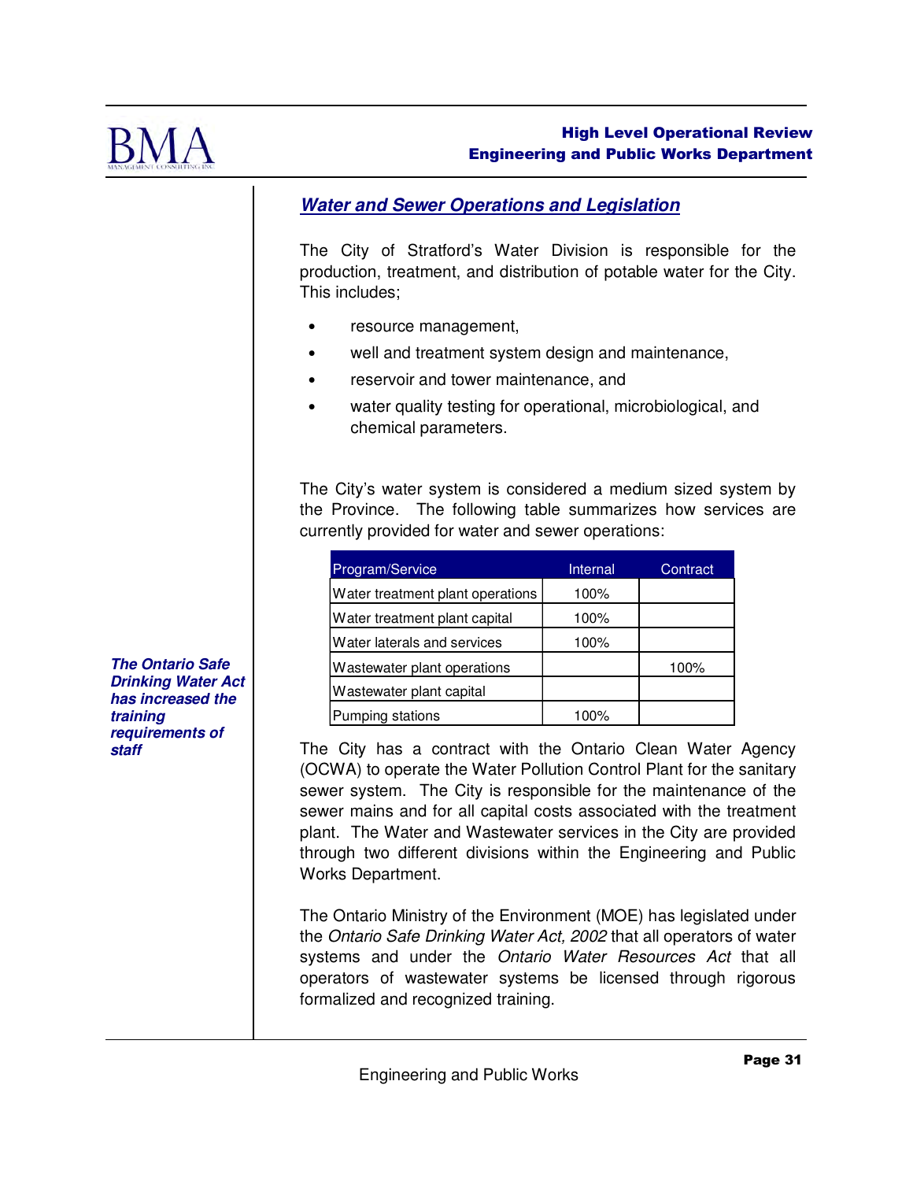## *Water and Sewer Operations and Legislation*

The City of Stratford's Water Division is responsible for the production, treatment, and distribution of potable water for the City. This includes;

- resource management,
- well and treatment system design and maintenance,
- reservoir and tower maintenance, and
- water quality testing for operational, microbiological, and chemical parameters.

The City's water system is considered a medium sized system by the Province. The following table summarizes how services are currently provided for water and sewer operations:

| Program/Service | Internal | Contract |
|---|---|---|
| Water treatment plant operations | 100% | |
| Water treatment plant capital | 100% | |
| Water laterals and services | 100% | |
| Wastewater plant operations | | 100% |
| Wastewater plant capital | | |
| Pumping stations | 100% | |

***The Ontario Safe Drinking Water Act has increased the training requirements of staff***

The City has a contract with the Ontario Clean Water Agency (OCWA) to operate the Water Pollution Control Plant for the sanitary sewer system. The City is responsible for the maintenance of the sewer mains and for all capital costs associated with the treatment plant. The Water and Wastewater services in the City are provided through two different divisions within the Engineering and Public Works Department.

The Ontario Ministry of the Environment (MOE) has legislated under the *Ontario Safe Drinking Water Act, 2002* that all operators of water systems and under the *Ontario Water Resources Act* that all operators of wastewater systems be licensed through rigorous formalized and recognized training.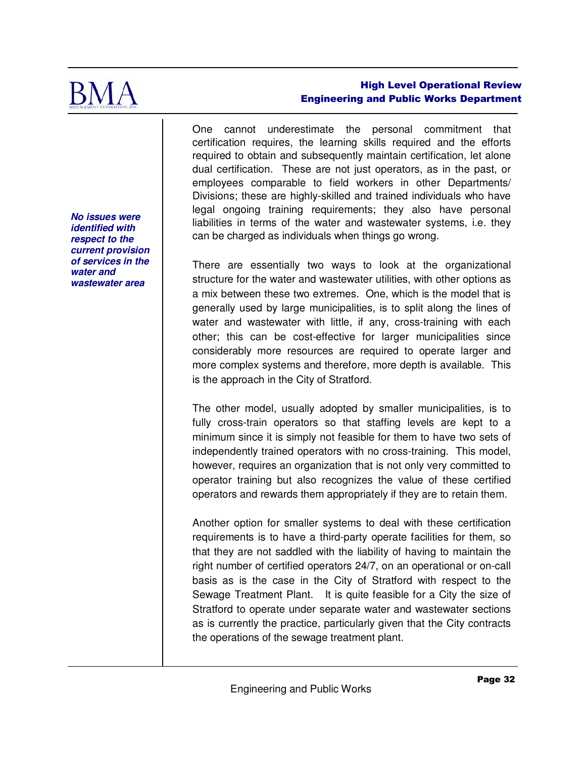***No issues were identified with respect to the current provision of services in the water and wastewater area***

One cannot underestimate the personal commitment that certification requires, the learning skills required and the efforts required to obtain and subsequently maintain certification, let alone dual certification. These are not just operators, as in the past, or employees comparable to field workers in other Departments/ Divisions; these are highly-skilled and trained individuals who have legal ongoing training requirements; they also have personal liabilities in terms of the water and wastewater systems, i.e. they can be charged as individuals when things go wrong.

There are essentially two ways to look at the organizational structure for the water and wastewater utilities, with other options as a mix between these two extremes. One, which is the model that is generally used by large municipalities, is to split along the lines of water and wastewater with little, if any, cross-training with each other; this can be cost-effective for larger municipalities since considerably more resources are required to operate larger and more complex systems and therefore, more depth is available. This is the approach in the City of Stratford.

The other model, usually adopted by smaller municipalities, is to fully cross-train operators so that staffing levels are kept to a minimum since it is simply not feasible for them to have two sets of independently trained operators with no cross-training. This model, however, requires an organization that is not only very committed to operator training but also recognizes the value of these certified operators and rewards them appropriately if they are to retain them.

Another option for smaller systems to deal with these certification requirements is to have a third-party operate facilities for them, so that they are not saddled with the liability of having to maintain the right number of certified operators 24/7, on an operational or on-call basis as is the case in the City of Stratford with respect to the Sewage Treatment Plant. It is quite feasible for a City the size of Stratford to operate under separate water and wastewater sections as is currently the practice, particularly given that the City contracts the operations of the sewage treatment plant.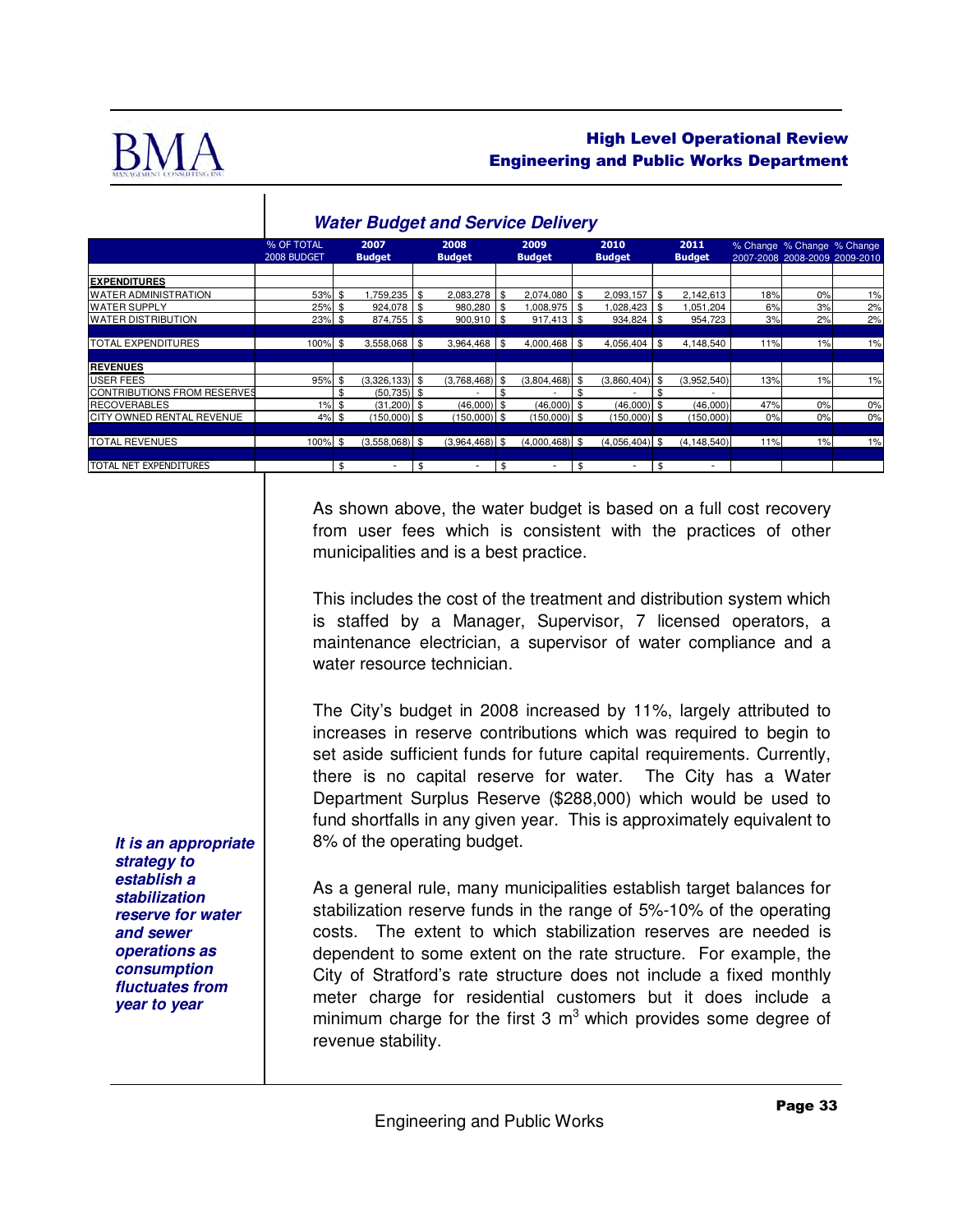### Water Budget and Service Delivery

| | % OF TOTAL 2008 BUDGET | 2007 Budget | 2008 Budget | 2009 Budget | 2010 Budget | 2011 Budget | % Change 2007-2008 | % Change 2008-2009 | % Change 2009-2010 |
|---|---|---|---|---|---|---|---|---|---|
| **EXPENDITURES** | | | | | | | | | |
| WATER ADMINISTRATION | 53% | $ 1,759,235 | $ 2,083,278 | $ 2,074,080 | $ 2,093,157 | $ 2,142,613 | 18% | 0% | 1% |
| WATER SUPPLY | 25% | $ 924,078 | $ 980,280 | $ 1,008,975 | $ 1,028,423 | $ 1,051,204 | 6% | 3% | 2% |
| WATER DISTRIBUTION | 23% | $ 874,755 | $ 900,910 | $ 917,413 | $ 934,824 | $ 954,723 | 3% | 2% | 2% |
| TOTAL EXPENDITURES | 100% | $ 3,558,068 | $ 3,964,468 | $ 4,000,468 | $ 4,056,404 | $ 4,148,540 | 11% | 1% | 1% |
| **REVENUES** | | | | | | | | | |
| USER FEES | 95% | $ (3,326,133) | $ (3,768,468) | $ (3,804,468) | $ (3,860,404) | $ (3,952,540) | 13% | 1% | 1% |
| CONTRIBUTIONS FROM RESERVES | | $ (50,735) | $ - | $ - | $ - | $ - | | | |
| RECOVERABLES | 1% | $ (31,200) | $ (46,000) | $ (46,000) | $ (46,000) | $ (46,000) | 47% | 0% | 0% |
| CITY OWNED RENTAL REVENUE | 4% | $ (150,000) | $ (150,000) | $ (150,000) | $ (150,000) | $ (150,000) | 0% | 0% | 0% |
| TOTAL REVENUES | 100% | $ (3,558,068) | $ (3,964,468) | $ (4,000,468) | $ (4,056,404) | $ (4,148,540) | 11% | 1% | 1% |
| TOTAL NET EXPENDITURES | | $ - | $ - | $ - | $ - | $ - | | | |

As shown above, the water budget is based on a full cost recovery from user fees which is consistent with the practices of other municipalities and is a best practice.

This includes the cost of the treatment and distribution system which is staffed by a Manager, Supervisor, 7 licensed operators, a maintenance electrician, a supervisor of water compliance and a water resource technician.

The City's budget in 2008 increased by 11%, largely attributed to increases in reserve contributions which was required to begin to set aside sufficient funds for future capital requirements. Currently, there is no capital reserve for water. The City has a Water Department Surplus Reserve ($288,000) which would be used to fund shortfalls in any given year. This is approximately equivalent to 8% of the operating budget.

***It is an appropriate strategy to establish a stabilization reserve for water and sewer operations as consumption fluctuates from year to year***

As a general rule, many municipalities establish target balances for stabilization reserve funds in the range of 5%-10% of the operating costs. The extent to which stabilization reserves are needed is dependent to some extent on the rate structure. For example, the City of Stratford's rate structure does not include a fixed monthly meter charge for residential customers but it does include a minimum charge for the first 3 $m^3$ which provides some degree of revenue stability.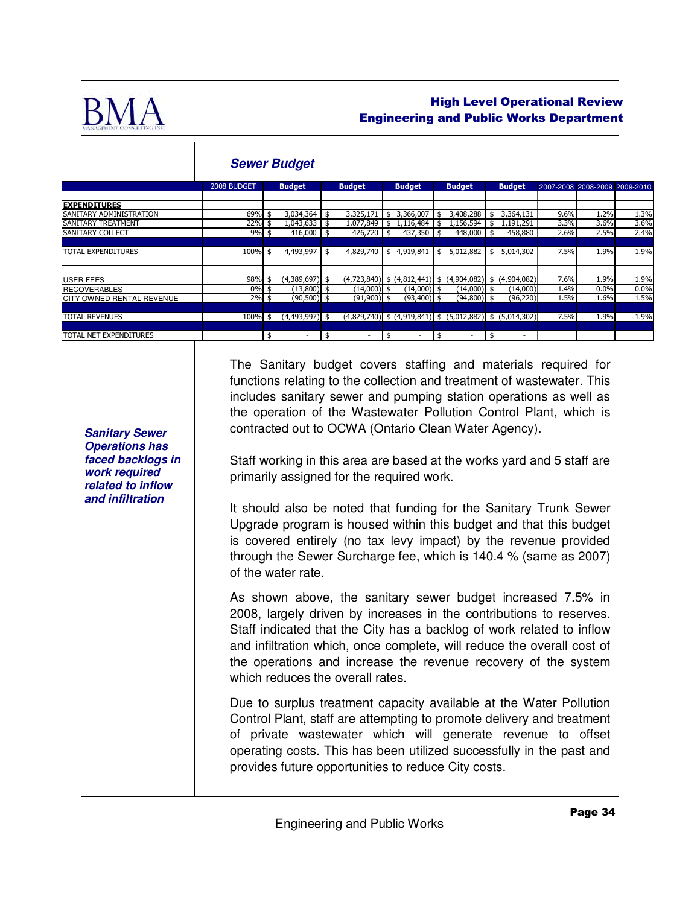## Sewer Budget

| | 2008 BUDGET | Budget | Budget | Budget | Budget | Budget | 2007-2008 | 2008-2009 | 2009-2010 |
|---|---|---|---|---|---|---|---|---|---|
| **EXPENDITURES** | | | | | | | | | |
| SANITARY ADMINISTRATION | 69% | $ 3,034,364 | $ 3,325,171 | $ 3,366,007 | $ 3,408,288 | $ 3,364,131 | 9.6% | 1.2% | 1.3% |
| SANITARY TREATMENT | 22% | $ 1,043,633 | $ 1,077,849 | $ 1,116,484 | $ 1,156,594 | $ 1,191,291 | 3.3% | 3.6% | 3.6% |
| SANITARY COLLECT | 9% | $ 416,000 | $ 426,720 | $ 437,350 | $ 448,000 | $ 458,880 | 2.6% | 2.5% | 2.4% |
| TOTAL EXPENDITURES | 100% | $ 4,493,997 | $ 4,829,740 | $ 4,919,841 | $ 5,012,882 | $ 5,014,302 | 7.5% | 1.9% | 1.9% |
| USER FEES | 98% | $ (4,389,697) | $ (4,723,840) | $ (4,812,441) | $ (4,904,082) | $ (4,904,082) | 7.6% | 1.9% | 1.9% |
| RECOVERABLES | 0% | $ (13,800) | $ (14,000) | $ (14,000) | $ (14,000) | $ (14,000) | 1.4% | 0.0% | 0.0% |
| CITY OWNED RENTAL REVENUE | 2% | $ (90,500) | $ (91,900) | $ (93,400) | $ (94,800) | $ (96,220) | 1.5% | 1.6% | 1.5% |
| TOTAL REVENUES | 100% | $ (4,493,997) | $ (4,829,740) | $ (4,919,841) | $ (5,012,882) | $ (5,014,302) | 7.5% | 1.9% | 1.9% |
| TOTAL NET EXPENDITURES | | $ - | $ - | $ - | $ - | $ - | | | |

***Sanitary Sewer Operations has faced backlogs in work required related to inflow and infiltration***

The Sanitary budget covers staffing and materials required for functions relating to the collection and treatment of wastewater. This includes sanitary sewer and pumping station operations as well as the operation of the Wastewater Pollution Control Plant, which is contracted out to OCWA (Ontario Clean Water Agency).

Staff working in this area are based at the works yard and 5 staff are primarily assigned for the required work.

It should also be noted that funding for the Sanitary Trunk Sewer Upgrade program is housed within this budget and that this budget is covered entirely (no tax levy impact) by the revenue provided through the Sewer Surcharge fee, which is 140.4 % (same as 2007) of the water rate.

As shown above, the sanitary sewer budget increased 7.5% in 2008, largely driven by increases in the contributions to reserves. Staff indicated that the City has a backlog of work related to inflow and infiltration which, once complete, will reduce the overall cost of the operations and increase the revenue recovery of the system which reduces the overall rates.

Due to surplus treatment capacity available at the Water Pollution Control Plant, staff are attempting to promote delivery and treatment of private wastewater which will generate revenue to offset operating costs. This has been utilized successfully in the past and provides future opportunities to reduce City costs.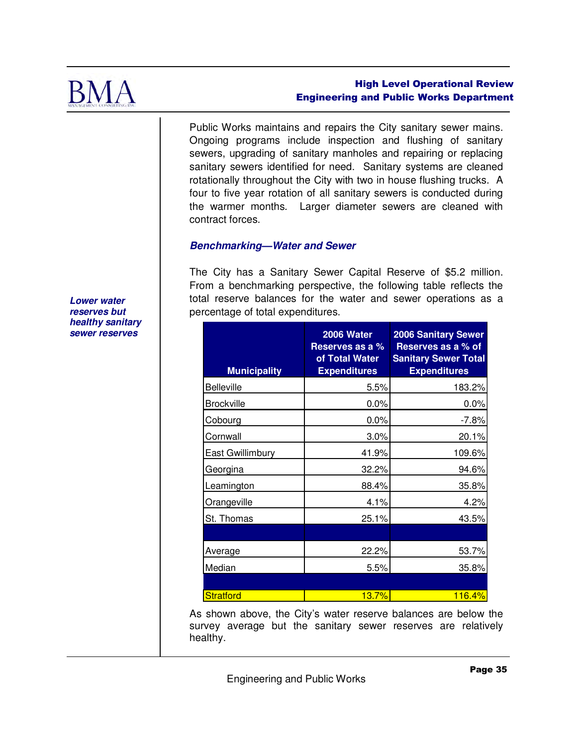Public Works maintains and repairs the City sanitary sewer mains. Ongoing programs include inspection and flushing of sanitary sewers, upgrading of sanitary manholes and repairing or replacing sanitary sewers identified for need. Sanitary systems are cleaned rotationally throughout the City with two in house flushing trucks. A four to five year rotation of all sanitary sewers is conducted during the warmer months. Larger diameter sewers are cleaned with contract forces.

### *Benchmarking—Water and Sewer*

*Lower water reserves but healthy sanitary sewer reserves*

The City has a Sanitary Sewer Capital Reserve of $5.2 million. From a benchmarking perspective, the following table reflects the total reserve balances for the water and sewer operations as a percentage of total expenditures.

| Municipality | 2006 Water Reserves as a % of Total Water Expenditures | 2006 Sanitary Sewer Reserves as a % of Sanitary Sewer Total Expenditures |
|---|---|---|
| Belleville | 5.5% | 183.2% |
| Brockville | 0.0% | 0.0% |
| Cobourg | 0.0% | -7.8% |
| Cornwall | 3.0% | 20.1% |
| East Gwillimbury | 41.9% | 109.6% |
| Georgina | 32.2% | 94.6% |
| Leamington | 88.4% | 35.8% |
| Orangeville | 4.1% | 4.2% |
| St. Thomas | 25.1% | 43.5% |
| | | |
| Average | 22.2% | 53.7% |
| Median | 5.5% | 35.8% |
| | | |
| Stratford | 13.7% | 116.4% |

As shown above, the City's water reserve balances are below the survey average but the sanitary sewer reserves are relatively healthy.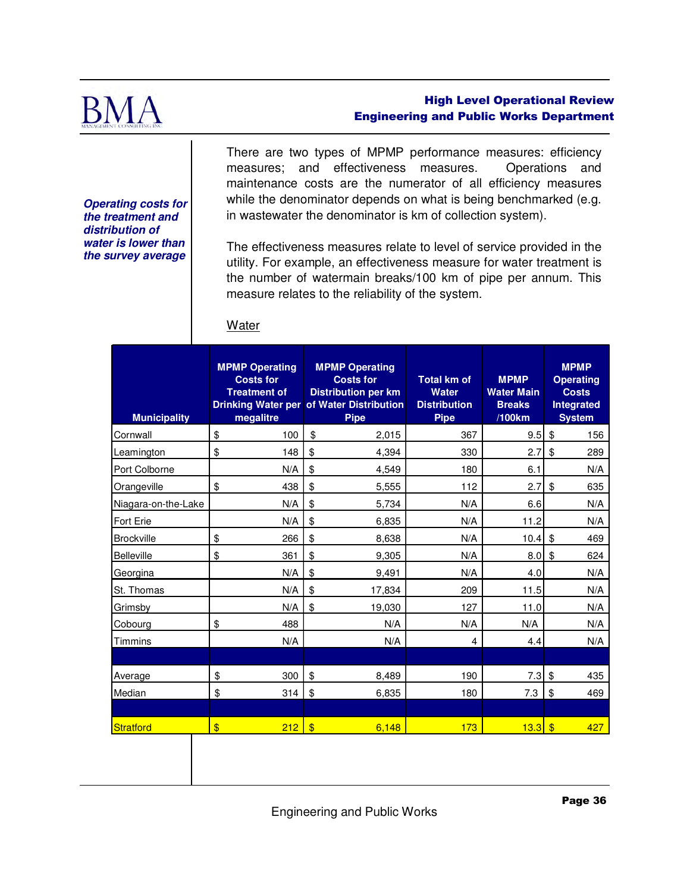*Operating costs for the treatment and distribution of water is lower than the survey average*

There are two types of MPMP performance measures: efficiency measures; and effectiveness measures. Operations and maintenance costs are the numerator of all efficiency measures while the denominator depends on what is being benchmarked (e.g. in wastewater the denominator is km of collection system).

The effectiveness measures relate to level of service provided in the utility. For example, an effectiveness measure for water treatment is the number of watermain breaks/100 km of pipe per annum. This measure relates to the reliability of the system.

Water

| Municipality | MPMP Operating Costs for Treatment of Drinking Water per megalitre | MPMP Operating Costs for Distribution per km of Water Distribution Pipe | Total km of Water Distribution Pipe | MPMP Water Main Breaks /100km | MPMP Operating Costs Integrated System |
|---|---|---|---|---|---|
| Cornwall | $ 100 | $ 2,015 | 367 | 9.5 | $ 156 |
| Leamington | $ 148 | $ 4,394 | 330 | 2.7 | $ 289 |
| Port Colborne | N/A | $ 4,549 | 180 | 6.1 | N/A |
| Orangeville | $ 438 | $ 5,555 | 112 | 2.7 | $ 635 |
| Niagara-on-the-Lake | N/A | $ 5,734 | N/A | 6.6 | N/A |
| Fort Erie | N/A | $ 6,835 | N/A | 11.2 | N/A |
| Brockville | $ 266 | $ 8,638 | N/A | 10.4 | $ 469 |
| Belleville | $ 361 | $ 9,305 | N/A | 8.0 | $ 624 |
| Georgina | N/A | $ 9,491 | N/A | 4.0 | N/A |
| St. Thomas | N/A | $ 17,834 | 209 | 11.5 | N/A |
| Grimsby | N/A | $ 19,030 | 127 | 11.0 | N/A |
| Cobourg | $ 488 | N/A | N/A | N/A | N/A |
| Timmins | N/A | N/A | 4 | 4.4 | N/A |
| | | | | | |
| Average | $ 300 | $ 8,489 | 190 | 7.3 | $ 435 |
| Median | $ 314 | $ 6,835 | 180 | 7.3 | $ 469 |
| | | | | | |
| Stratford | $ 212 | $ 6,148 | 173 | 13.3 | $ 427 |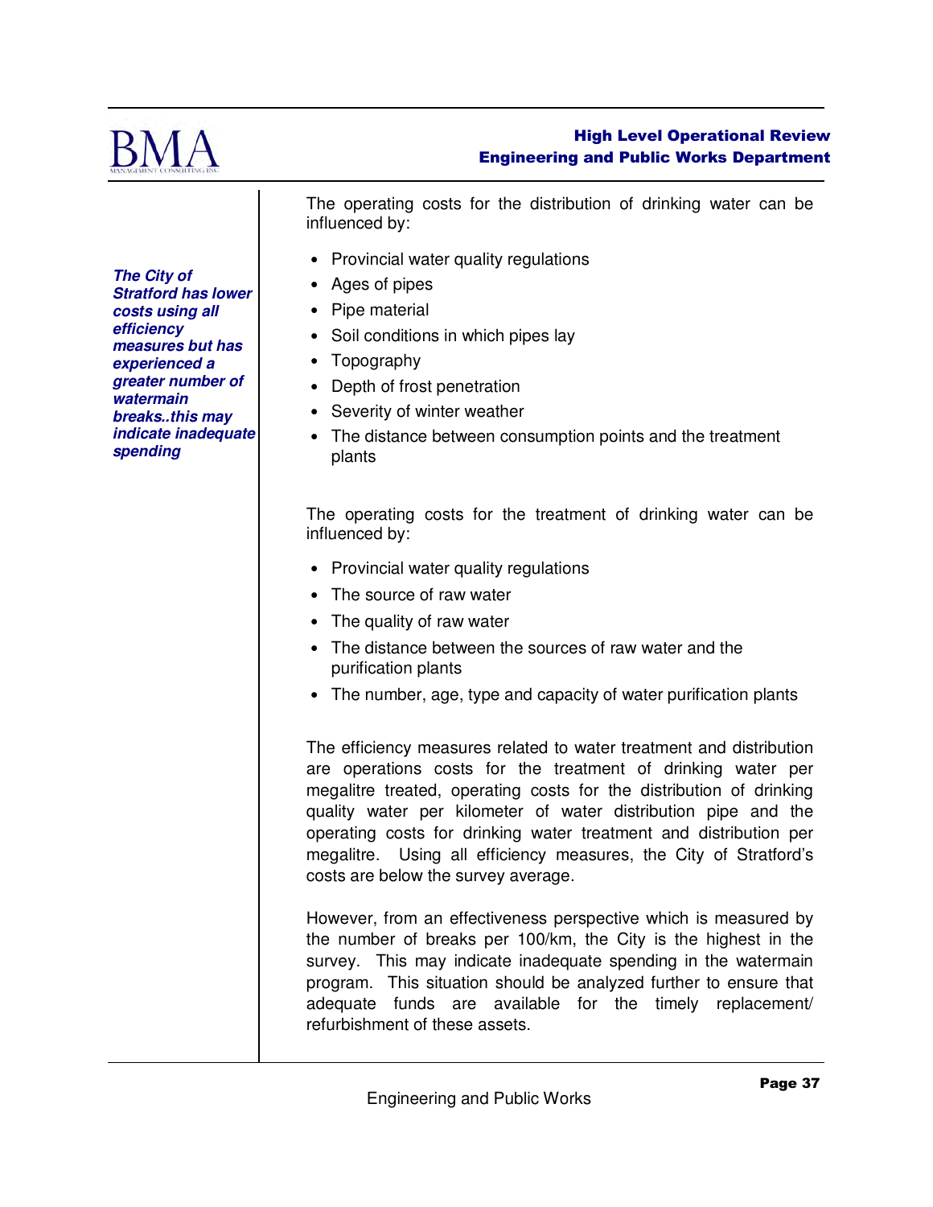*The City of Stratford has lower costs using all efficiency measures but has experienced a greater number of watermain breaks..this may indicate inadequate spending*

The operating costs for the distribution of drinking water can be influenced by:

- Provincial water quality regulations
- Ages of pipes
- Pipe material
- Soil conditions in which pipes lay
- Topography
- Depth of frost penetration
- Severity of winter weather
- The distance between consumption points and the treatment plants

The operating costs for the treatment of drinking water can be influenced by:

- Provincial water quality regulations
- The source of raw water
- The quality of raw water
- The distance between the sources of raw water and the purification plants
- The number, age, type and capacity of water purification plants

The efficiency measures related to water treatment and distribution are operations costs for the treatment of drinking water per megalitre treated, operating costs for the distribution of drinking quality water per kilometer of water distribution pipe and the operating costs for drinking water treatment and distribution per megalitre. Using all efficiency measures, the City of Stratford's costs are below the survey average.

However, from an effectiveness perspective which is measured by the number of breaks per 100/km, the City is the highest in the survey. This may indicate inadequate spending in the watermain program. This situation should be analyzed further to ensure that adequate funds are available for the timely replacement/ refurbishment of these assets.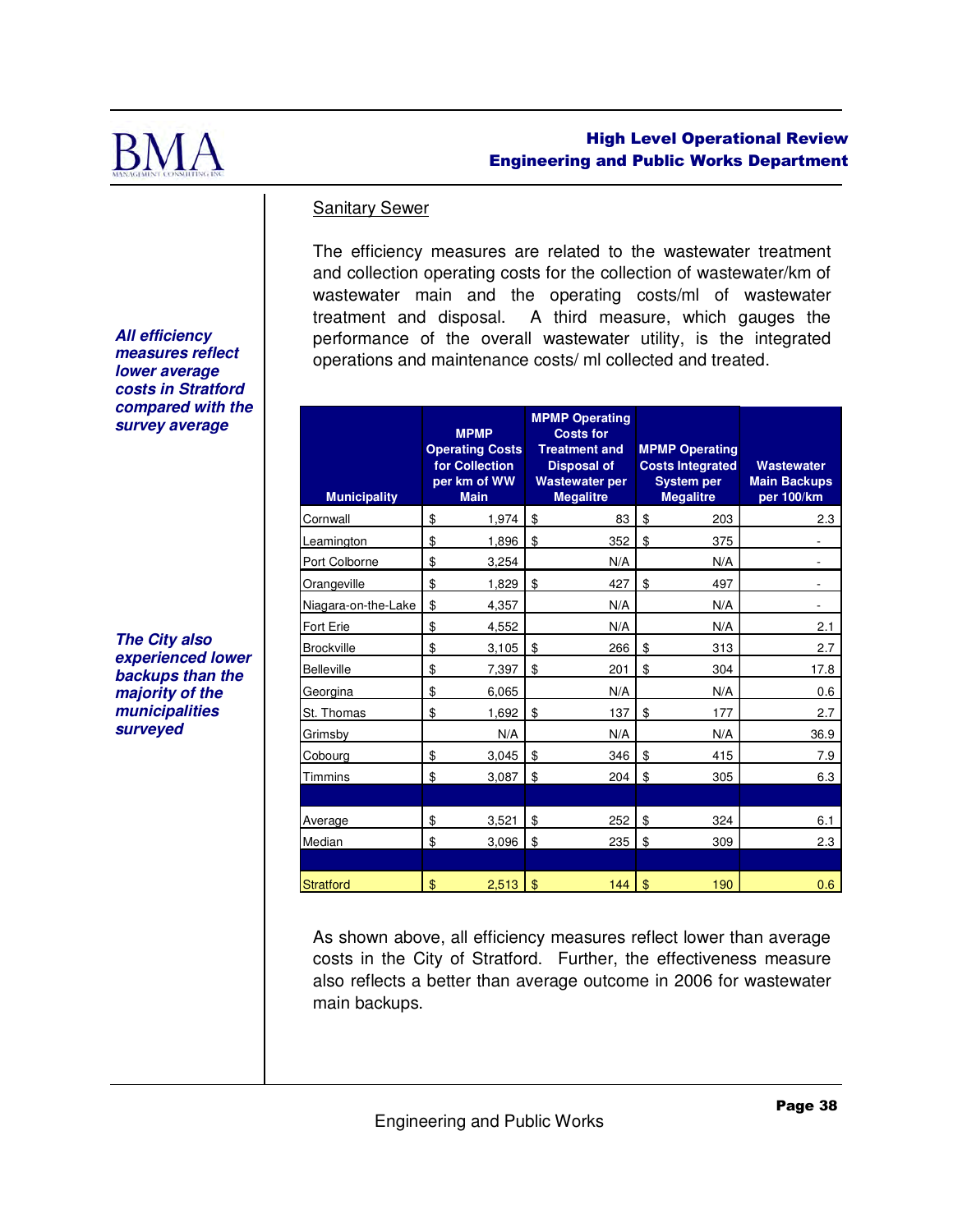## Sanitary Sewer

*All efficiency measures reflect lower average costs in Stratford compared with the survey average*

The efficiency measures are related to the wastewater treatment and collection operating costs for the collection of wastewater/km of wastewater main and the operating costs/ml of wastewater treatment and disposal. A third measure, which gauges the performance of the overall wastewater utility, is the integrated operations and maintenance costs/ ml collected and treated.

*The City also experienced lower backups than the majority of the municipalities surveyed*

| Municipality | MPMP Operating Costs for Collection per km of WW Main | MPMP Operating Costs for Treatment and Disposal of Wastewater per Megalitre | MPMP Operating Costs Integrated System per Megalitre | Wastewater Main Backups per 100/km |
|---|---|---|---|---|
| Cornwall | $ 1,974 | $ 83 | $ 203 | 2.3 |
| Leamington | $ 1,896 | $ 352 | $ 375 | - |
| Port Colborne | $ 3,254 | N/A | N/A | - |
| Orangeville | $ 1,829 | $ 427 | $ 497 | - |
| Niagara-on-the-Lake | $ 4,357 | N/A | N/A | - |
| Fort Erie | $ 4,552 | N/A | N/A | 2.1 |
| Brockville | $ 3,105 | $ 266 | $ 313 | 2.7 |
| Belleville | $ 7,397 | $ 201 | $ 304 | 17.8 |
| Georgina | $ 6,065 | N/A | N/A | 0.6 |
| St. Thomas | $ 1,692 | $ 137 | $ 177 | 2.7 |
| Grimsby | N/A | N/A | N/A | 36.9 |
| Cobourg | $ 3,045 | $ 346 | $ 415 | 7.9 |
| Timmins | $ 3,087 | $ 204 | $ 305 | 6.3 |
| | | | | |
| Average | $ 3,521 | $ 252 | $ 324 | 6.1 |
| Median | $ 3,096 | $ 235 | $ 309 | 2.3 |
| | | | | |
| Stratford | $ 2,513 | $ 144 | $ 190 | 0.6 |

As shown above, all efficiency measures reflect lower than average costs in the City of Stratford. Further, the effectiveness measure also reflects a better than average outcome in 2006 for wastewater main backups.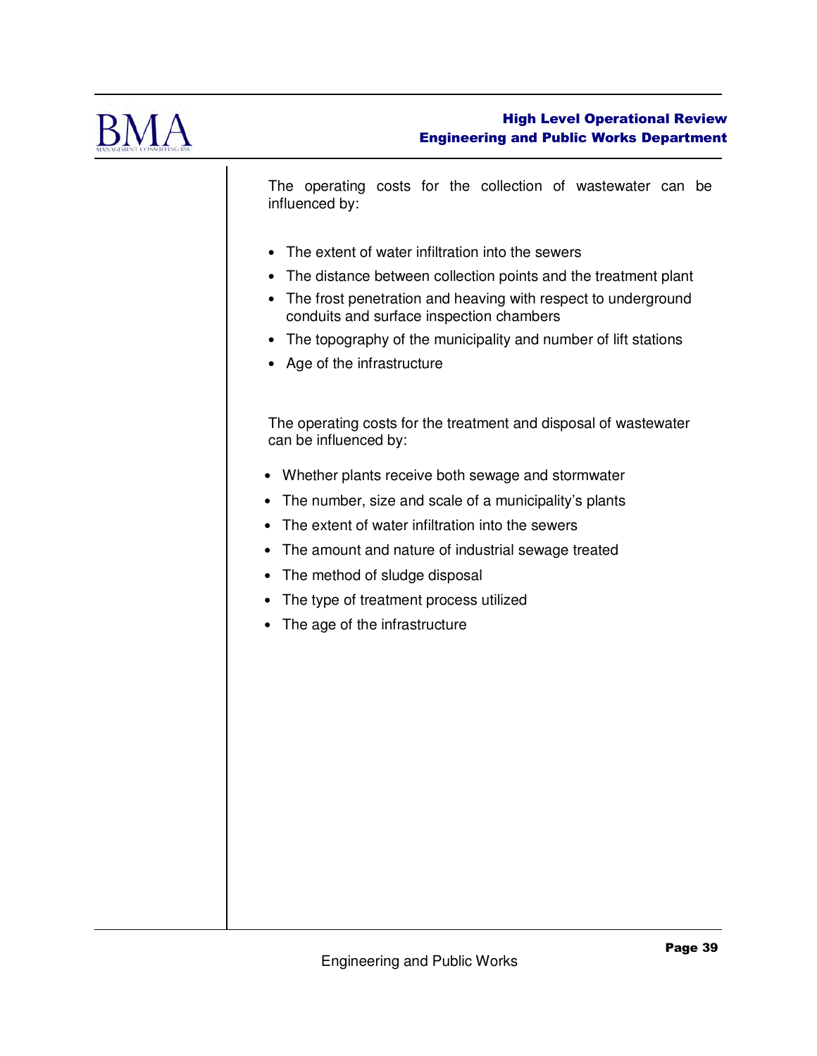The operating costs for the collection of wastewater can be influenced by:

- The extent of water infiltration into the sewers
- The distance between collection points and the treatment plant
- The frost penetration and heaving with respect to underground conduits and surface inspection chambers
- The topography of the municipality and number of lift stations
- Age of the infrastructure

The operating costs for the treatment and disposal of wastewater can be influenced by:

- Whether plants receive both sewage and stormwater
- The number, size and scale of a municipality's plants
- The extent of water infiltration into the sewers
- The amount and nature of industrial sewage treated
- The method of sludge disposal
- The type of treatment process utilized
- The age of the infrastructure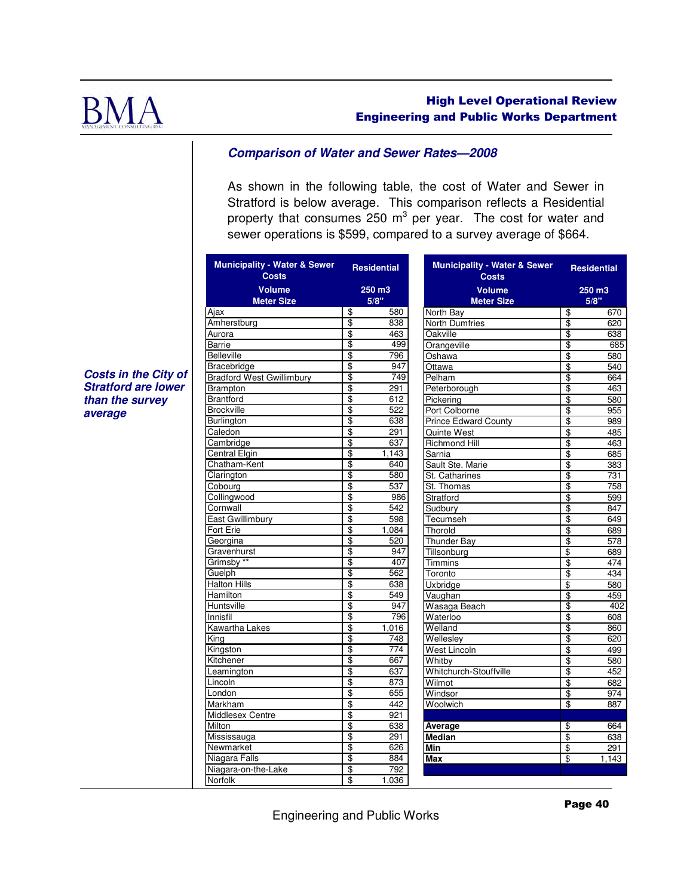## Comparison of Water and Sewer Rates—2008

As shown in the following table, the cost of Water and Sewer in Stratford is below average. This comparison reflects a Residential property that consumes 250 $m^3$ per year. The cost for water and sewer operations is $599, compared to a survey average of $664.

***Costs in the City of Stratford are lower than the survey average***

| Municipality - Water & Sewer Costs | Residential |
|---|---|
| Volume | 250 m3 |
| Meter Size | 5/8" |
| Ajax | $ 580 |
| Amherstburg | $ 838 |
| Aurora | $ 463 |
| Barrie | $ 499 |
| Belleville | $ 796 |
| Bracebridge | $ 947 |
| Bradford West Gwillimbury | $ 749 |
| Brampton | $ 291 |
| Brantford | $ 612 |
| Brockville | $ 522 |
| Burlington | $ 638 |
| Caledon | $ 291 |
| Cambridge | $ 637 |
| Central Elgin | $ 1,143 |
| Chatham-Kent | $ 640 |
| Clarington | $ 580 |
| Cobourg | $ 537 |
| Collingwood | $ 986 |
| Cornwall | $ 542 |
| East Gwillimbury | $ 598 |
| Fort Erie | $ 1,084 |
| Georgina | $ 520 |
| Gravenhurst | $ 947 |
| Grimsby ** | $ 407 |
| Guelph | $ 562 |
| Halton Hills | $ 638 |
| Hamilton | $ 549 |
| Huntsville | $ 947 |
| Innisfil | $ 796 |
| Kawartha Lakes | $ 1,016 |
| King | $ 748 |
| Kingston | $ 774 |
| Kitchener | $ 667 |
| Leamington | $ 637 |
| Lincoln | $ 873 |
| London | $ 655 |
| Markham | $ 442 |
| Middlesex Centre | $ 921 |
| Milton | $ 638 |
| Mississauga | $ 291 |
| Newmarket | $ 626 |
| Niagara Falls | $ 884 |
| Niagara-on-the-Lake | $ 792 |
| Norfolk | $ 1,036 |

| Municipality - Water & Sewer Costs | Residential |
|---|---|
| Volume | 250 m3 |
| Meter Size | 5/8" |
| North Bay | $ 670 |
| North Dumfries | $ 620 |
| Oakville | $ 638 |
| Orangeville | $ 685 |
| Oshawa | $ 580 |
| Ottawa | $ 540 |
| Pelham | $ 664 |
| Peterborough | $ 463 |
| Pickering | $ 580 |
| Port Colborne | $ 955 |
| Prince Edward County | $ 989 |
| Quinte West | $ 485 |
| Richmond Hill | $ 463 |
| Sarnia | $ 685 |
| Sault Ste. Marie | $ 383 |
| St. Catharines | $ 731 |
| St. Thomas | $ 758 |
| Stratford | $ 599 |
| Sudbury | $ 847 |
| Tecumseh | $ 649 |
| Thorold | $ 689 |
| Thunder Bay | $ 578 |
| Tillsonburg | $ 689 |
| Timmins | $ 474 |
| Toronto | $ 434 |
| Uxbridge | $ 580 |
| Vaughan | $ 459 |
| Wasaga Beach | $ 402 |
| Waterloo | $ 608 |
| Welland | $ 860 |
| Wellesley | $ 620 |
| West Lincoln | $ 499 |
| Whitby | $ 580 |
| Whitchurch-Stouffville | $ 452 |
| Wilmot | $ 682 |
| Windsor | $ 974 |
| Woolwich | $ 887 |
| | |
| **Average** | $ 664 |
| **Median** | $ 638 |
| **Min** | $ 291 |
| **Max** | $ 1,143 |

Engineering and Public Works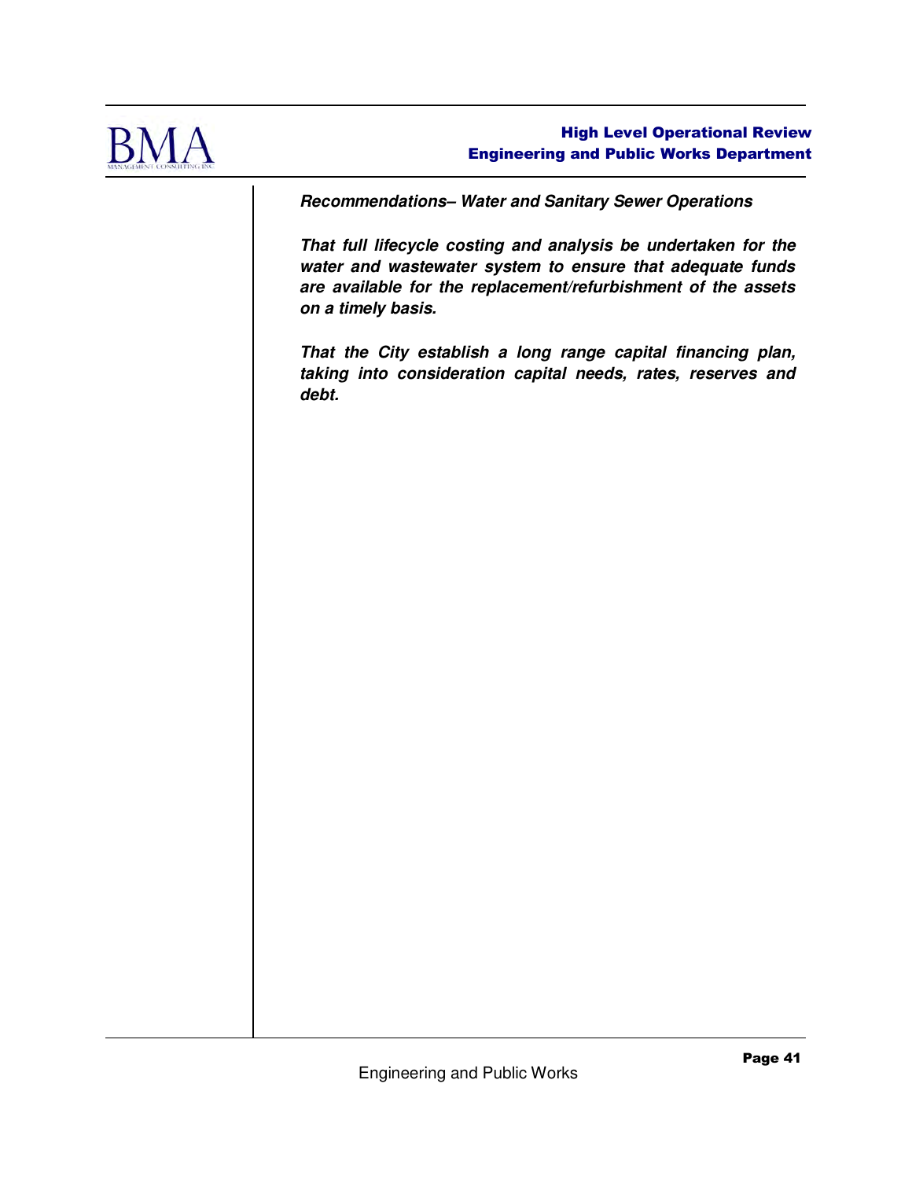***Recommendations– Water and Sanitary Sewer Operations***

***That full lifecycle costing and analysis be undertaken for the water and wastewater system to ensure that adequate funds are available for the replacement/refurbishment of the assets on a timely basis.***

***That the City establish a long range capital financing plan, taking into consideration capital needs, rates, reserves and debt.***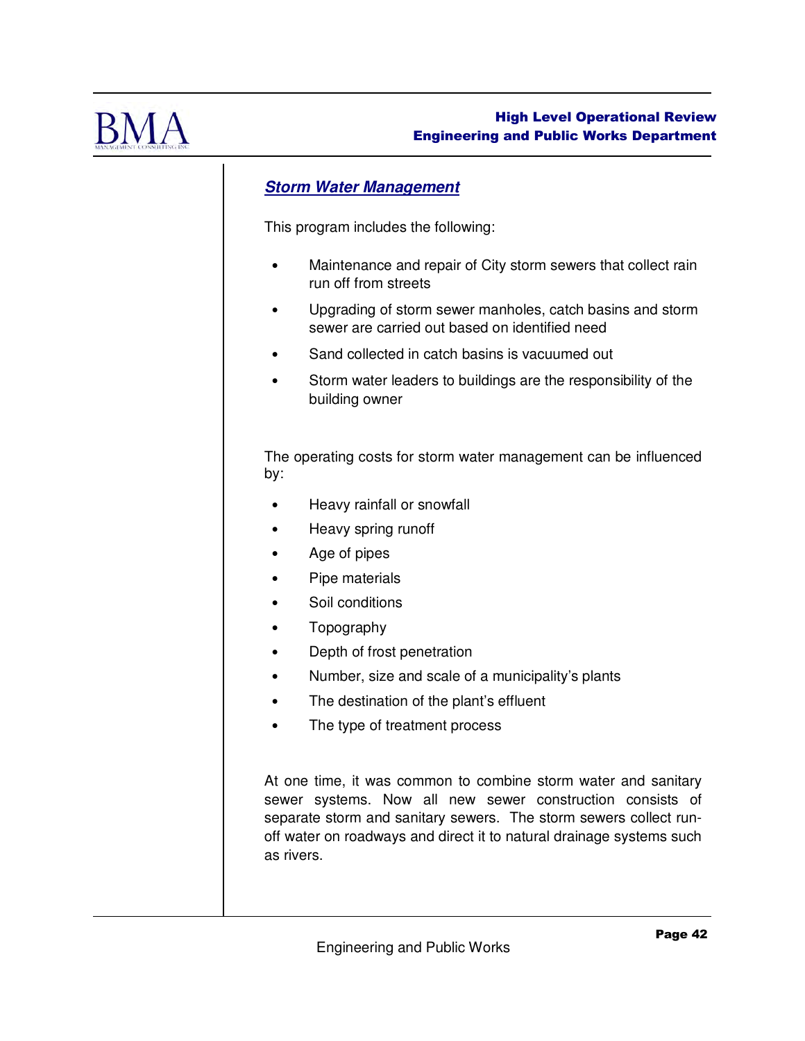## ***Storm Water Management***

This program includes the following:

- Maintenance and repair of City storm sewers that collect rain run off from streets
- Upgrading of storm sewer manholes, catch basins and storm sewer are carried out based on identified need
- Sand collected in catch basins is vacuumed out
- Storm water leaders to buildings are the responsibility of the building owner

The operating costs for storm water management can be influenced by:

- Heavy rainfall or snowfall
- Heavy spring runoff
- Age of pipes
- Pipe materials
- Soil conditions
- Topography
- Depth of frost penetration
- Number, size and scale of a municipality's plants
- The destination of the plant's effluent
- The type of treatment process

At one time, it was common to combine storm water and sanitary sewer systems. Now all new sewer construction consists of separate storm and sanitary sewers. The storm sewers collect run-off water on roadways and direct it to natural drainage systems such as rivers.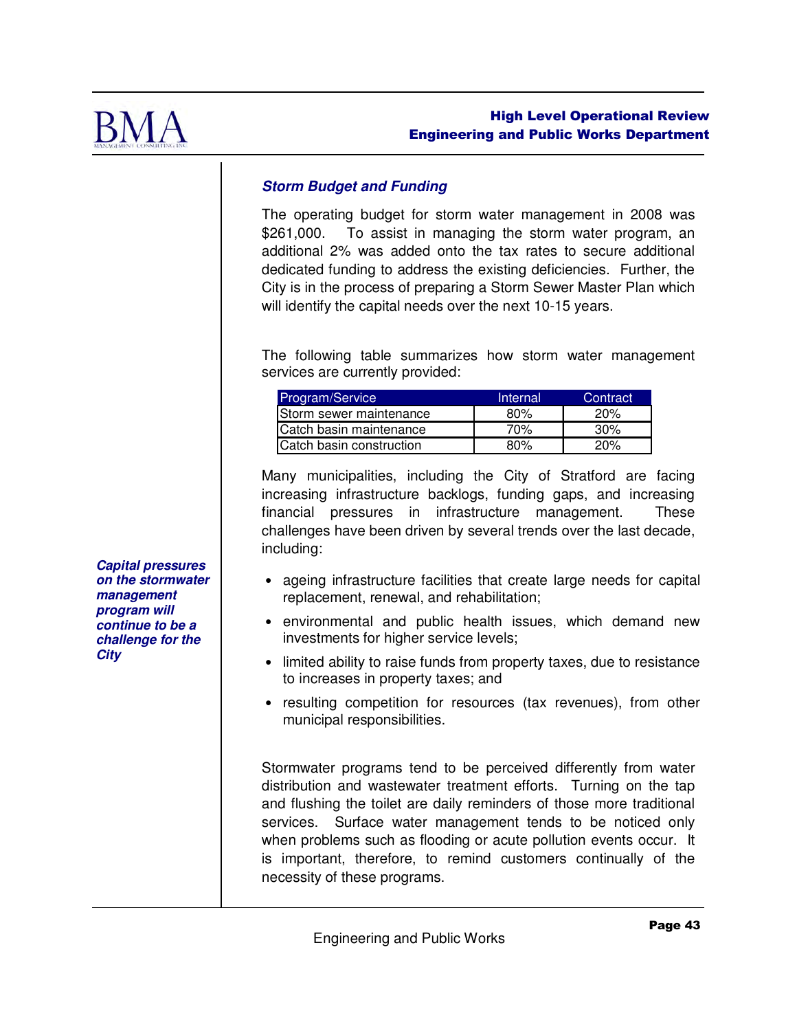### *Storm Budget and Funding*

The operating budget for storm water management in 2008 was $261,000. To assist in managing the storm water program, an additional 2% was added onto the tax rates to secure additional dedicated funding to address the existing deficiencies. Further, the City is in the process of preparing a Storm Sewer Master Plan which will identify the capital needs over the next 10-15 years.

The following table summarizes how storm water management services are currently provided:

| Program/Service | Internal | Contract |
|---|---|---|
| Storm sewer maintenance | 80% | 20% |
| Catch basin maintenance | 70% | 30% |
| Catch basin construction | 80% | 20% |

Many municipalities, including the City of Stratford are facing increasing infrastructure backlogs, funding gaps, and increasing financial pressures in infrastructure management. These challenges have been driven by several trends over the last decade, including:

***Capital pressures on the stormwater management program will continue to be a challenge for the City***

- ageing infrastructure facilities that create large needs for capital replacement, renewal, and rehabilitation;
- environmental and public health issues, which demand new investments for higher service levels;
- limited ability to raise funds from property taxes, due to resistance to increases in property taxes; and
- resulting competition for resources (tax revenues), from other municipal responsibilities.

Stormwater programs tend to be perceived differently from water distribution and wastewater treatment efforts. Turning on the tap and flushing the toilet are daily reminders of those more traditional services. Surface water management tends to be noticed only when problems such as flooding or acute pollution events occur. It is important, therefore, to remind customers continually of the necessity of these programs.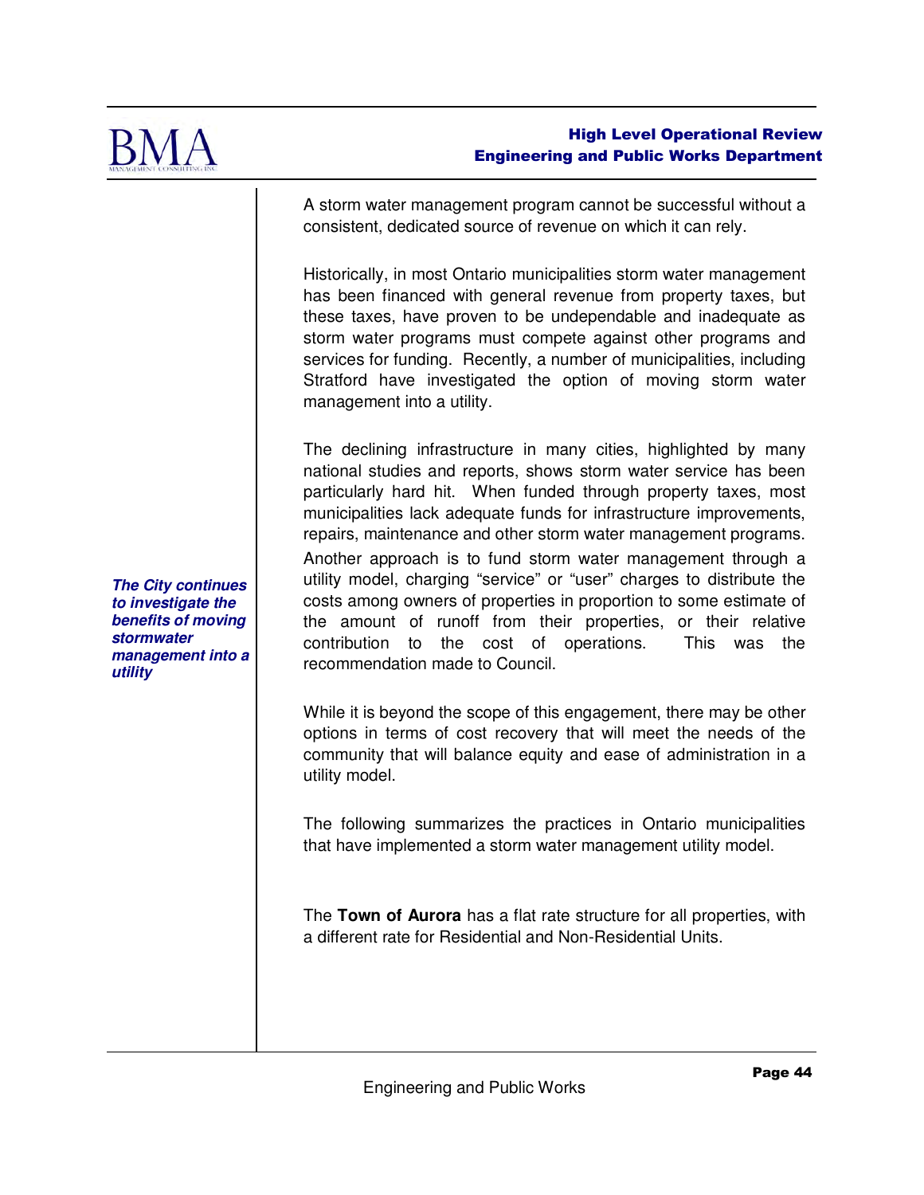A storm water management program cannot be successful without a consistent, dedicated source of revenue on which it can rely.

Historically, in most Ontario municipalities storm water management has been financed with general revenue from property taxes, but these taxes, have proven to be undependable and inadequate as storm water programs must compete against other programs and services for funding. Recently, a number of municipalities, including Stratford have investigated the option of moving storm water management into a utility.

***The City continues to investigate the benefits of moving stormwater management into a utility***

The declining infrastructure in many cities, highlighted by many national studies and reports, shows storm water service has been particularly hard hit. When funded through property taxes, most municipalities lack adequate funds for infrastructure improvements, repairs, maintenance and other storm water management programs. Another approach is to fund storm water management through a utility model, charging "service" or "user" charges to distribute the costs among owners of properties in proportion to some estimate of the amount of runoff from their properties, or their relative contribution to the cost of operations. This was the recommendation made to Council.

While it is beyond the scope of this engagement, there may be other options in terms of cost recovery that will meet the needs of the community that will balance equity and ease of administration in a utility model.

The following summarizes the practices in Ontario municipalities that have implemented a storm water management utility model.

The **Town of Aurora** has a flat rate structure for all properties, with a different rate for Residential and Non-Residential Units.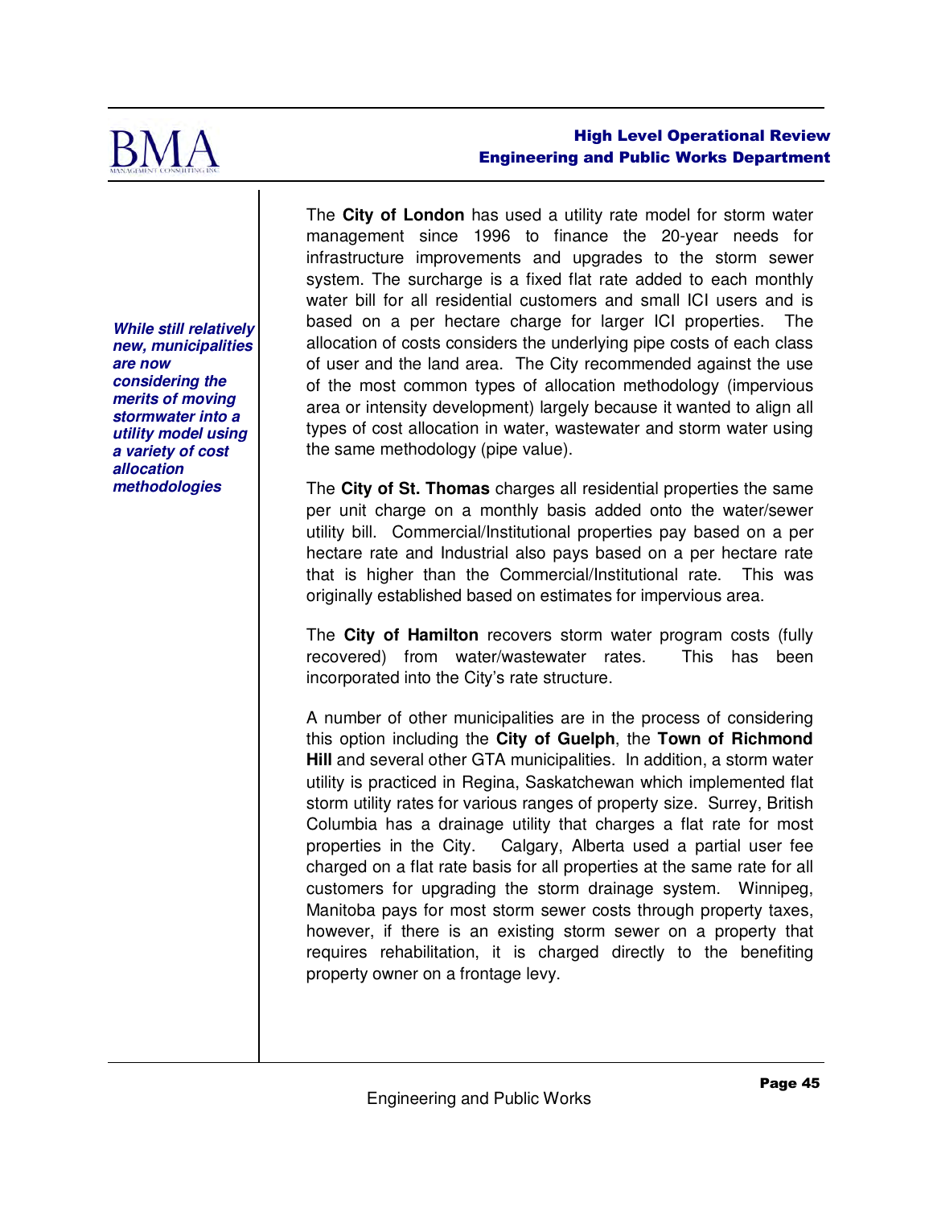***While still relatively new, municipalities are now considering the merits of moving stormwater into a utility model using a variety of cost allocation methodologies***

The **City of London** has used a utility rate model for storm water management since 1996 to finance the 20-year needs for infrastructure improvements and upgrades to the storm sewer system. The surcharge is a fixed flat rate added to each monthly water bill for all residential customers and small ICI users and is based on a per hectare charge for larger ICI properties. The allocation of costs considers the underlying pipe costs of each class of user and the land area. The City recommended against the use of the most common types of allocation methodology (impervious area or intensity development) largely because it wanted to align all types of cost allocation in water, wastewater and storm water using the same methodology (pipe value).

The **City of St. Thomas** charges all residential properties the same per unit charge on a monthly basis added onto the water/sewer utility bill. Commercial/Institutional properties pay based on a per hectare rate and Industrial also pays based on a per hectare rate that is higher than the Commercial/Institutional rate. This was originally established based on estimates for impervious area.

The **City of Hamilton** recovers storm water program costs (fully recovered) from water/wastewater rates. This has been incorporated into the City's rate structure.

A number of other municipalities are in the process of considering this option including the **City of Guelph**, the **Town of Richmond Hill** and several other GTA municipalities. In addition, a storm water utility is practiced in Regina, Saskatchewan which implemented flat storm utility rates for various ranges of property size. Surrey, British Columbia has a drainage utility that charges a flat rate for most properties in the City. Calgary, Alberta used a partial user fee charged on a flat rate basis for all properties at the same rate for all customers for upgrading the storm drainage system. Winnipeg, Manitoba pays for most storm sewer costs through property taxes, however, if there is an existing storm sewer on a property that requires rehabilitation, it is charged directly to the benefiting property owner on a frontage levy.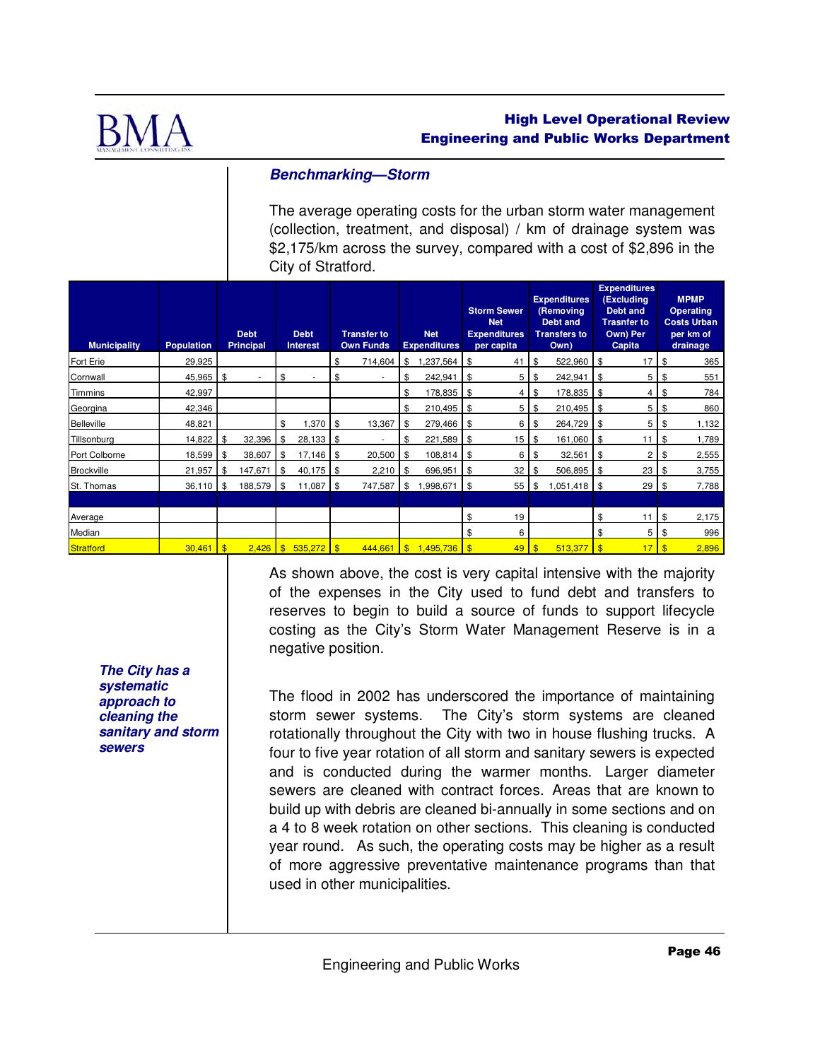## Benchmarking—Storm

The average operating costs for the urban storm water management (collection, treatment, and disposal) / km of drainage system was $2,175/km across the survey, compared with a cost of $2,896 in the City of Stratford.

| Municipality | Population | Debt Principal | Debt Interest | Transfer to Own Funds | Net Expenditures | Storm Sewer Net Expenditures per capita | Expenditures (Removing Debt and Transfers to Own) | Expenditures (Excluding Debt and Trasnfer to Own) Per Capita | MPMP Operating Costs Urban per km of drainage |
|---|---|---|---|---|---|---|---|---|---|
| Fort Erie | 29,925 | | | $ 714,604 | $ 1,237,564 | $ 41 | $ 522,960 | $ 17 | $ 365 |
| Cornwall | 45,965 | $ - | $ - | $ - | $ 242,941 | $ 5 | $ 242,941 | $ 5 | $ 551 |
| Timmins | 42,997 | | | | $ 178,835 | $ 4 | $ 178,835 | $ 4 | $ 784 |
| Georgina | 42,346 | | | | $ 210,495 | $ 5 | $ 210,495 | $ 5 | $ 860 |
| Belleville | 48,821 | | $ 1,370 | $ 13,367 | $ 279,466 | $ 6 | $ 264,729 | $ 5 | $ 1,132 |
| Tillsonburg | 14,822 | $ 32,396 | $ 28,133 | $ - | $ 221,589 | $ 15 | $ 161,060 | $ 11 | $ 1,789 |
| Port Colborne | 18,599 | $ 38,607 | $ 17,146 | $ 20,500 | $ 108,814 | $ 6 | $ 32,561 | $ 2 | $ 2,555 |
| Brockville | 21,957 | $ 147,671 | $ 40,175 | $ 2,210 | $ 696,951 | $ 32 | $ 506,895 | $ 23 | $ 3,755 |
| St. Thomas | 36,110 | $ 188,579 | $ 11,087 | $ 747,587 | $ 1,998,671 | $ 55 | $ 1,051,418 | $ 29 | $ 7,788 |
| | | | | | | | | | |
| Average | | | | | | $ 19 | | $ 11 | $ 2,175 |
| Median | | | | | | $ 6 | | $ 5 | $ 996 |
| Stratford | 30,461 | $ 2,426 | $ 535,272 | $ 444,661 | $ 1,495,736 | $ 49 | $ 513,377 | $ 17 | $ 2,896 |

As shown above, the cost is very capital intensive with the majority of the expenses in the City used to fund debt and transfers to reserves to begin to build a source of funds to support lifecycle costing as the City's Storm Water Management Reserve is in a negative position.

***The City has a systematic approach to cleaning the sanitary and storm sewers***

The flood in 2002 has underscored the importance of maintaining storm sewer systems. The City's storm systems are cleaned rotationally throughout the City with two in house flushing trucks. A four to five year rotation of all storm and sanitary sewers is expected and is conducted during the warmer months. Larger diameter sewers are cleaned with contract forces. Areas that are known to build up with debris are cleaned bi-annually in some sections and on a 4 to 8 week rotation on other sections. This cleaning is conducted year round. As such, the operating costs may be higher as a result of more aggressive preventative maintenance programs than that used in other municipalities.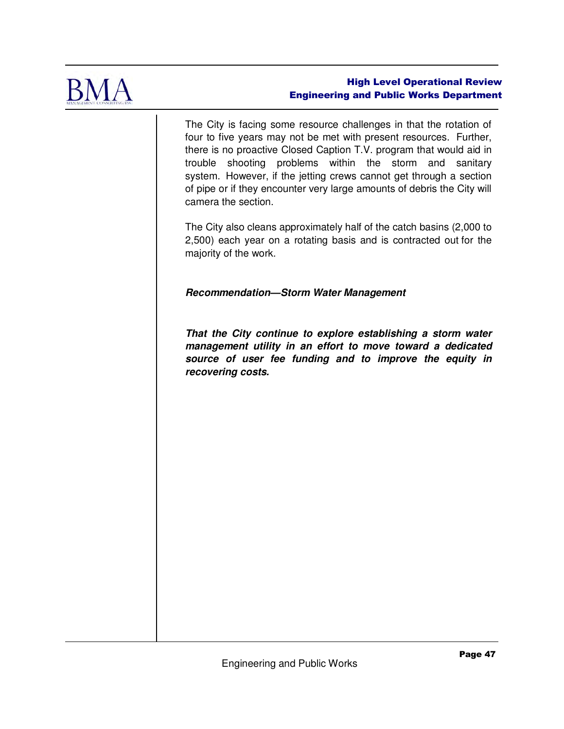The City is facing some resource challenges in that the rotation of four to five years may not be met with present resources. Further, there is no proactive Closed Caption T.V. program that would aid in trouble shooting problems within the storm and sanitary system. However, if the jetting crews cannot get through a section of pipe or if they encounter very large amounts of debris the City will camera the section.

The City also cleans approximately half of the catch basins (2,000 to 2,500) each year on a rotating basis and is contracted out for the majority of the work.

***Recommendation—Storm Water Management***

***That the City continue to explore establishing a storm water management utility in an effort to move toward a dedicated source of user fee funding and to improve the equity in recovering costs.***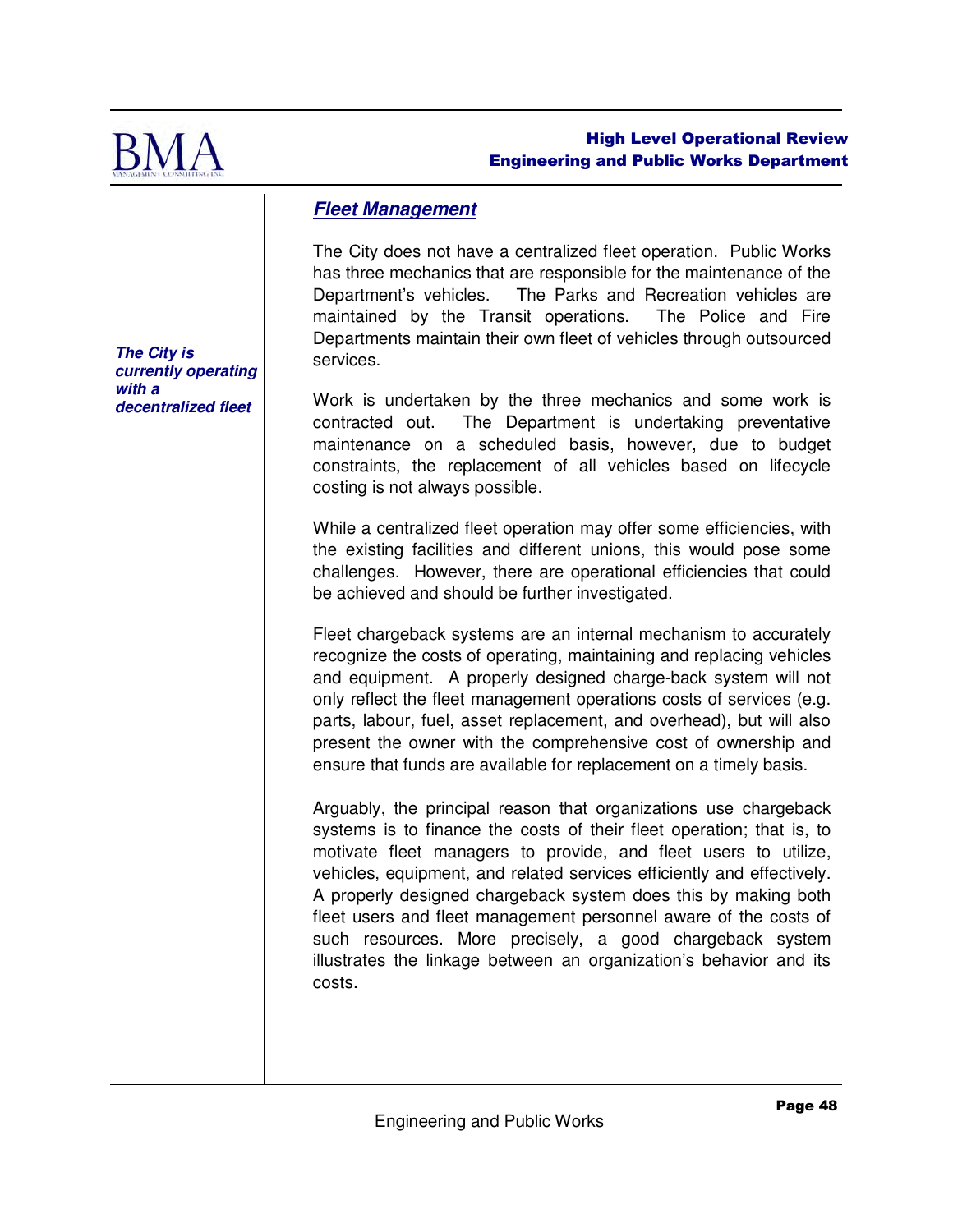## *Fleet Management*

*The City is currently operating with a decentralized fleet*

The City does not have a centralized fleet operation. Public Works has three mechanics that are responsible for the maintenance of the Department's vehicles. The Parks and Recreation vehicles are maintained by the Transit operations. The Police and Fire Departments maintain their own fleet of vehicles through outsourced services.

Work is undertaken by the three mechanics and some work is contracted out. The Department is undertaking preventative maintenance on a scheduled basis, however, due to budget constraints, the replacement of all vehicles based on lifecycle costing is not always possible.

While a centralized fleet operation may offer some efficiencies, with the existing facilities and different unions, this would pose some challenges. However, there are operational efficiencies that could be achieved and should be further investigated.

Fleet chargeback systems are an internal mechanism to accurately recognize the costs of operating, maintaining and replacing vehicles and equipment. A properly designed charge-back system will not only reflect the fleet management operations costs of services (e.g. parts, labour, fuel, asset replacement, and overhead), but will also present the owner with the comprehensive cost of ownership and ensure that funds are available for replacement on a timely basis.

Arguably, the principal reason that organizations use chargeback systems is to finance the costs of their fleet operation; that is, to motivate fleet managers to provide, and fleet users to utilize, vehicles, equipment, and related services efficiently and effectively. A properly designed chargeback system does this by making both fleet users and fleet management personnel aware of the costs of such resources. More precisely, a good chargeback system illustrates the linkage between an organization's behavior and its costs.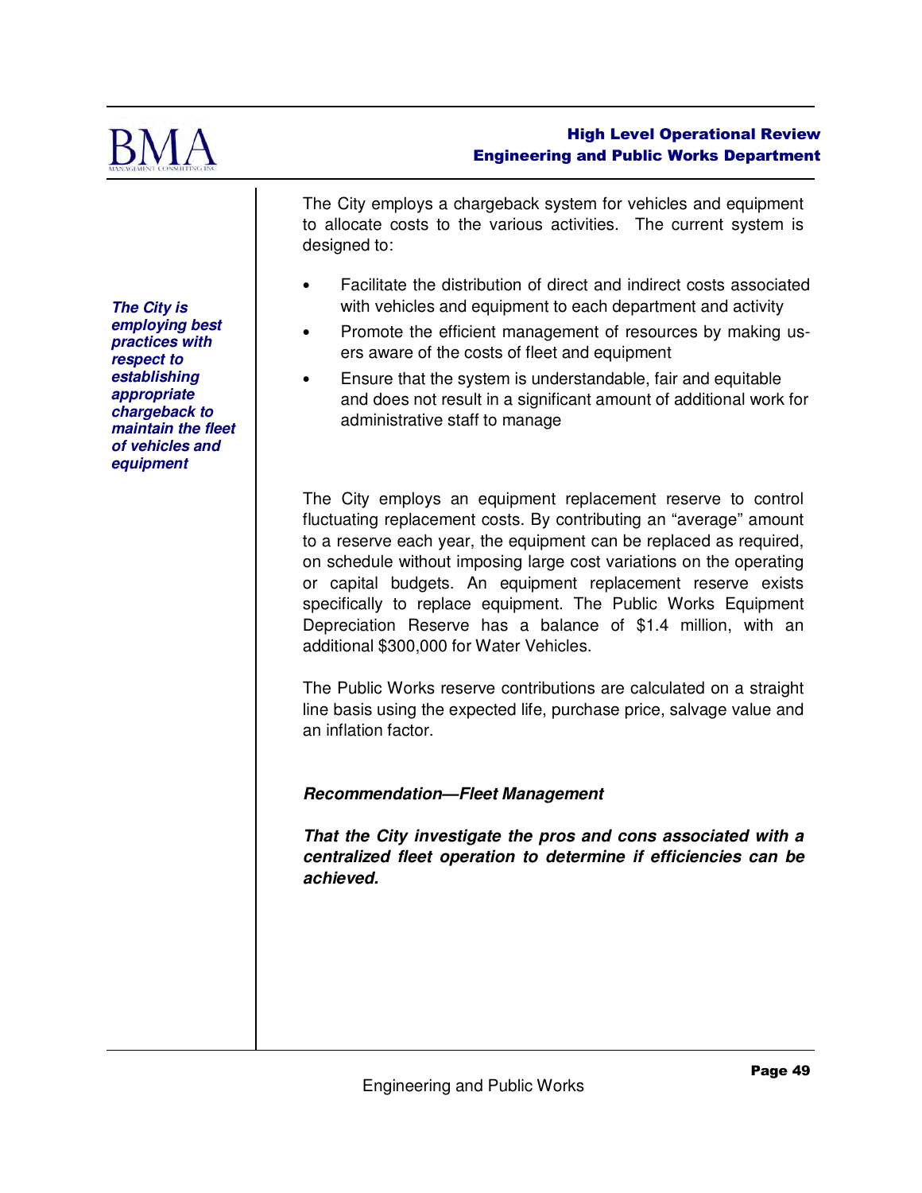The City employs a chargeback system for vehicles and equipment to allocate costs to the various activities. The current system is designed to:

*The City is employing best practices with respect to establishing appropriate chargeback to maintain the fleet of vehicles and equipment*

- Facilitate the distribution of direct and indirect costs associated with vehicles and equipment to each department and activity
- Promote the efficient management of resources by making users aware of the costs of fleet and equipment
- Ensure that the system is understandable, fair and equitable and does not result in a significant amount of additional work for administrative staff to manage

The City employs an equipment replacement reserve to control fluctuating replacement costs. By contributing an "average" amount to a reserve each year, the equipment can be replaced as required, on schedule without imposing large cost variations on the operating or capital budgets. An equipment replacement reserve exists specifically to replace equipment. The Public Works Equipment Depreciation Reserve has a balance of $1.4 million, with an additional $300,000 for Water Vehicles.

The Public Works reserve contributions are calculated on a straight line basis using the expected life, purchase price, salvage value and an inflation factor.

***Recommendation—Fleet Management***

***That the City investigate the pros and cons associated with a centralized fleet operation to determine if efficiencies can be achieved.***